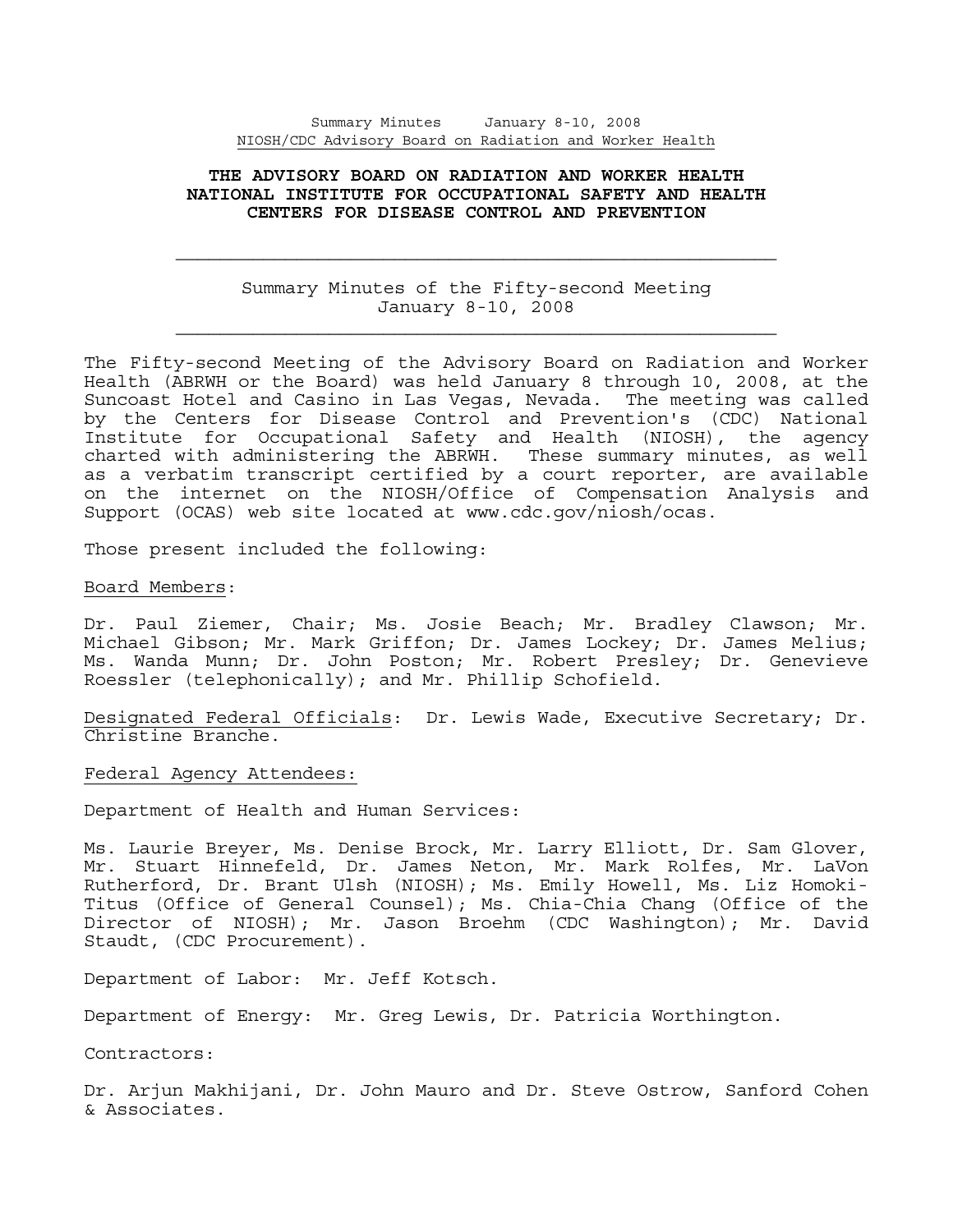# THE ADVISORY BOARD ON RADIATION AND WORKER HEALTH
# NATIONAL INSTITUTE FOR OCCUPATIONAL SAFETY AND HEALTH
# CENTERS FOR DISEASE CONTROL AND PREVENTION

---

Summary Minutes of the Fifty-second Meeting
January 8-10, 2008

---

The Fifty-second Meeting of the Advisory Board on Radiation and Worker Health (ABRWH or the Board) was held January 8 through 10, 2008, at the Suncoast Hotel and Casino in Las Vegas, Nevada. The meeting was called by the Centers for Disease Control and Prevention's (CDC) National Institute for Occupational Safety and Health (NIOSH), the agency charted with administering the ABRWH. These summary minutes, as well as a verbatim transcript certified by a court reporter, are available on the internet on the NIOSH/Office of Compensation Analysis and Support (OCAS) web site located at www.cdc.gov/niosh/ocas.

Those present included the following:

Board Members:

Dr. Paul Ziemer, Chair; Ms. Josie Beach; Mr. Bradley Clawson; Mr. Michael Gibson; Mr. Mark Griffon; Dr. James Lockey; Dr. James Melius; Ms. Wanda Munn; Dr. John Poston; Mr. Robert Presley; Dr. Genevieve Roessler (telephonically); and Mr. Phillip Schofield.

Designated Federal Officials: Dr. Lewis Wade, Executive Secretary; Dr. Christine Branche.

Federal Agency Attendees:

Department of Health and Human Services:

Ms. Laurie Breyer, Ms. Denise Brock, Mr. Larry Elliott, Dr. Sam Glover, Mr. Stuart Hinnefeld, Dr. James Neton, Mr. Mark Rolfes, Mr. LaVon Rutherford, Dr. Brant Ulsh (NIOSH); Ms. Emily Howell, Ms. Liz Homoki-Titus (Office of General Counsel); Ms. Chia-Chia Chang (Office of the Director of NIOSH); Mr. Jason Broehm (CDC Washington); Mr. David Staudt, (CDC Procurement).

Department of Labor: Mr. Jeff Kotsch.

Department of Energy: Mr. Greg Lewis, Dr. Patricia Worthington.

Contractors:

Dr. Arjun Makhijani, Dr. John Mauro and Dr. Steve Ostrow, Sanford Cohen & Associates.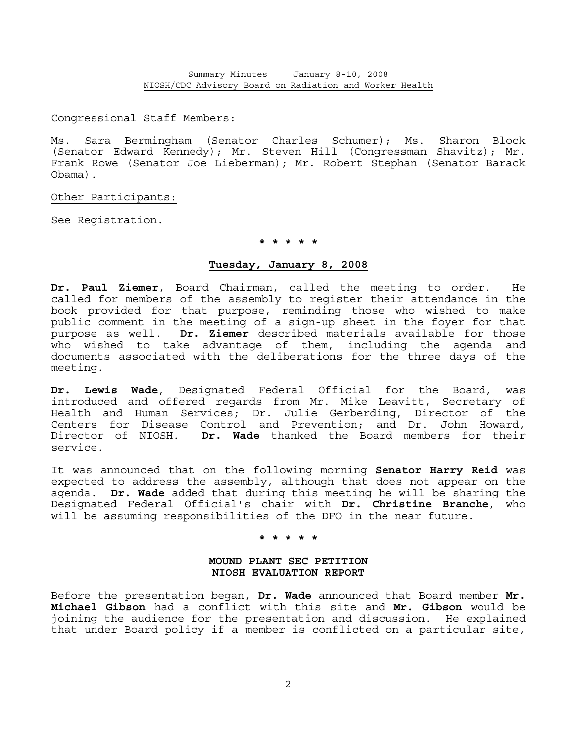Congressional Staff Members:

Ms. Sara Bermingham (Senator Charles Schumer); Ms. Sharon Block (Senator Edward Kennedy); Mr. Steven Hill (Congressman Shavitz); Mr. Frank Rowe (Senator Joe Lieberman); Mr. Robert Stephan (Senator Barack Obama).

Other Participants:

See Registration.

\* \* \* \* \*

**Tuesday, January 8, 2008**

**Dr. Paul Ziemer**, Board Chairman, called the meeting to order. He called for members of the assembly to register their attendance in the book provided for that purpose, reminding those who wished to make public comment in the meeting of a sign-up sheet in the foyer for that purpose as well. **Dr. Ziemer** described materials available for those who wished to take advantage of them, including the agenda and documents associated with the deliberations for the three days of the meeting.

**Dr. Lewis Wade**, Designated Federal Official for the Board, was introduced and offered regards from Mr. Mike Leavitt, Secretary of Health and Human Services; Dr. Julie Gerberding, Director of the Centers for Disease Control and Prevention; and Dr. John Howard, Director of NIOSH. **Dr. Wade** thanked the Board members for their service.

It was announced that on the following morning **Senator Harry Reid** was expected to address the assembly, although that does not appear on the agenda. **Dr. Wade** added that during this meeting he will be sharing the Designated Federal Official's chair with **Dr. Christine Branche**, who will be assuming responsibilities of the DFO in the near future.

\* \* \* \* \*

**MOUND PLANT SEC PETITION**
**NIOSH EVALUATION REPORT**

Before the presentation began, **Dr. Wade** announced that Board member **Mr. Michael Gibson** had a conflict with this site and **Mr. Gibson** would be joining the audience for the presentation and discussion. He explained that under Board policy if a member is conflicted on a particular site,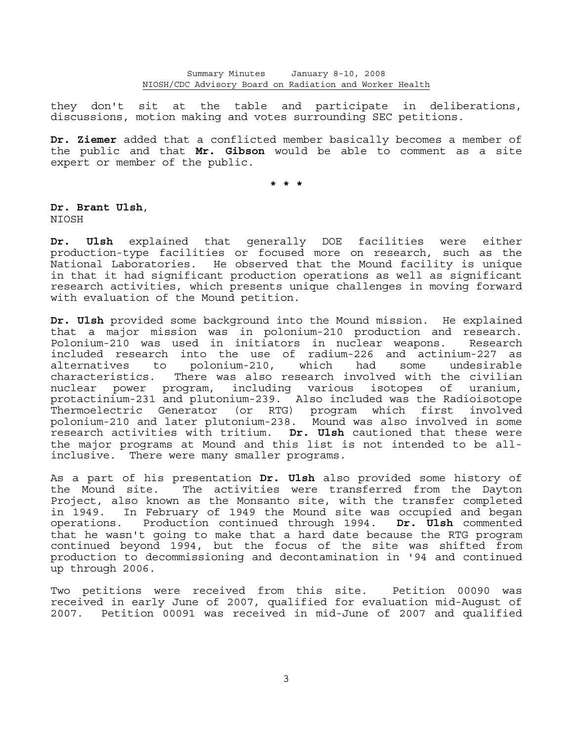they don't sit at the table and participate in deliberations, discussions, motion making and votes surrounding SEC petitions.

**Dr. Ziemer** added that a conflicted member basically becomes a member of the public and that **Mr. Gibson** would be able to comment as a site expert or member of the public.

* * *

**Dr. Brant Ulsh**,
NIOSH

**Dr. Ulsh** explained that generally DOE facilities were either production-type facilities or focused more on research, such as the National Laboratories. He observed that the Mound facility is unique in that it had significant production operations as well as significant research activities, which presents unique challenges in moving forward with evaluation of the Mound petition.

**Dr. Ulsh** provided some background into the Mound mission. He explained that a major mission was in polonium-210 production and research. Polonium-210 was used in initiators in nuclear weapons. Research included research into the use of radium-226 and actinium-227 as alternatives to polonium-210, which had some undesirable characteristics. There was also research involved with the civilian nuclear power program, including various isotopes of uranium, protactinium-231 and plutonium-239. Also included was the Radioisotope Thermoelectric Generator (or RTG) program which first involved polonium-210 and later plutonium-238. Mound was also involved in some research activities with tritium. **Dr. Ulsh** cautioned that these were the major programs at Mound and this list is not intended to be all-inclusive. There were many smaller programs.

As a part of his presentation **Dr. Ulsh** also provided some history of the Mound site. The activities were transferred from the Dayton Project, also known as the Monsanto site, with the transfer completed in 1949. In February of 1949 the Mound site was occupied and began operations. Production continued through 1994. **Dr. Ulsh** commented that he wasn't going to make that a hard date because the RTG program continued beyond 1994, but the focus of the site was shifted from production to decommissioning and decontamination in '94 and continued up through 2006.

Two petitions were received from this site. Petition 00090 was received in early June of 2007, qualified for evaluation mid-August of 2007. Petition 00091 was received in mid-June of 2007 and qualified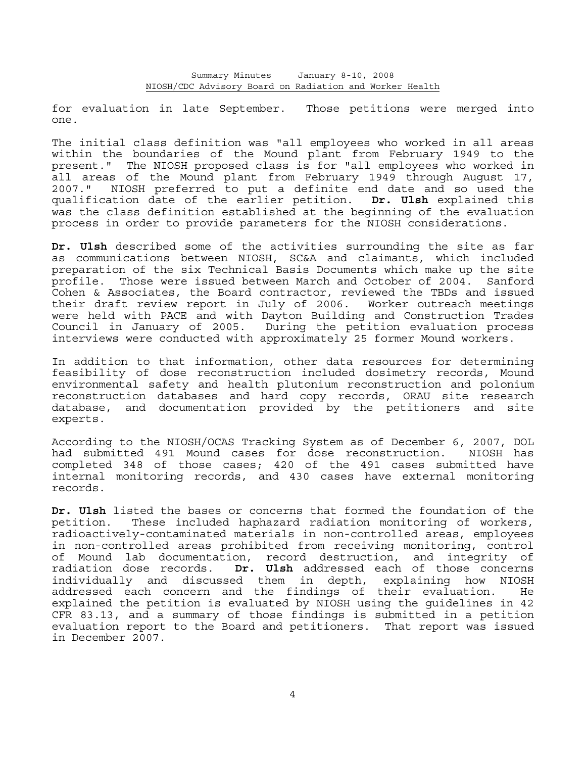for evaluation in late September. Those petitions were merged into one.

The initial class definition was "all employees who worked in all areas within the boundaries of the Mound plant from February 1949 to the present." The NIOSH proposed class is for "all employees who worked in all areas of the Mound plant from February 1949 through August 17, 2007." NIOSH preferred to put a definite end date and so used the qualification date of the earlier petition. **Dr. Ulsh** explained this was the class definition established at the beginning of the evaluation process in order to provide parameters for the NIOSH considerations.

**Dr. Ulsh** described some of the activities surrounding the site as far as communications between NIOSH, SC&A and claimants, which included preparation of the six Technical Basis Documents which make up the site profile. Those were issued between March and October of 2004. Sanford Cohen & Associates, the Board contractor, reviewed the TBDs and issued their draft review report in July of 2006. Worker outreach meetings were held with PACE and with Dayton Building and Construction Trades Council in January of 2005. During the petition evaluation process interviews were conducted with approximately 25 former Mound workers.

In addition to that information, other data resources for determining feasibility of dose reconstruction included dosimetry records, Mound environmental safety and health plutonium reconstruction and polonium reconstruction databases and hard copy records, ORAU site research database, and documentation provided by the petitioners and site experts.

According to the NIOSH/OCAS Tracking System as of December 6, 2007, DOL had submitted 491 Mound cases for dose reconstruction. NIOSH has completed 348 of those cases; 420 of the 491 cases submitted have internal monitoring records, and 430 cases have external monitoring records.

**Dr. Ulsh** listed the bases or concerns that formed the foundation of the petition. These included haphazard radiation monitoring of workers, radioactively-contaminated materials in non-controlled areas, employees in non-controlled areas prohibited from receiving monitoring, control of Mound lab documentation, record destruction, and integrity of radiation dose records. **Dr. Ulsh** addressed each of those concerns individually and discussed them in depth, explaining how NIOSH addressed each concern and the findings of their evaluation. He explained the petition is evaluated by NIOSH using the guidelines in 42 CFR 83.13, and a summary of those findings is submitted in a petition evaluation report to the Board and petitioners. That report was issued in December 2007.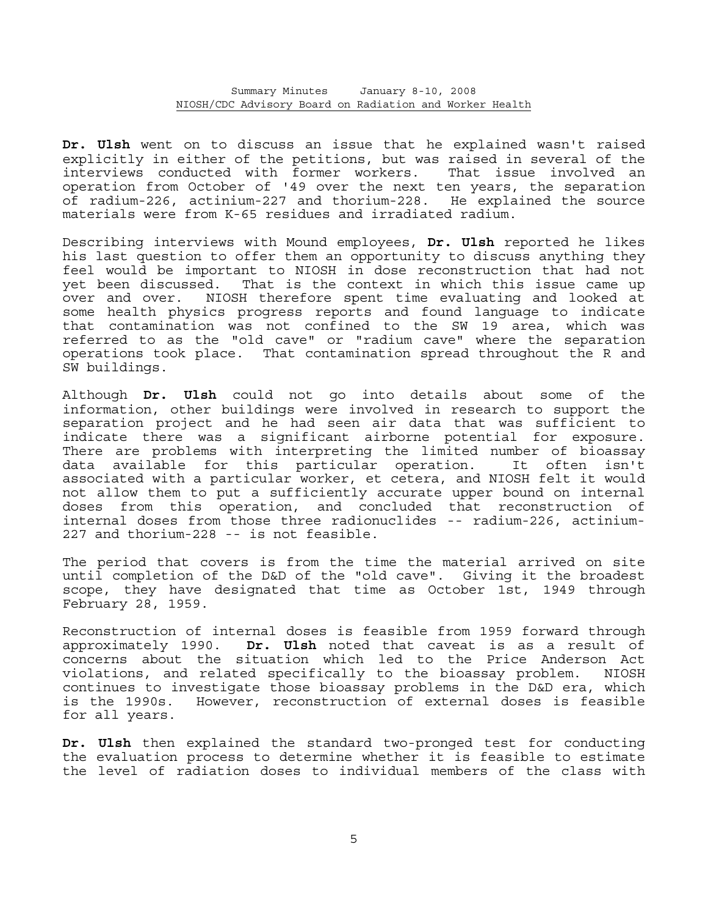**Dr. Ulsh** went on to discuss an issue that he explained wasn't raised explicitly in either of the petitions, but was raised in several of the interviews conducted with former workers. That issue involved an operation from October of '49 over the next ten years, the separation of radium-226, actinium-227 and thorium-228. He explained the source materials were from K-65 residues and irradiated radium.

Describing interviews with Mound employees, **Dr. Ulsh** reported he likes his last question to offer them an opportunity to discuss anything they feel would be important to NIOSH in dose reconstruction that had not yet been discussed. That is the context in which this issue came up over and over. NIOSH therefore spent time evaluating and looked at some health physics progress reports and found language to indicate that contamination was not confined to the SW 19 area, which was referred to as the "old cave" or "radium cave" where the separation operations took place. That contamination spread throughout the R and SW buildings.

Although **Dr. Ulsh** could not go into details about some of the information, other buildings were involved in research to support the separation project and he had seen air data that was sufficient to indicate there was a significant airborne potential for exposure. There are problems with interpreting the limited number of bioassay data available for this particular operation. It often isn't associated with a particular worker, et cetera, and NIOSH felt it would not allow them to put a sufficiently accurate upper bound on internal doses from this operation, and concluded that reconstruction of internal doses from those three radionuclides -- radium-226, actinium-227 and thorium-228 -- is not feasible.

The period that covers is from the time the material arrived on site until completion of the D&D of the "old cave". Giving it the broadest scope, they have designated that time as October 1st, 1949 through February 28, 1959.

Reconstruction of internal doses is feasible from 1959 forward through approximately 1990. **Dr. Ulsh** noted that caveat is as a result of concerns about the situation which led to the Price Anderson Act violations, and related specifically to the bioassay problem. NIOSH continues to investigate those bioassay problems in the D&D era, which is the 1990s. However, reconstruction of external doses is feasible for all years.

**Dr. Ulsh** then explained the standard two-pronged test for conducting the evaluation process to determine whether it is feasible to estimate the level of radiation doses to individual members of the class with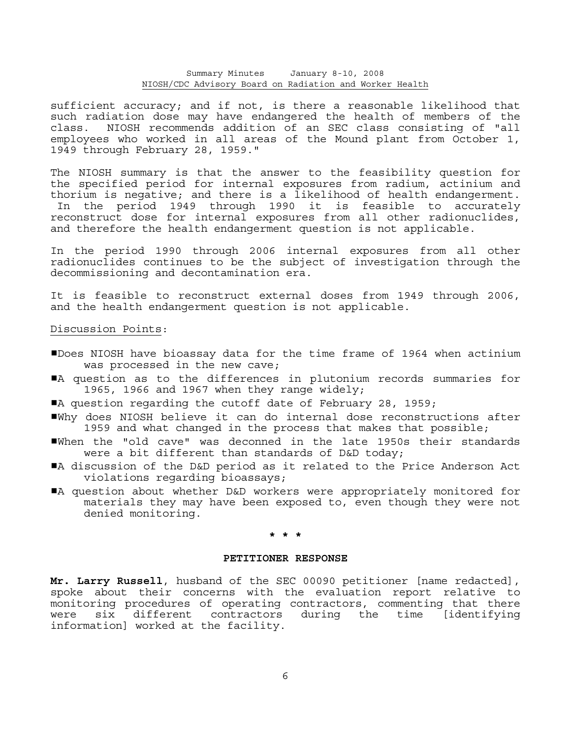sufficient accuracy; and if not, is there a reasonable likelihood that such radiation dose may have endangered the health of members of the class. NIOSH recommends addition of an SEC class consisting of "all employees who worked in all areas of the Mound plant from October 1, 1949 through February 28, 1959."

The NIOSH summary is that the answer to the feasibility question for the specified period for internal exposures from radium, actinium and thorium is negative; and there is a likelihood of health endangerment. In the period 1949 through 1990 it is feasible to accurately reconstruct dose for internal exposures from all other radionuclides, and therefore the health endangerment question is not applicable.

In the period 1990 through 2006 internal exposures from all other radionuclides continues to be the subject of investigation through the decommissioning and decontamination era.

It is feasible to reconstruct external doses from 1949 through 2006, and the health endangerment question is not applicable.

Discussion Points:

- Does NIOSH have bioassay data for the time frame of 1964 when actinium was processed in the new cave;
- A question as to the differences in plutonium records summaries for 1965, 1966 and 1967 when they range widely;
- A question regarding the cutoff date of February 28, 1959;
- Why does NIOSH believe it can do internal dose reconstructions after 1959 and what changed in the process that makes that possible;
- When the "old cave" was deconned in the late 1950s their standards were a bit different than standards of D&D today;
- A discussion of the D&D period as it related to the Price Anderson Act violations regarding bioassays;
- A question about whether D&D workers were appropriately monitored for materials they may have been exposed to, even though they were not denied monitoring.

* * *

**PETITIONER RESPONSE**

**Mr. Larry Russell**, husband of the SEC 00090 petitioner [name redacted], spoke about their concerns with the evaluation report relative to monitoring procedures of operating contractors, commenting that there were six different contractors during the time [identifying information] worked at the facility.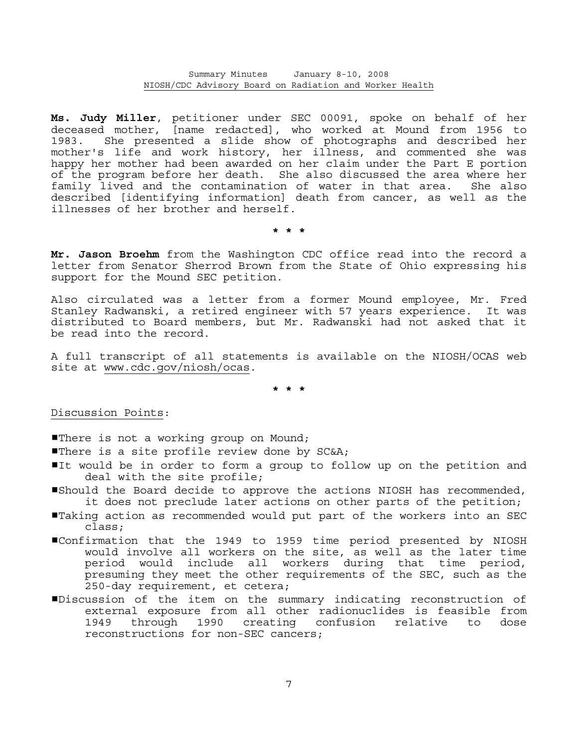**Ms. Judy Miller**, petitioner under SEC 00091, spoke on behalf of her deceased mother, [name redacted], who worked at Mound from 1956 to 1983. She presented a slide show of photographs and described her mother's life and work history, her illness, and commented she was happy her mother had been awarded on her claim under the Part E portion of the program before her death. She also discussed the area where her family lived and the contamination of water in that area. She also described [identifying information] death from cancer, as well as the illnesses of her brother and herself.

\* \* \*

**Mr. Jason Broehm** from the Washington CDC office read into the record a letter from Senator Sherrod Brown from the State of Ohio expressing his support for the Mound SEC petition.

Also circulated was a letter from a former Mound employee, Mr. Fred Stanley Radwanski, a retired engineer with 57 years experience. It was distributed to Board members, but Mr. Radwanski had not asked that it be read into the record.

A full transcript of all statements is available on the NIOSH/OCAS web site at www.cdc.gov/niosh/ocas.

\* \* \*

Discussion Points:

- There is not a working group on Mound;
- There is a site profile review done by SC&A;
- It would be in order to form a group to follow up on the petition and deal with the site profile;
- Should the Board decide to approve the actions NIOSH has recommended, it does not preclude later actions on other parts of the petition;
- Taking action as recommended would put part of the workers into an SEC class;
- Confirmation that the 1949 to 1959 time period presented by NIOSH would involve all workers on the site, as well as the later time period would include all workers during that time period, presuming they meet the other requirements of the SEC, such as the 250-day requirement, et cetera;
- Discussion of the item on the summary indicating reconstruction of external exposure from all other radionuclides is feasible from 1949 through 1990 creating confusion relative to dose reconstructions for non-SEC cancers;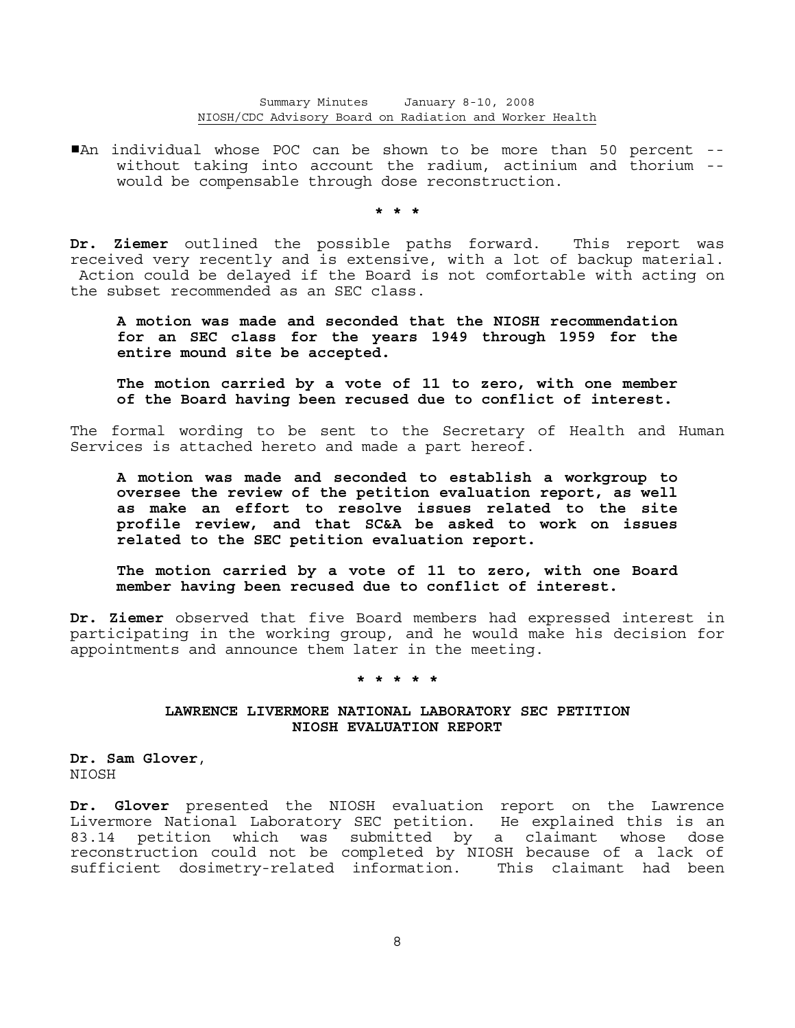- An individual whose POC can be shown to be more than 50 percent -- without taking into account the radium, actinium and thorium -- would be compensable through dose reconstruction.

\* \* \*

**Dr. Ziemer** outlined the possible paths forward. This report was received very recently and is extensive, with a lot of backup material. Action could be delayed if the Board is not comfortable with acting on the subset recommended as an SEC class.

**A motion was made and seconded that the NIOSH recommendation for an SEC class for the years 1949 through 1959 for the entire mound site be accepted.**

**The motion carried by a vote of 11 to zero, with one member of the Board having been recused due to conflict of interest.**

The formal wording to be sent to the Secretary of Health and Human Services is attached hereto and made a part hereof.

**A motion was made and seconded to establish a workgroup to oversee the review of the petition evaluation report, as well as make an effort to resolve issues related to the site profile review, and that SC&A be asked to work on issues related to the SEC petition evaluation report.**

**The motion carried by a vote of 11 to zero, with one Board member having been recused due to conflict of interest.**

**Dr. Ziemer** observed that five Board members had expressed interest in participating in the working group, and he would make his decision for appointments and announce them later in the meeting.

\* \* \* \* \*

## LAWRENCE LIVERMORE NATIONAL LABORATORY SEC PETITION NIOSH EVALUATION REPORT

**Dr. Sam Glover**,
NIOSH

**Dr. Glover** presented the NIOSH evaluation report on the Lawrence Livermore National Laboratory SEC petition. He explained this is an 83.14 petition which was submitted by a claimant whose dose reconstruction could not be completed by NIOSH because of a lack of sufficient dosimetry-related information. This claimant had been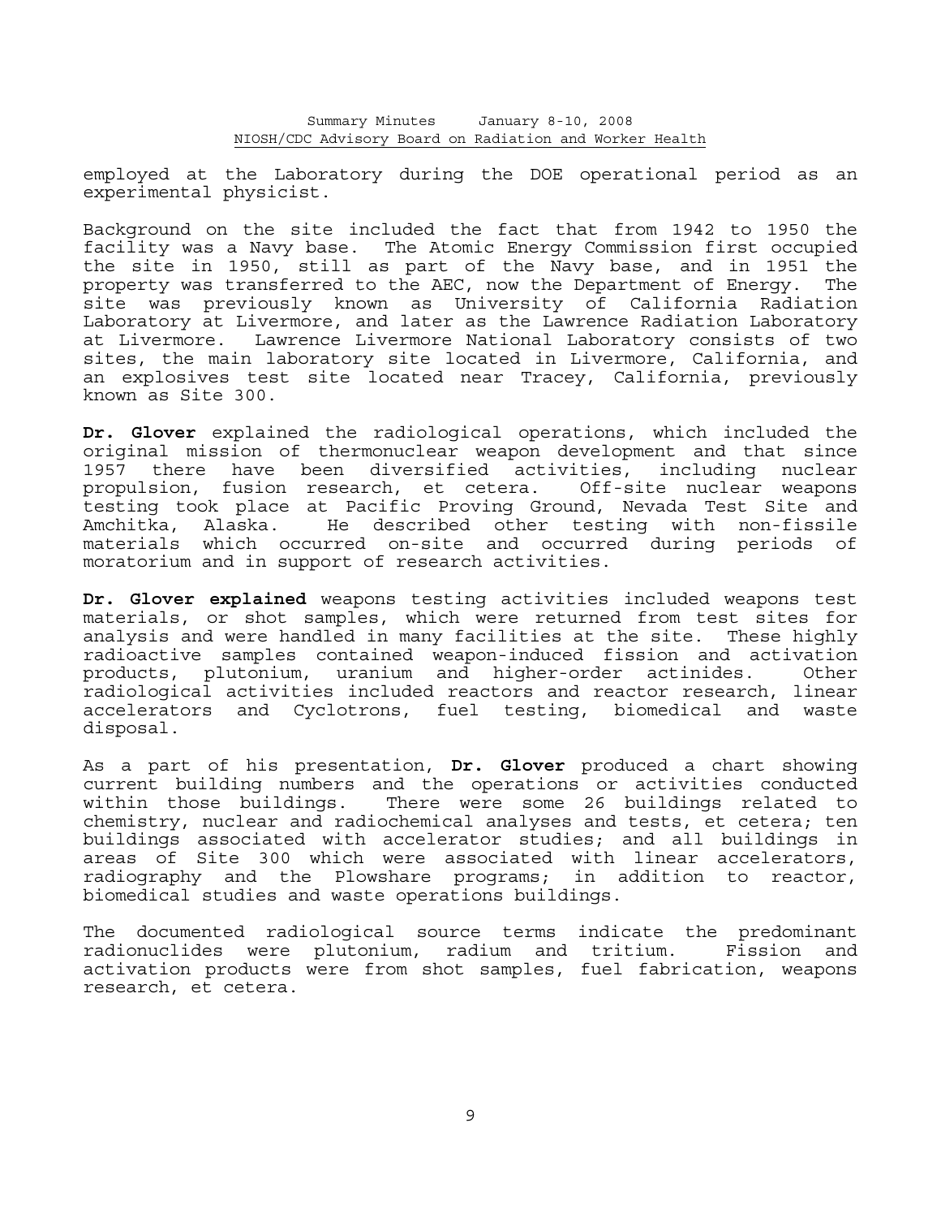employed at the Laboratory during the DOE operational period as an experimental physicist.

Background on the site included the fact that from 1942 to 1950 the facility was a Navy base. The Atomic Energy Commission first occupied the site in 1950, still as part of the Navy base, and in 1951 the property was transferred to the AEC, now the Department of Energy. The site was previously known as University of California Radiation Laboratory at Livermore, and later as the Lawrence Radiation Laboratory at Livermore. Lawrence Livermore National Laboratory consists of two sites, the main laboratory site located in Livermore, California, and an explosives test site located near Tracey, California, previously known as Site 300.

**Dr. Glover** explained the radiological operations, which included the original mission of thermonuclear weapon development and that since 1957 there have been diversified activities, including nuclear propulsion, fusion research, et cetera. Off-site nuclear weapons testing took place at Pacific Proving Ground, Nevada Test Site and Amchitka, Alaska. He described other testing with non-fissile materials which occurred on-site and occurred during periods of moratorium and in support of research activities.

**Dr. Glover explained** weapons testing activities included weapons test materials, or shot samples, which were returned from test sites for analysis and were handled in many facilities at the site. These highly radioactive samples contained weapon-induced fission and activation products, plutonium, uranium and higher-order actinides. Other radiological activities included reactors and reactor research, linear accelerators and Cyclotrons, fuel testing, biomedical and waste disposal.

As a part of his presentation, **Dr. Glover** produced a chart showing current building numbers and the operations or activities conducted within those buildings. There were some 26 buildings related to chemistry, nuclear and radiochemical analyses and tests, et cetera; ten buildings associated with accelerator studies; and all buildings in areas of Site 300 which were associated with linear accelerators, radiography and the Plowshare programs; in addition to reactor, biomedical studies and waste operations buildings.

The documented radiological source terms indicate the predominant radionuclides were plutonium, radium and tritium. Fission and activation products were from shot samples, fuel fabrication, weapons research, et cetera.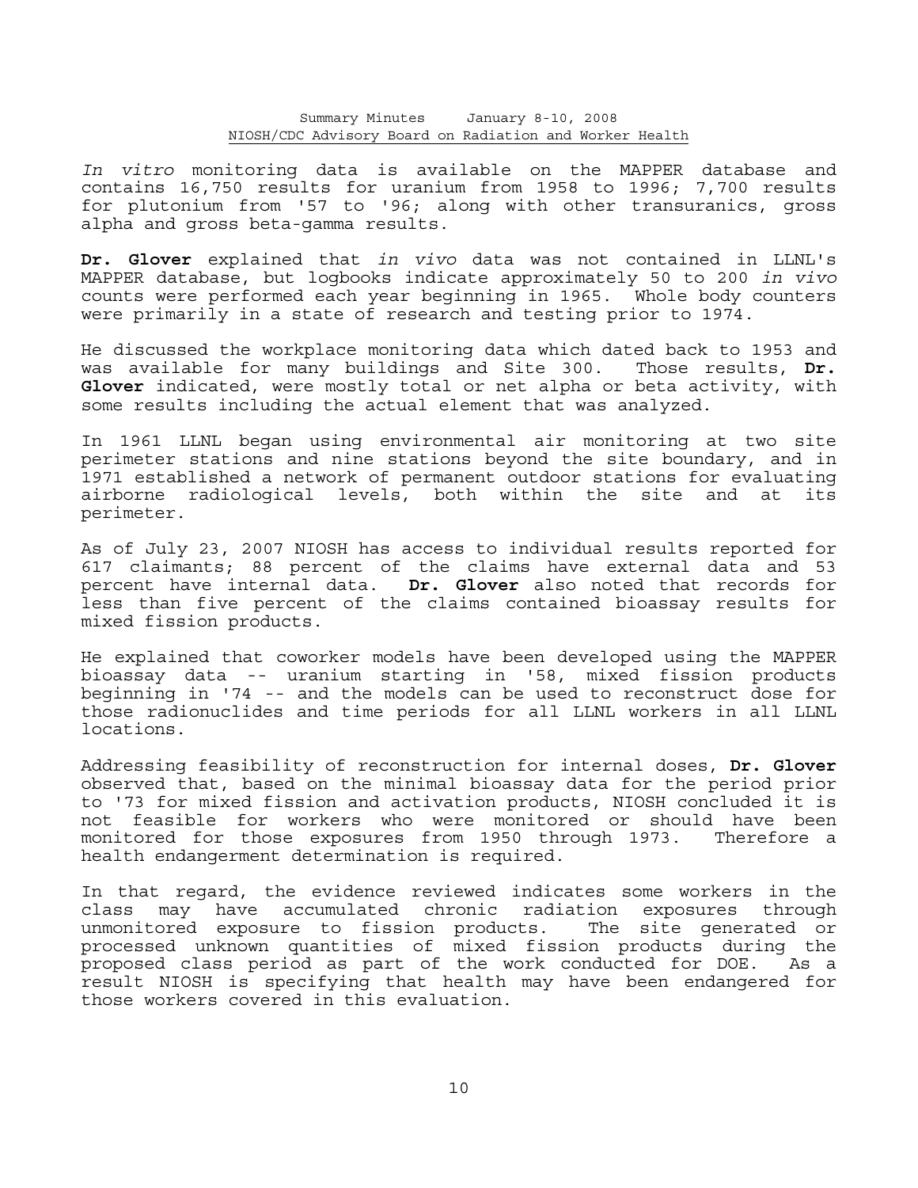*In vitro* monitoring data is available on the MAPPER database and contains 16,750 results for uranium from 1958 to 1996; 7,700 results for plutonium from '57 to '96; along with other transuranics, gross alpha and gross beta-gamma results.

**Dr. Glover** explained that *in vivo* data was not contained in LLNL's MAPPER database, but logbooks indicate approximately 50 to 200 *in vivo* counts were performed each year beginning in 1965. Whole body counters were primarily in a state of research and testing prior to 1974.

He discussed the workplace monitoring data which dated back to 1953 and was available for many buildings and Site 300. Those results, **Dr. Glover** indicated, were mostly total or net alpha or beta activity, with some results including the actual element that was analyzed.

In 1961 LLNL began using environmental air monitoring at two site perimeter stations and nine stations beyond the site boundary, and in 1971 established a network of permanent outdoor stations for evaluating airborne radiological levels, both within the site and at its perimeter.

As of July 23, 2007 NIOSH has access to individual results reported for 617 claimants; 88 percent of the claims have external data and 53 percent have internal data. **Dr. Glover** also noted that records for less than five percent of the claims contained bioassay results for mixed fission products.

He explained that coworker models have been developed using the MAPPER bioassay data -- uranium starting in '58, mixed fission products beginning in '74 -- and the models can be used to reconstruct dose for those radionuclides and time periods for all LLNL workers in all LLNL locations.

Addressing feasibility of reconstruction for internal doses, **Dr. Glover** observed that, based on the minimal bioassay data for the period prior to '73 for mixed fission and activation products, NIOSH concluded it is not feasible for workers who were monitored or should have been monitored for those exposures from 1950 through 1973. Therefore a health endangerment determination is required.

In that regard, the evidence reviewed indicates some workers in the class may have accumulated chronic radiation exposures through unmonitored exposure to fission products. The site generated or processed unknown quantities of mixed fission products during the proposed class period as part of the work conducted for DOE. As a result NIOSH is specifying that health may have been endangered for those workers covered in this evaluation.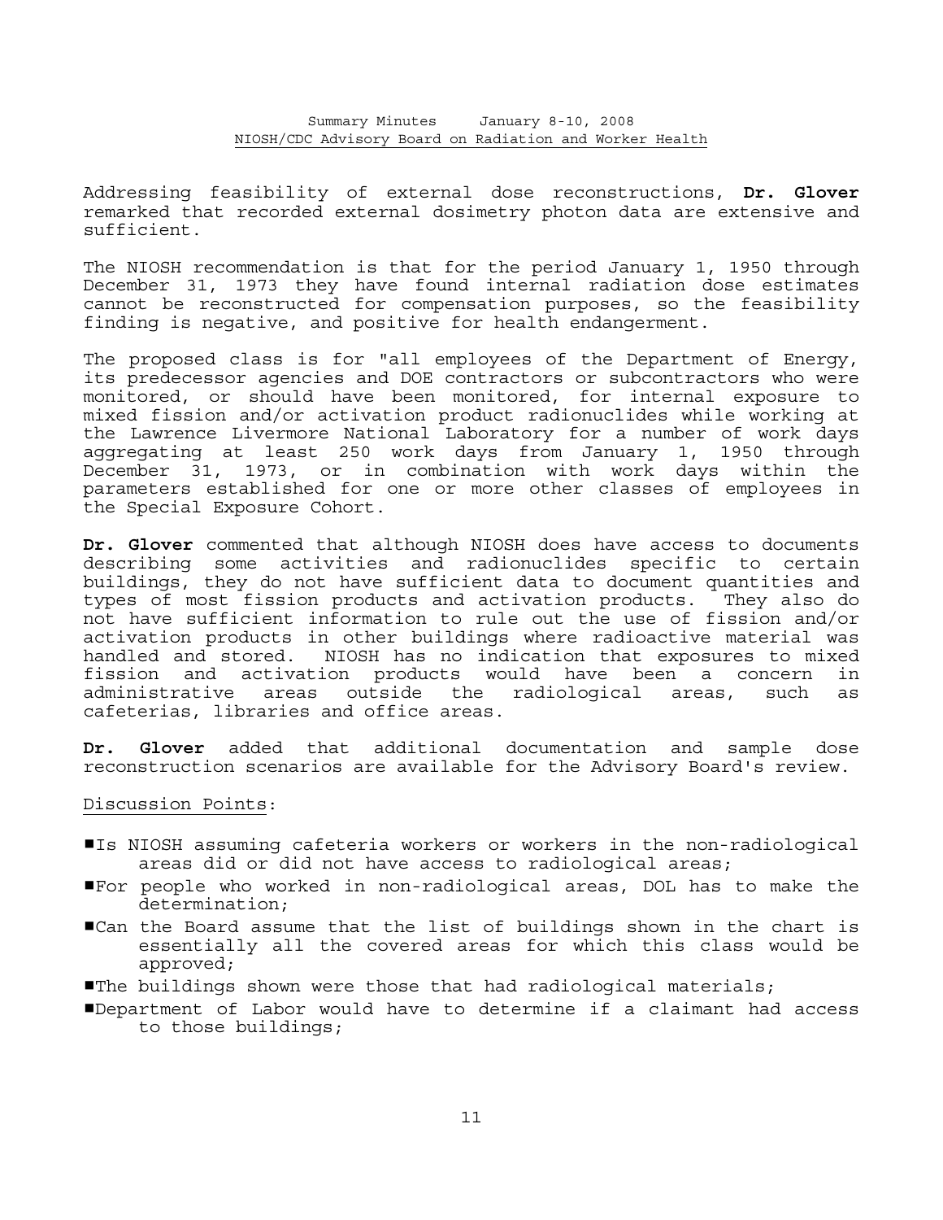Addressing feasibility of external dose reconstructions, **Dr. Glover** remarked that recorded external dosimetry photon data are extensive and sufficient.

The NIOSH recommendation is that for the period January 1, 1950 through December 31, 1973 they have found internal radiation dose estimates cannot be reconstructed for compensation purposes, so the feasibility finding is negative, and positive for health endangerment.

The proposed class is for "all employees of the Department of Energy, its predecessor agencies and DOE contractors or subcontractors who were monitored, or should have been monitored, for internal exposure to mixed fission and/or activation product radionuclides while working at the Lawrence Livermore National Laboratory for a number of work days aggregating at least 250 work days from January 1, 1950 through December 31, 1973, or in combination with work days within the parameters established for one or more other classes of employees in the Special Exposure Cohort.

**Dr. Glover** commented that although NIOSH does have access to documents describing some activities and radionuclides specific to certain buildings, they do not have sufficient data to document quantities and types of most fission products and activation products. They also do not have sufficient information to rule out the use of fission and/or activation products in other buildings where radioactive material was handled and stored. NIOSH has no indication that exposures to mixed fission and activation products would have been a concern in administrative areas outside the radiological areas, such as cafeterias, libraries and office areas.

**Dr. Glover** added that additional documentation and sample dose reconstruction scenarios are available for the Advisory Board's review.

Discussion Points:

- Is NIOSH assuming cafeteria workers or workers in the non-radiological areas did or did not have access to radiological areas;
- For people who worked in non-radiological areas, DOL has to make the determination;
- Can the Board assume that the list of buildings shown in the chart is essentially all the covered areas for which this class would be approved;
- The buildings shown were those that had radiological materials;
- Department of Labor would have to determine if a claimant had access to those buildings;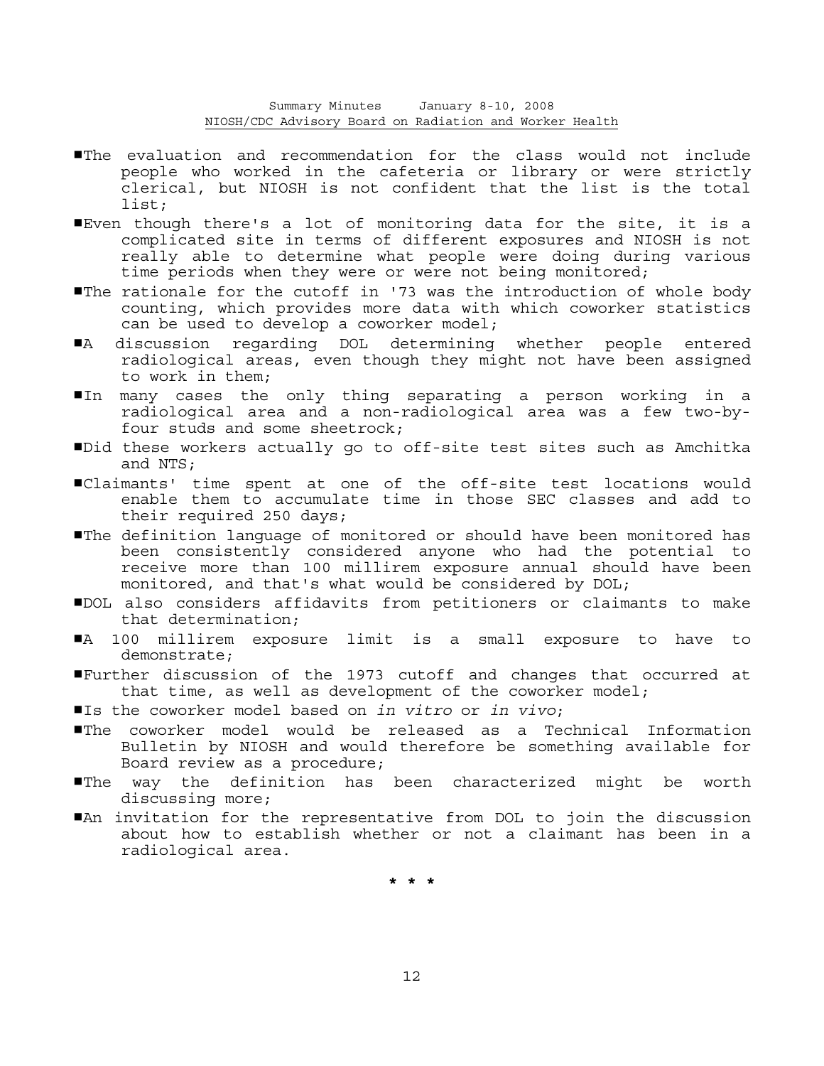- The evaluation and recommendation for the class would not include people who worked in the cafeteria or library or were strictly clerical, but NIOSH is not confident that the list is the total list;
- Even though there's a lot of monitoring data for the site, it is a complicated site in terms of different exposures and NIOSH is not really able to determine what people were doing during various time periods when they were or were not being monitored;
- The rationale for the cutoff in '73 was the introduction of whole body counting, which provides more data with which coworker statistics can be used to develop a coworker model;
- A discussion regarding DOL determining whether people entered radiological areas, even though they might not have been assigned to work in them;
- In many cases the only thing separating a person working in a radiological area and a non-radiological area was a few two-by-four studs and some sheetrock;
- Did these workers actually go to off-site test sites such as Amchitka and NTS;
- Claimants' time spent at one of the off-site test locations would enable them to accumulate time in those SEC classes and add to their required 250 days;
- The definition language of monitored or should have been monitored has been consistently considered anyone who had the potential to receive more than 100 millirem exposure annual should have been monitored, and that's what would be considered by DOL;
- DOL also considers affidavits from petitioners or claimants to make that determination;
- A 100 millirem exposure limit is a small exposure to have to demonstrate;
- Further discussion of the 1973 cutoff and changes that occurred at that time, as well as development of the coworker model;
- Is the coworker model based on *in vitro* or *in vivo*;
- The coworker model would be released as a Technical Information Bulletin by NIOSH and would therefore be something available for Board review as a procedure;
- The way the definition has been characterized might be worth discussing more;
- An invitation for the representative from DOL to join the discussion about how to establish whether or not a claimant has been in a radiological area.

\* \* \*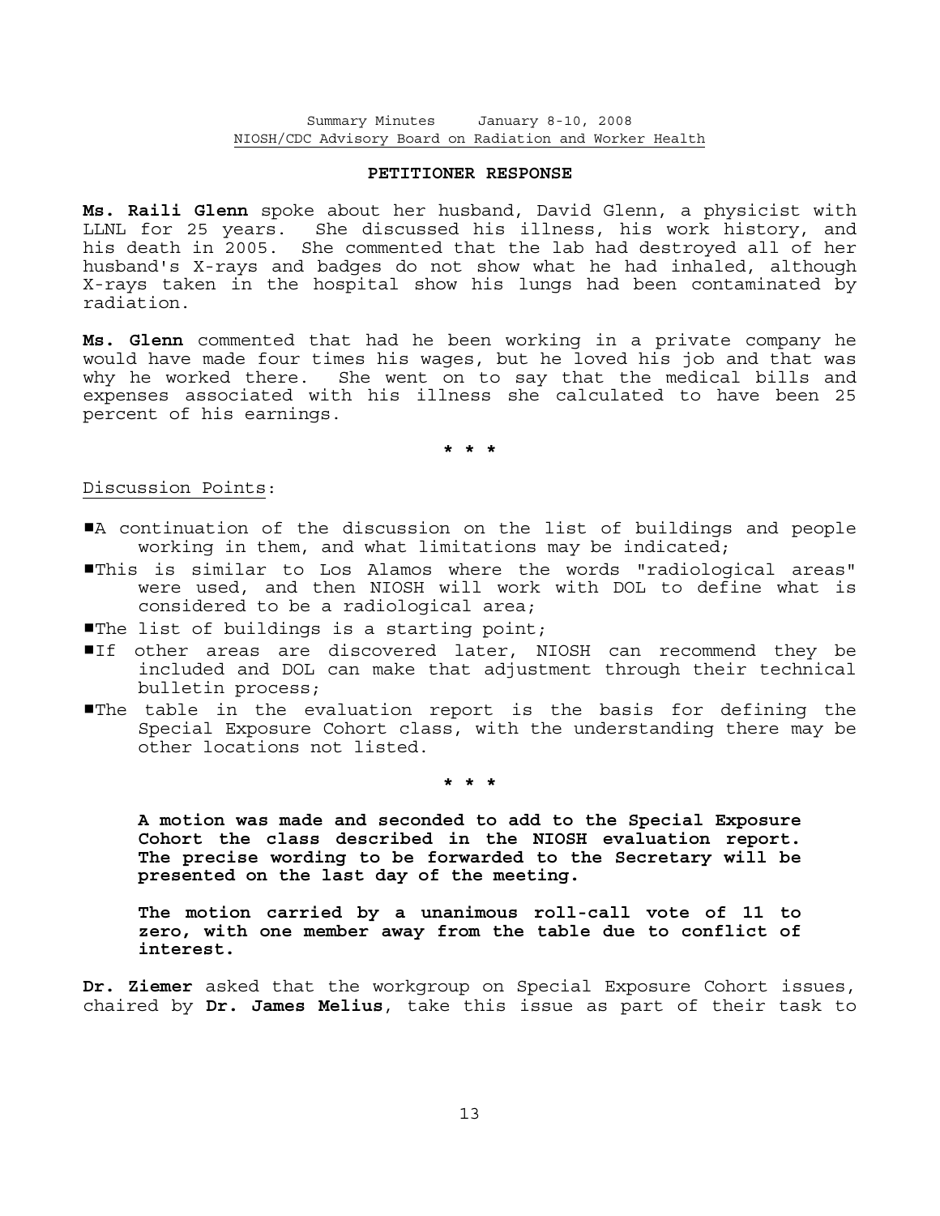**PETITIONER RESPONSE**

**Ms. Raili Glenn** spoke about her husband, David Glenn, a physicist with LLNL for 25 years. She discussed his illness, his work history, and his death in 2005. She commented that the lab had destroyed all of her husband's X-rays and badges do not show what he had inhaled, although X-rays taken in the hospital show his lungs had been contaminated by radiation.

**Ms. Glenn** commented that had he been working in a private company he would have made four times his wages, but he loved his job and that was why he worked there. She went on to say that the medical bills and expenses associated with his illness she calculated to have been 25 percent of his earnings.

**\* \* \***

Discussion Points:

- A continuation of the discussion on the list of buildings and people working in them, and what limitations may be indicated;
- This is similar to Los Alamos where the words "radiological areas" were used, and then NIOSH will work with DOL to define what is considered to be a radiological area;
- The list of buildings is a starting point;
- If other areas are discovered later, NIOSH can recommend they be included and DOL can make that adjustment through their technical bulletin process;
- The table in the evaluation report is the basis for defining the Special Exposure Cohort class, with the understanding there may be other locations not listed.

**\* \* \***

**A motion was made and seconded to add to the Special Exposure Cohort the class described in the NIOSH evaluation report. The precise wording to be forwarded to the Secretary will be presented on the last day of the meeting.**

**The motion carried by a unanimous roll-call vote of 11 to zero, with one member away from the table due to conflict of interest.**

**Dr. Ziemer** asked that the workgroup on Special Exposure Cohort issues, chaired by **Dr. James Melius**, take this issue as part of their task to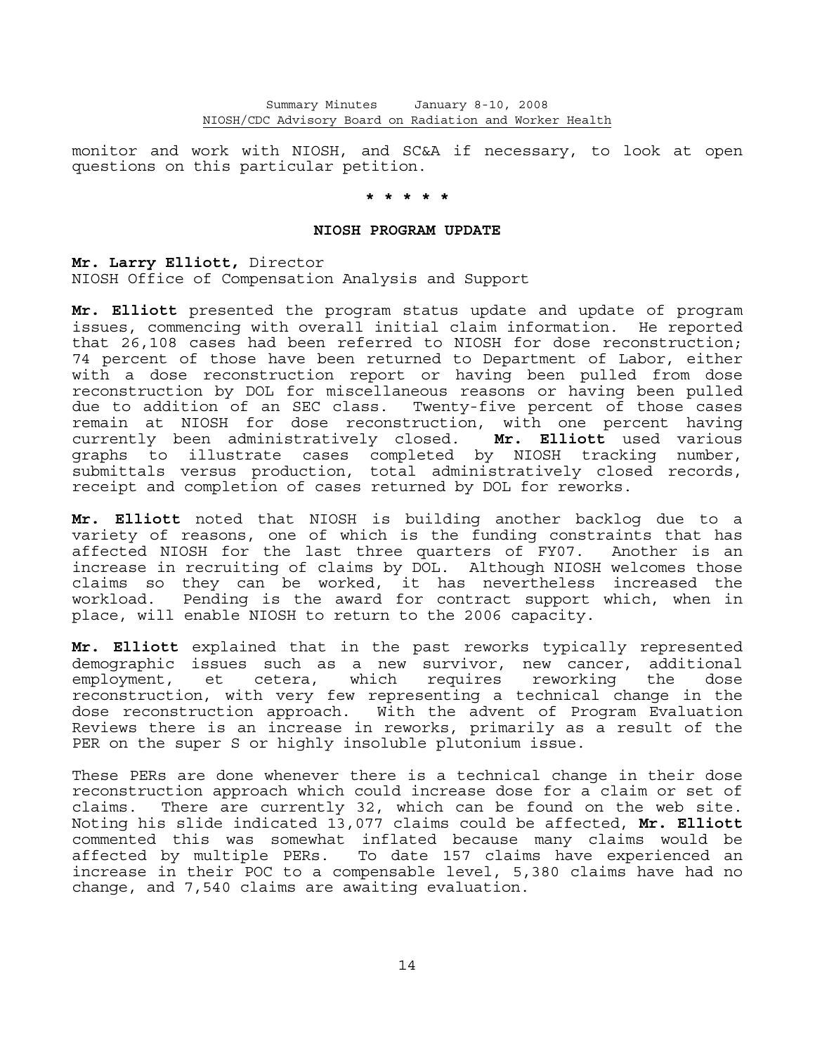monitor and work with NIOSH, and SC&A if necessary, to look at open questions on this particular petition.

**\* \* \* \* \***

## NIOSH PROGRAM UPDATE

**Mr. Larry Elliott,** Director
NIOSH Office of Compensation Analysis and Support

**Mr. Elliott** presented the program status update and update of program issues, commencing with overall initial claim information. He reported that 26,108 cases had been referred to NIOSH for dose reconstruction; 74 percent of those have been returned to Department of Labor, either with a dose reconstruction report or having been pulled from dose reconstruction by DOL for miscellaneous reasons or having been pulled due to addition of an SEC class. Twenty-five percent of those cases remain at NIOSH for dose reconstruction, with one percent having currently been administratively closed. **Mr. Elliott** used various graphs to illustrate cases completed by NIOSH tracking number, submittals versus production, total administratively closed records, receipt and completion of cases returned by DOL for reworks.

**Mr. Elliott** noted that NIOSH is building another backlog due to a variety of reasons, one of which is the funding constraints that has affected NIOSH for the last three quarters of FY07. Another is an increase in recruiting of claims by DOL. Although NIOSH welcomes those claims so they can be worked, it has nevertheless increased the workload. Pending is the award for contract support which, when in place, will enable NIOSH to return to the 2006 capacity.

**Mr. Elliott** explained that in the past reworks typically represented demographic issues such as a new survivor, new cancer, additional employment, et cetera, which requires reworking the dose reconstruction, with very few representing a technical change in the dose reconstruction approach. With the advent of Program Evaluation Reviews there is an increase in reworks, primarily as a result of the PER on the super S or highly insoluble plutonium issue.

These PERs are done whenever there is a technical change in their dose reconstruction approach which could increase dose for a claim or set of claims. There are currently 32, which can be found on the web site. Noting his slide indicated 13,077 claims could be affected, **Mr. Elliott** commented this was somewhat inflated because many claims would be affected by multiple PERs. To date 157 claims have experienced an increase in their POC to a compensable level, 5,380 claims have had no change, and 7,540 claims are awaiting evaluation.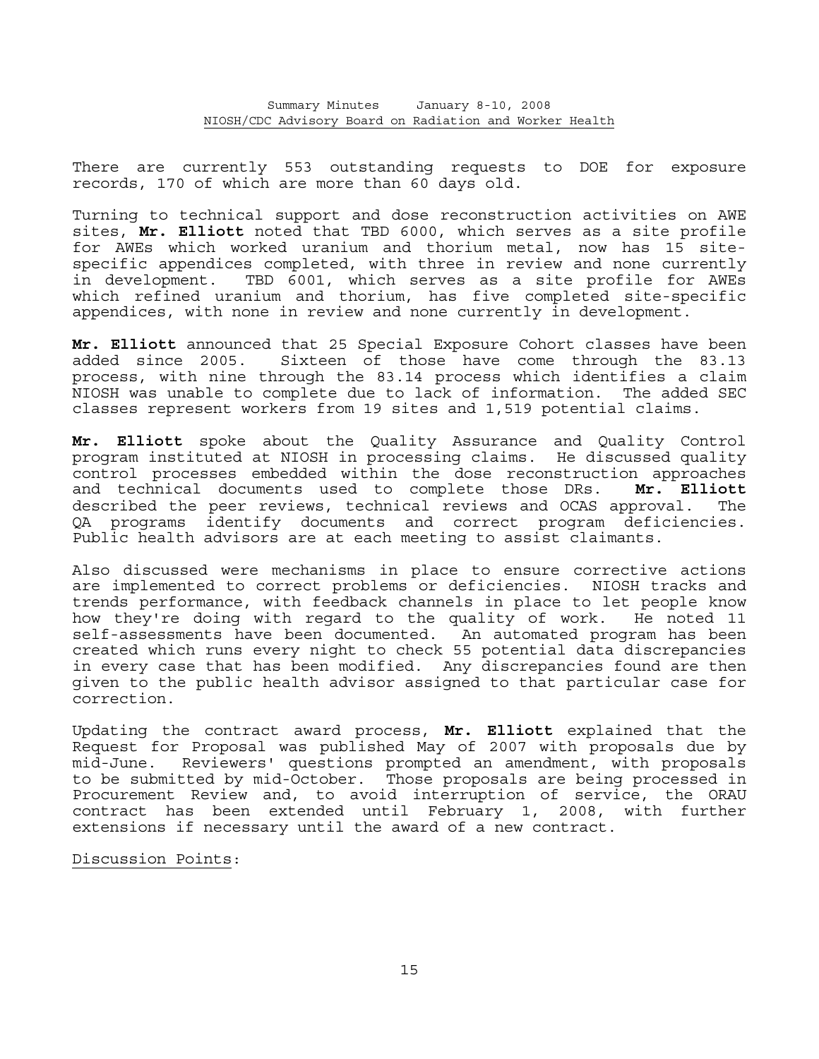There are currently 553 outstanding requests to DOE for exposure records, 170 of which are more than 60 days old.

Turning to technical support and dose reconstruction activities on AWE sites, **Mr. Elliott** noted that TBD 6000, which serves as a site profile for AWEs which worked uranium and thorium metal, now has 15 site-specific appendices completed, with three in review and none currently in development. TBD 6001, which serves as a site profile for AWEs which refined uranium and thorium, has five completed site-specific appendices, with none in review and none currently in development.

**Mr. Elliott** announced that 25 Special Exposure Cohort classes have been added since 2005. Sixteen of those have come through the 83.13 process, with nine through the 83.14 process which identifies a claim NIOSH was unable to complete due to lack of information. The added SEC classes represent workers from 19 sites and 1,519 potential claims.

**Mr. Elliott** spoke about the Quality Assurance and Quality Control program instituted at NIOSH in processing claims. He discussed quality control processes embedded within the dose reconstruction approaches and technical documents used to complete those DRs. **Mr. Elliott** described the peer reviews, technical reviews and OCAS approval. The QA programs identify documents and correct program deficiencies. Public health advisors are at each meeting to assist claimants.

Also discussed were mechanisms in place to ensure corrective actions are implemented to correct problems or deficiencies. NIOSH tracks and trends performance, with feedback channels in place to let people know how they're doing with regard to the quality of work. He noted 11 self-assessments have been documented. An automated program has been created which runs every night to check 55 potential data discrepancies in every case that has been modified. Any discrepancies found are then given to the public health advisor assigned to that particular case for correction.

Updating the contract award process, **Mr. Elliott** explained that the Request for Proposal was published May of 2007 with proposals due by mid-June. Reviewers' questions prompted an amendment, with proposals to be submitted by mid-October. Those proposals are being processed in Procurement Review and, to avoid interruption of service, the ORAU contract has been extended until February 1, 2008, with further extensions if necessary until the award of a new contract.

<u>Discussion Points</u>: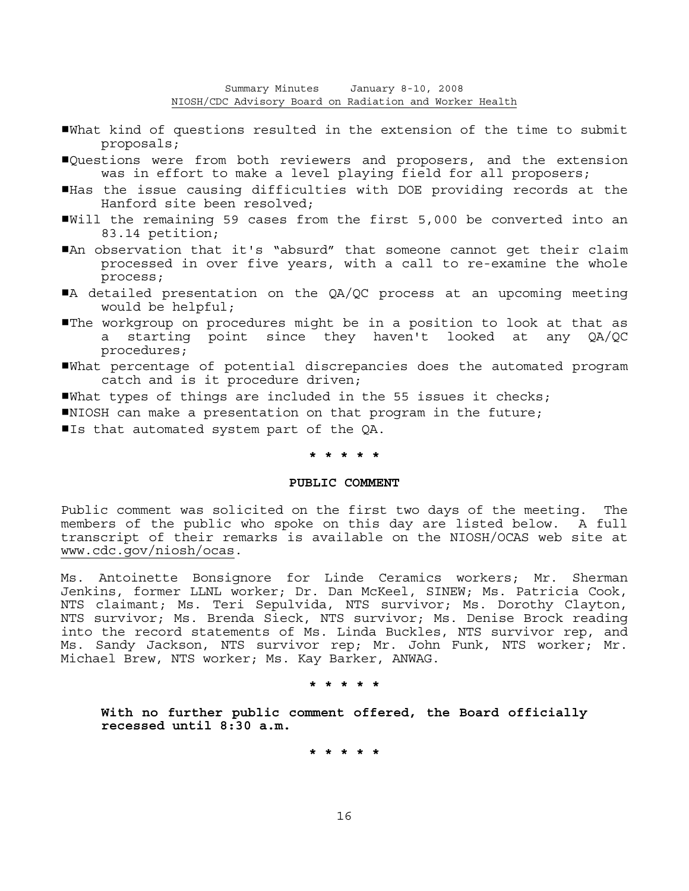- What kind of questions resulted in the extension of the time to submit proposals;
- Questions were from both reviewers and proposers, and the extension was in effort to make a level playing field for all proposers;
- Has the issue causing difficulties with DOE providing records at the Hanford site been resolved;
- Will the remaining 59 cases from the first 5,000 be converted into an 83.14 petition;
- An observation that it's "absurd" that someone cannot get their claim processed in over five years, with a call to re-examine the whole process;
- A detailed presentation on the QA/QC process at an upcoming meeting would be helpful;
- The workgroup on procedures might be in a position to look at that as a starting point since they haven't looked at any QA/QC procedures;
- What percentage of potential discrepancies does the automated program catch and is it procedure driven;
- What types of things are included in the 55 issues it checks;
- NIOSH can make a presentation on that program in the future;
- Is that automated system part of the QA.

\* \* \* \* \*

**PUBLIC COMMENT**

Public comment was solicited on the first two days of the meeting. The members of the public who spoke on this day are listed below. A full transcript of their remarks is available on the NIOSH/OCAS web site at www.cdc.gov/niosh/ocas.

Ms. Antoinette Bonsignore for Linde Ceramics workers; Mr. Sherman Jenkins, former LLNL worker; Dr. Dan McKeel, SINEW; Ms. Patricia Cook, NTS claimant; Ms. Teri Sepulvida, NTS survivor; Ms. Dorothy Clayton, NTS survivor; Ms. Brenda Sieck, NTS survivor; Ms. Denise Brock reading into the record statements of Ms. Linda Buckles, NTS survivor rep, and Ms. Sandy Jackson, NTS survivor rep; Mr. John Funk, NTS worker; Mr. Michael Brew, NTS worker; Ms. Kay Barker, ANWAG.

\* \* \* \* \*

**With no further public comment offered, the Board officially recessed until 8:30 a.m.**

\* \* \* \* \*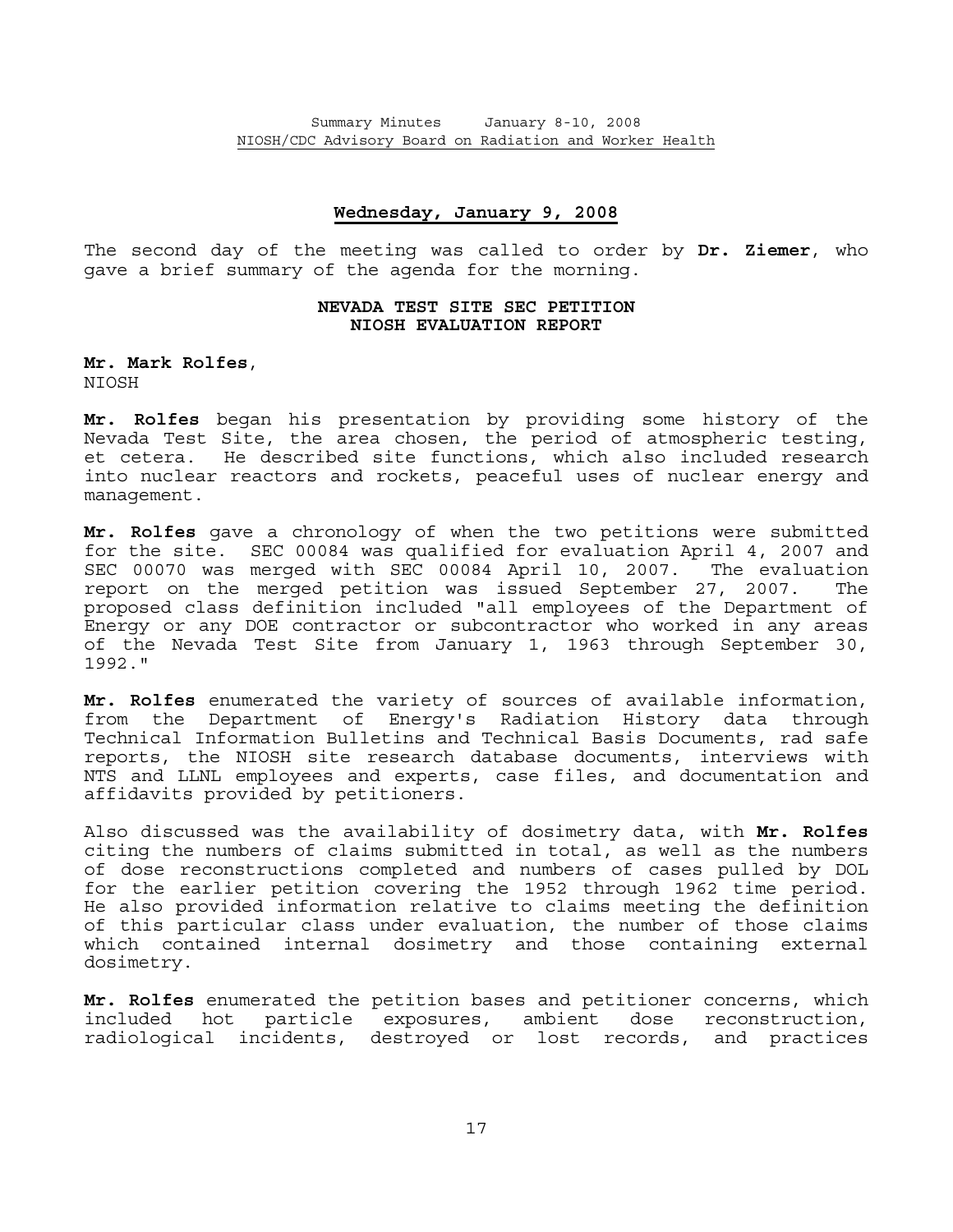## Wednesday, January 9, 2008

The second day of the meeting was called to order by **Dr. Ziemer**, who gave a brief summary of the agenda for the morning.

### NEVADA TEST SITE SEC PETITION
### NIOSH EVALUATION REPORT

**Mr. Mark Rolfes**,
NIOSH

**Mr. Rolfes** began his presentation by providing some history of the Nevada Test Site, the area chosen, the period of atmospheric testing, et cetera. He described site functions, which also included research into nuclear reactors and rockets, peaceful uses of nuclear energy and management.

**Mr. Rolfes** gave a chronology of when the two petitions were submitted for the site. SEC 00084 was qualified for evaluation April 4, 2007 and SEC 00070 was merged with SEC 00084 April 10, 2007. The evaluation report on the merged petition was issued September 27, 2007. The proposed class definition included "all employees of the Department of Energy or any DOE contractor or subcontractor who worked in any areas of the Nevada Test Site from January 1, 1963 through September 30, 1992."

**Mr. Rolfes** enumerated the variety of sources of available information, from the Department of Energy's Radiation History data through Technical Information Bulletins and Technical Basis Documents, rad safe reports, the NIOSH site research database documents, interviews with NTS and LLNL employees and experts, case files, and documentation and affidavits provided by petitioners.

Also discussed was the availability of dosimetry data, with **Mr. Rolfes** citing the numbers of claims submitted in total, as well as the numbers of dose reconstructions completed and numbers of cases pulled by DOL for the earlier petition covering the 1952 through 1962 time period. He also provided information relative to claims meeting the definition of this particular class under evaluation, the number of those claims which contained internal dosimetry and those containing external dosimetry.

**Mr. Rolfes** enumerated the petition bases and petitioner concerns, which included hot particle exposures, ambient dose reconstruction, radiological incidents, destroyed or lost records, and practices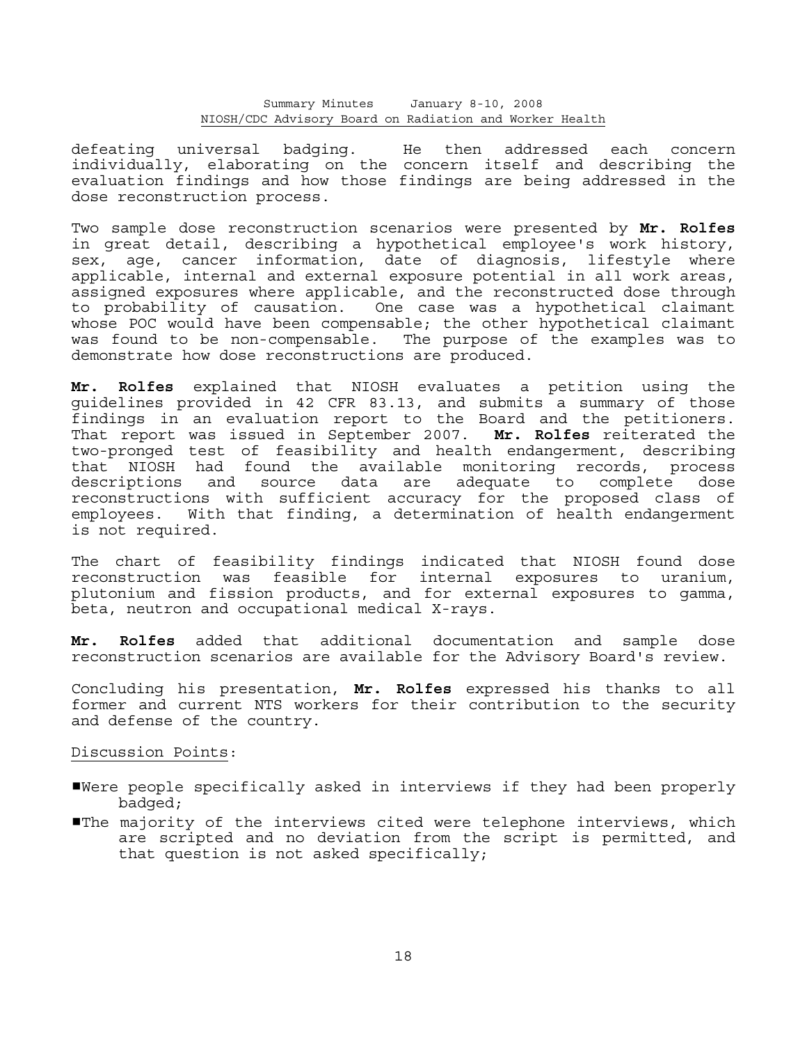defeating universal badging. He then addressed each concern individually, elaborating on the concern itself and describing the evaluation findings and how those findings are being addressed in the dose reconstruction process.

Two sample dose reconstruction scenarios were presented by **Mr. Rolfes** in great detail, describing a hypothetical employee's work history, sex, age, cancer information, date of diagnosis, lifestyle where applicable, internal and external exposure potential in all work areas, assigned exposures where applicable, and the reconstructed dose through to probability of causation. One case was a hypothetical claimant whose POC would have been compensable; the other hypothetical claimant was found to be non-compensable. The purpose of the examples was to demonstrate how dose reconstructions are produced.

**Mr. Rolfes** explained that NIOSH evaluates a petition using the guidelines provided in 42 CFR 83.13, and submits a summary of those findings in an evaluation report to the Board and the petitioners. That report was issued in September 2007. **Mr. Rolfes** reiterated the two-pronged test of feasibility and health endangerment, describing that NIOSH had found the available monitoring records, process descriptions and source data are adequate to complete dose reconstructions with sufficient accuracy for the proposed class of employees. With that finding, a determination of health endangerment is not required.

The chart of feasibility findings indicated that NIOSH found dose reconstruction was feasible for internal exposures to uranium, plutonium and fission products, and for external exposures to gamma, beta, neutron and occupational medical X-rays.

**Mr. Rolfes** added that additional documentation and sample dose reconstruction scenarios are available for the Advisory Board's review.

Concluding his presentation, **Mr. Rolfes** expressed his thanks to all former and current NTS workers for their contribution to the security and defense of the country.

<u>Discussion Points</u>:

- Were people specifically asked in interviews if they had been properly badged;
- The majority of the interviews cited were telephone interviews, which are scripted and no deviation from the script is permitted, and that question is not asked specifically;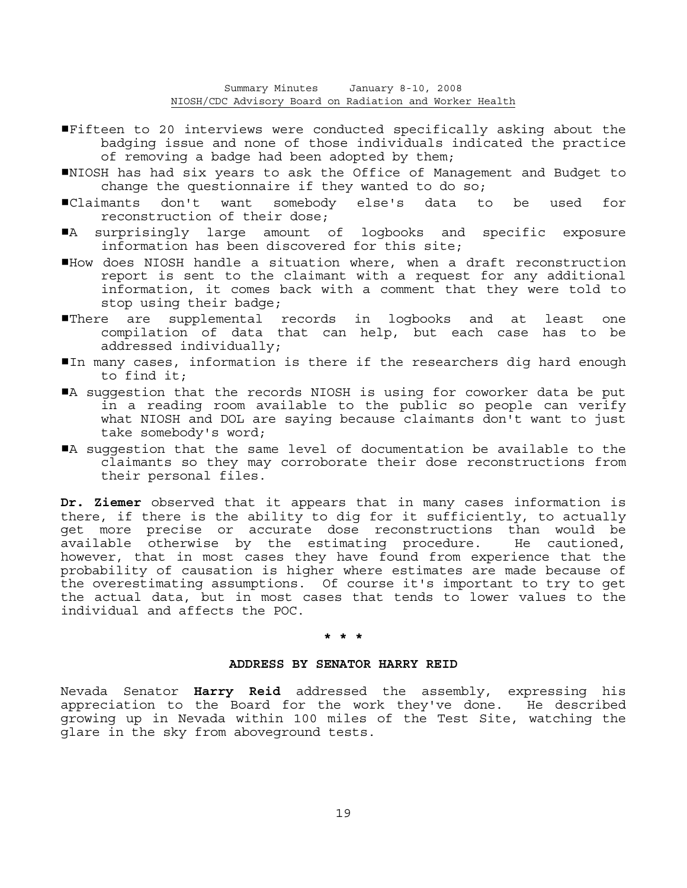- Fifteen to 20 interviews were conducted specifically asking about the badging issue and none of those individuals indicated the practice of removing a badge had been adopted by them;
- NIOSH has had six years to ask the Office of Management and Budget to change the questionnaire if they wanted to do so;
- Claimants don't want somebody else's data to be used for reconstruction of their dose;
- A surprisingly large amount of logbooks and specific exposure information has been discovered for this site;
- How does NIOSH handle a situation where, when a draft reconstruction report is sent to the claimant with a request for any additional information, it comes back with a comment that they were told to stop using their badge;
- There are supplemental records in logbooks and at least one compilation of data that can help, but each case has to be addressed individually;
- In many cases, information is there if the researchers dig hard enough to find it;
- A suggestion that the records NIOSH is using for coworker data be put in a reading room available to the public so people can verify what NIOSH and DOL are saying because claimants don't want to just take somebody's word;
- A suggestion that the same level of documentation be available to the claimants so they may corroborate their dose reconstructions from their personal files.

**Dr. Ziemer** observed that it appears that in many cases information is there, if there is the ability to dig for it sufficiently, to actually get more precise or accurate dose reconstructions than would be available otherwise by the estimating procedure. He cautioned, however, that in most cases they have found from experience that the probability of causation is higher where estimates are made because of the overestimating assumptions. Of course it's important to try to get the actual data, but in most cases that tends to lower values to the individual and affects the POC.

**\* \* \***

## ADDRESS BY SENATOR HARRY REID

Nevada Senator **Harry Reid** addressed the assembly, expressing his appreciation to the Board for the work they've done. He described growing up in Nevada within 100 miles of the Test Site, watching the glare in the sky from aboveground tests.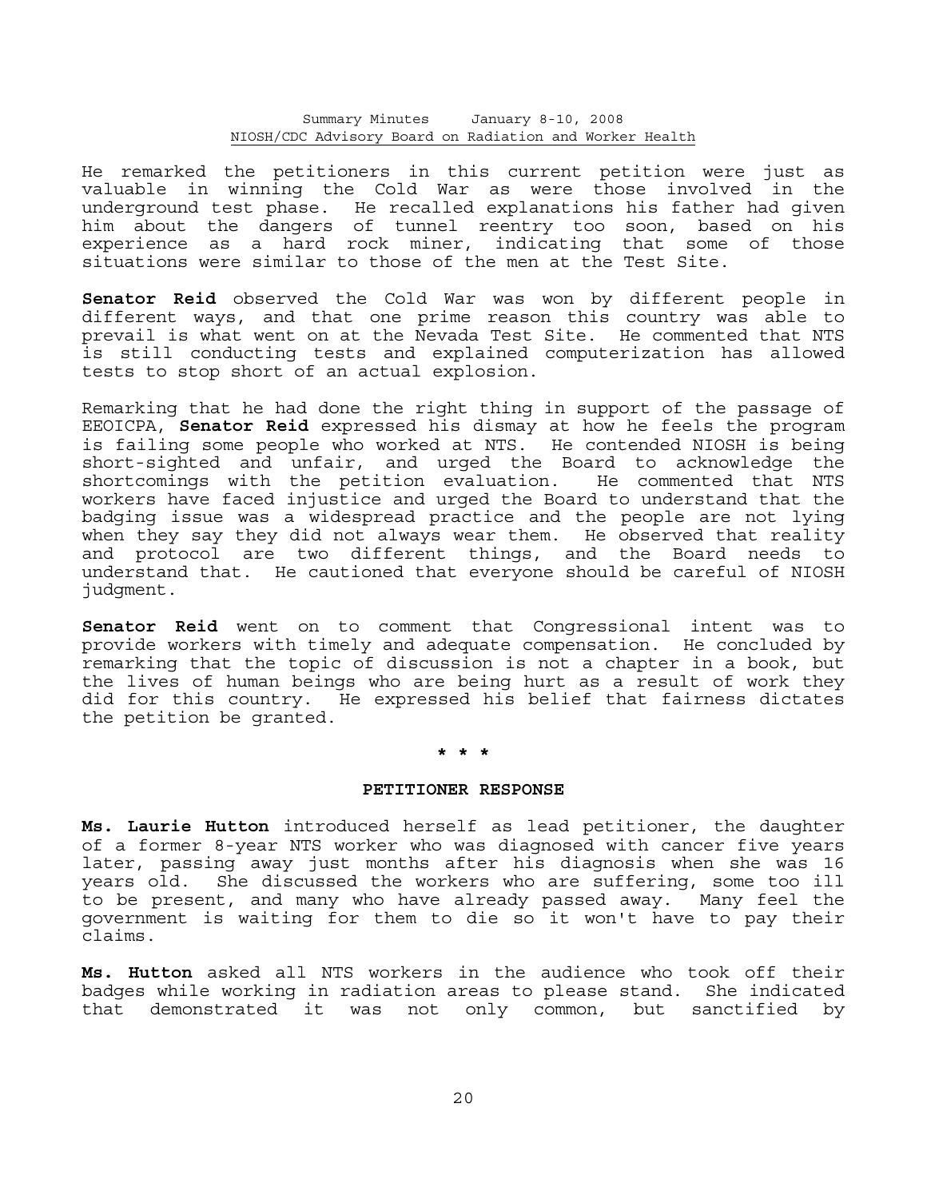He remarked the petitioners in this current petition were just as valuable in winning the Cold War as were those involved in the underground test phase. He recalled explanations his father had given him about the dangers of tunnel reentry too soon, based on his experience as a hard rock miner, indicating that some of those situations were similar to those of the men at the Test Site.

**Senator Reid** observed the Cold War was won by different people in different ways, and that one prime reason this country was able to prevail is what went on at the Nevada Test Site. He commented that NTS is still conducting tests and explained computerization has allowed tests to stop short of an actual explosion.

Remarking that he had done the right thing in support of the passage of EEOICPA, **Senator Reid** expressed his dismay at how he feels the program is failing some people who worked at NTS. He contended NIOSH is being short-sighted and unfair, and urged the Board to acknowledge the shortcomings with the petition evaluation. He commented that NTS workers have faced injustice and urged the Board to understand that the badging issue was a widespread practice and the people are not lying when they say they did not always wear them. He observed that reality and protocol are two different things, and the Board needs to understand that. He cautioned that everyone should be careful of NIOSH judgment.

**Senator Reid** went on to comment that Congressional intent was to provide workers with timely and adequate compensation. He concluded by remarking that the topic of discussion is not a chapter in a book, but the lives of human beings who are being hurt as a result of work they did for this country. He expressed his belief that fairness dictates the petition be granted.

* * *

**PETITIONER RESPONSE**

**Ms. Laurie Hutton** introduced herself as lead petitioner, the daughter of a former 8-year NTS worker who was diagnosed with cancer five years later, passing away just months after his diagnosis when she was 16 years old. She discussed the workers who are suffering, some too ill to be present, and many who have already passed away. Many feel the government is waiting for them to die so it won't have to pay their claims.

**Ms. Hutton** asked all NTS workers in the audience who took off their badges while working in radiation areas to please stand. She indicated that demonstrated it was not only common, but sanctified by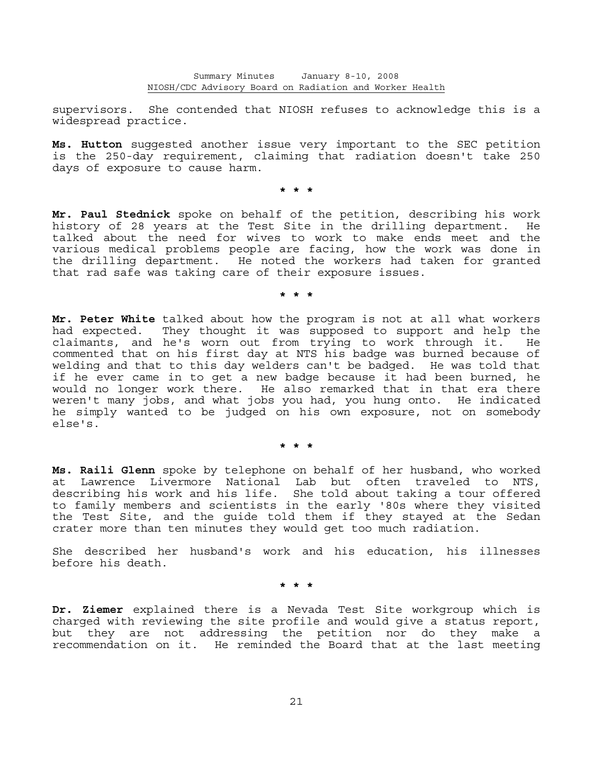supervisors. She contended that NIOSH refuses to acknowledge this is a widespread practice.

**Ms. Hutton** suggested another issue very important to the SEC petition is the 250-day requirement, claiming that radiation doesn't take 250 days of exposure to cause harm.

**\* \* \***

**Mr. Paul Stednick** spoke on behalf of the petition, describing his work history of 28 years at the Test Site in the drilling department. He talked about the need for wives to work to make ends meet and the various medical problems people are facing, how the work was done in the drilling department. He noted the workers had taken for granted that rad safe was taking care of their exposure issues.

**\* \* \***

**Mr. Peter White** talked about how the program is not at all what workers had expected. They thought it was supposed to support and help the claimants, and he's worn out from trying to work through it. He commented that on his first day at NTS his badge was burned because of welding and that to this day welders can't be badged. He was told that if he ever came in to get a new badge because it had been burned, he would no longer work there. He also remarked that in that era there weren't many jobs, and what jobs you had, you hung onto. He indicated he simply wanted to be judged on his own exposure, not on somebody else's.

**\* \* \***

**Ms. Raili Glenn** spoke by telephone on behalf of her husband, who worked at Lawrence Livermore National Lab but often traveled to NTS, describing his work and his life. She told about taking a tour offered to family members and scientists in the early '80s where they visited the Test Site, and the guide told them if they stayed at the Sedan crater more than ten minutes they would get too much radiation.

She described her husband's work and his education, his illnesses before his death.

**\* \* \***

**Dr. Ziemer** explained there is a Nevada Test Site workgroup which is charged with reviewing the site profile and would give a status report, but they are not addressing the petition nor do they make a recommendation on it. He reminded the Board that at the last meeting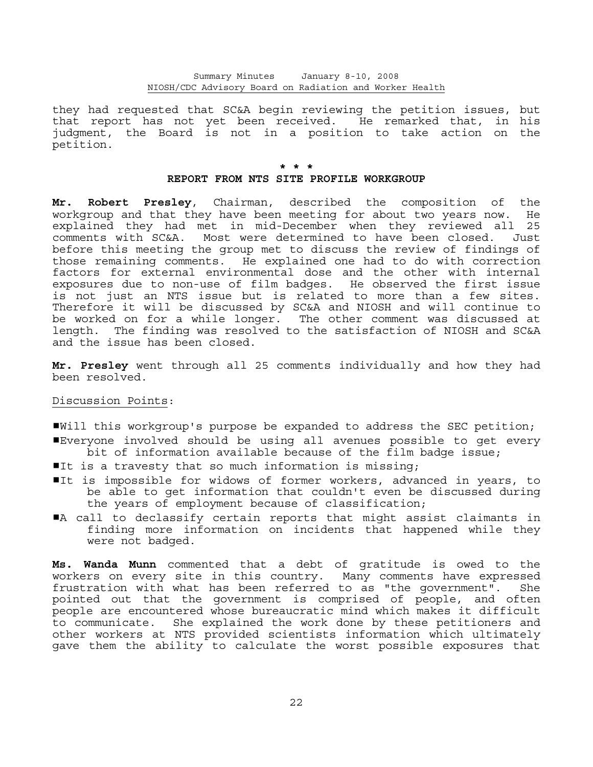they had requested that SC&A begin reviewing the petition issues, but that report has not yet been received. He remarked that, in his judgment, the Board is not in a position to take action on the petition.

\* \* \*

## REPORT FROM NTS SITE PROFILE WORKGROUP

**Mr. Robert Presley**, Chairman, described the composition of the workgroup and that they have been meeting for about two years now. He explained they had met in mid-December when they reviewed all 25 comments with SC&A. Most were determined to have been closed. Just before this meeting the group met to discuss the review of findings of those remaining comments. He explained one had to do with correction factors for external environmental dose and the other with internal exposures due to non-use of film badges. He observed the first issue is not just an NTS issue but is related to more than a few sites. Therefore it will be discussed by SC&A and NIOSH and will continue to be worked on for a while longer. The other comment was discussed at length. The finding was resolved to the satisfaction of NIOSH and SC&A and the issue has been closed.

**Mr. Presley** went through all 25 comments individually and how they had been resolved.

Discussion Points:

- Will this workgroup's purpose be expanded to address the SEC petition;
- Everyone involved should be using all avenues possible to get every bit of information available because of the film badge issue;
- It is a travesty that so much information is missing;
- It is impossible for widows of former workers, advanced in years, to be able to get information that couldn't even be discussed during the years of employment because of classification;
- A call to declassify certain reports that might assist claimants in finding more information on incidents that happened while they were not badged.

**Ms. Wanda Munn** commented that a debt of gratitude is owed to the workers on every site in this country. Many comments have expressed frustration with what has been referred to as "the government". She pointed out that the government is comprised of people, and often people are encountered whose bureaucratic mind which makes it difficult to communicate. She explained the work done by these petitioners and other workers at NTS provided scientists information which ultimately gave them the ability to calculate the worst possible exposures that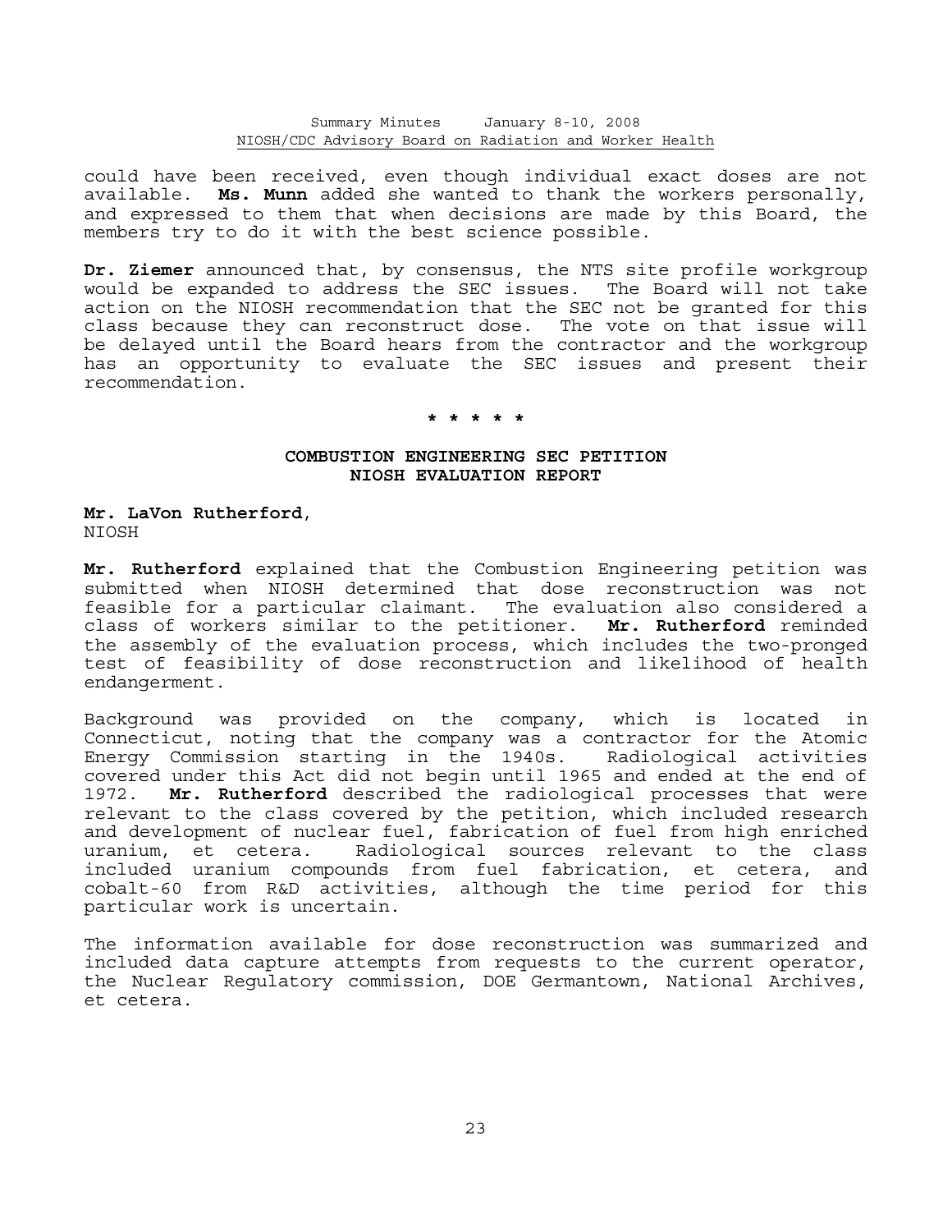could have been received, even though individual exact doses are not available. **Ms. Munn** added she wanted to thank the workers personally, and expressed to them that when decisions are made by this Board, the members try to do it with the best science possible.

**Dr. Ziemer** announced that, by consensus, the NTS site profile workgroup would be expanded to address the SEC issues. The Board will not take action on the NIOSH recommendation that the SEC not be granted for this class because they can reconstruct dose. The vote on that issue will be delayed until the Board hears from the contractor and the workgroup has an opportunity to evaluate the SEC issues and present their recommendation.

\* \* \* \* \*

## COMBUSTION ENGINEERING SEC PETITION NIOSH EVALUATION REPORT

**Mr. LaVon Rutherford**,
NIOSH

**Mr. Rutherford** explained that the Combustion Engineering petition was submitted when NIOSH determined that dose reconstruction was not feasible for a particular claimant. The evaluation also considered a class of workers similar to the petitioner. **Mr. Rutherford** reminded the assembly of the evaluation process, which includes the two-pronged test of feasibility of dose reconstruction and likelihood of health endangerment.

Background was provided on the company, which is located in Connecticut, noting that the company was a contractor for the Atomic Energy Commission starting in the 1940s. Radiological activities covered under this Act did not begin until 1965 and ended at the end of 1972. **Mr. Rutherford** described the radiological processes that were relevant to the class covered by the petition, which included research and development of nuclear fuel, fabrication of fuel from high enriched uranium, et cetera. Radiological sources relevant to the class included uranium compounds from fuel fabrication, et cetera, and cobalt-60 from R&D activities, although the time period for this particular work is uncertain.

The information available for dose reconstruction was summarized and included data capture attempts from requests to the current operator, the Nuclear Regulatory commission, DOE Germantown, National Archives, et cetera.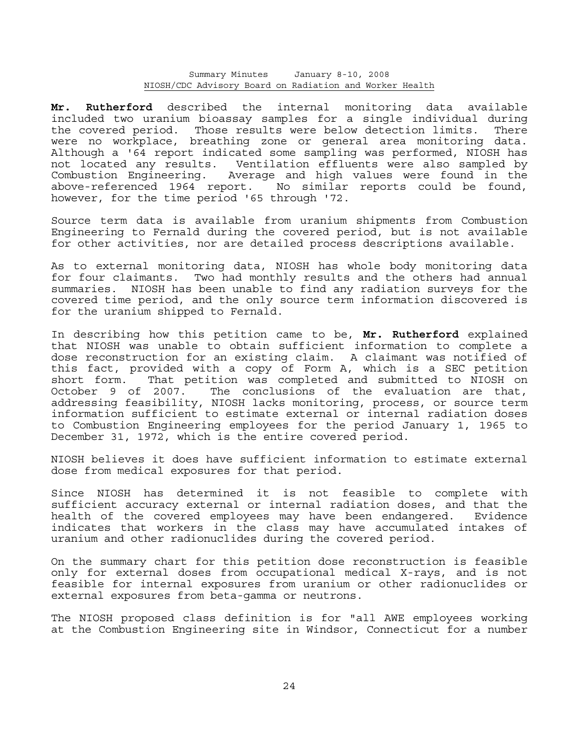**Mr. Rutherford** described the internal monitoring data available included two uranium bioassay samples for a single individual during the covered period. Those results were below detection limits. There were no workplace, breathing zone or general area monitoring data. Although a '64 report indicated some sampling was performed, NIOSH has not located any results. Ventilation effluents were also sampled by Combustion Engineering. Average and high values were found in the above-referenced 1964 report. No similar reports could be found, however, for the time period '65 through '72.

Source term data is available from uranium shipments from Combustion Engineering to Fernald during the covered period, but is not available for other activities, nor are detailed process descriptions available.

As to external monitoring data, NIOSH has whole body monitoring data for four claimants. Two had monthly results and the others had annual summaries. NIOSH has been unable to find any radiation surveys for the covered time period, and the only source term information discovered is for the uranium shipped to Fernald.

In describing how this petition came to be, **Mr. Rutherford** explained that NIOSH was unable to obtain sufficient information to complete a dose reconstruction for an existing claim. A claimant was notified of this fact, provided with a copy of Form A, which is a SEC petition short form. That petition was completed and submitted to NIOSH on October 9 of 2007. The conclusions of the evaluation are that, addressing feasibility, NIOSH lacks monitoring, process, or source term information sufficient to estimate external or internal radiation doses to Combustion Engineering employees for the period January 1, 1965 to December 31, 1972, which is the entire covered period.

NIOSH believes it does have sufficient information to estimate external dose from medical exposures for that period.

Since NIOSH has determined it is not feasible to complete with sufficient accuracy external or internal radiation doses, and that the health of the covered employees may have been endangered. Evidence indicates that workers in the class may have accumulated intakes of uranium and other radionuclides during the covered period.

On the summary chart for this petition dose reconstruction is feasible only for external doses from occupational medical X-rays, and is not feasible for internal exposures from uranium or other radionuclides or external exposures from beta-gamma or neutrons.

The NIOSH proposed class definition is for "all AWE employees working at the Combustion Engineering site in Windsor, Connecticut for a number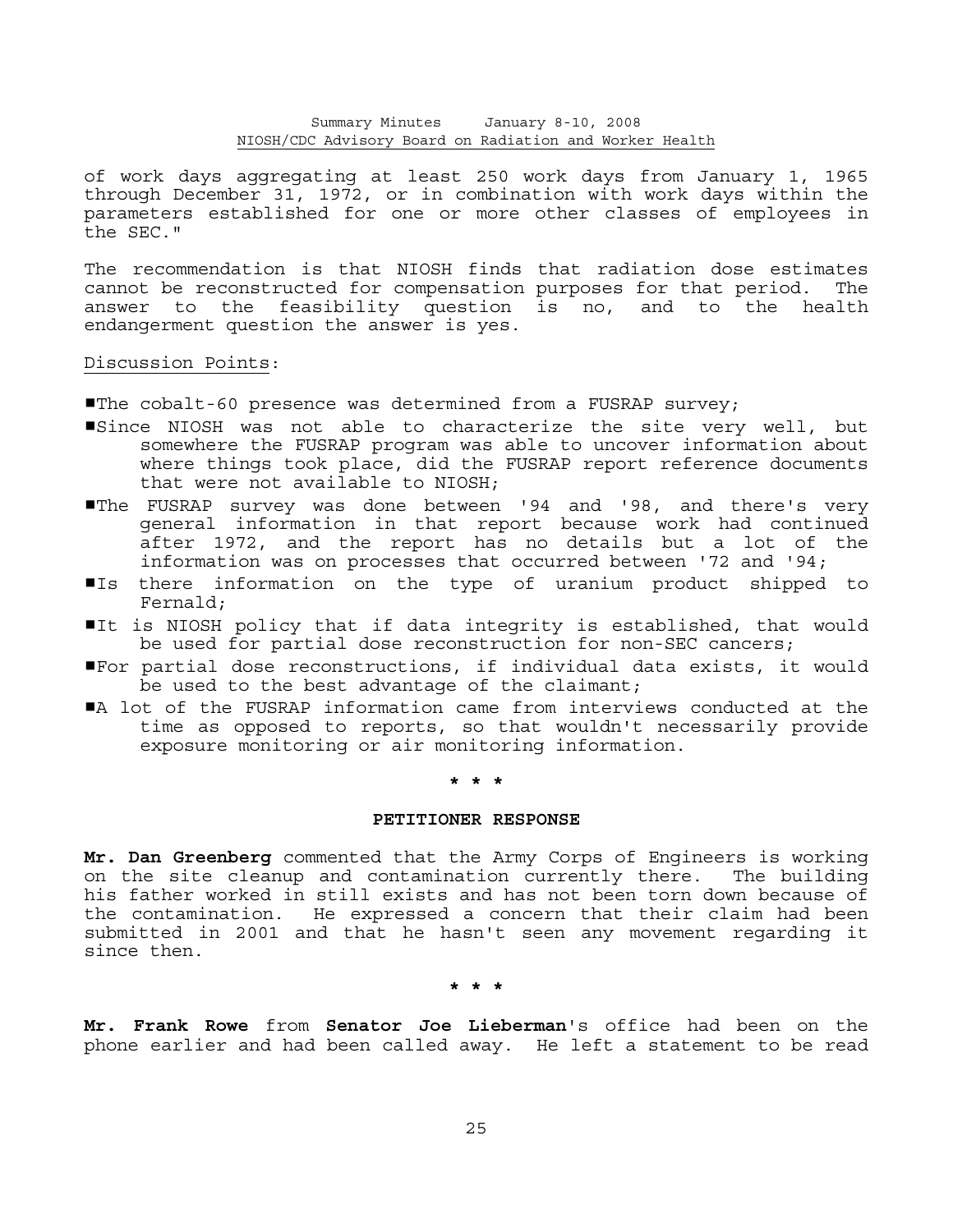of work days aggregating at least 250 work days from January 1, 1965 through December 31, 1972, or in combination with work days within the parameters established for one or more other classes of employees in the SEC."

The recommendation is that NIOSH finds that radiation dose estimates cannot be reconstructed for compensation purposes for that period. The answer to the feasibility question is no, and to the health endangerment question the answer is yes.

Discussion Points:

- The cobalt-60 presence was determined from a FUSRAP survey;
- Since NIOSH was not able to characterize the site very well, but somewhere the FUSRAP program was able to uncover information about where things took place, did the FUSRAP report reference documents that were not available to NIOSH;
- The FUSRAP survey was done between '94 and '98, and there's very general information in that report because work had continued after 1972, and the report has no details but a lot of the information was on processes that occurred between '72 and '94;
- Is there information on the type of uranium product shipped to Fernald;
- It is NIOSH policy that if data integrity is established, that would be used for partial dose reconstruction for non-SEC cancers;
- For partial dose reconstructions, if individual data exists, it would be used to the best advantage of the claimant;
- A lot of the FUSRAP information came from interviews conducted at the time as opposed to reports, so that wouldn't necessarily provide exposure monitoring or air monitoring information.

\* \* \*

**PETITIONER RESPONSE**

**Mr. Dan Greenberg** commented that the Army Corps of Engineers is working on the site cleanup and contamination currently there. The building his father worked in still exists and has not been torn down because of the contamination. He expressed a concern that their claim had been submitted in 2001 and that he hasn't seen any movement regarding it since then.

\* \* \*

**Mr. Frank Rowe** from **Senator Joe Lieberman**'s office had been on the phone earlier and had been called away. He left a statement to be read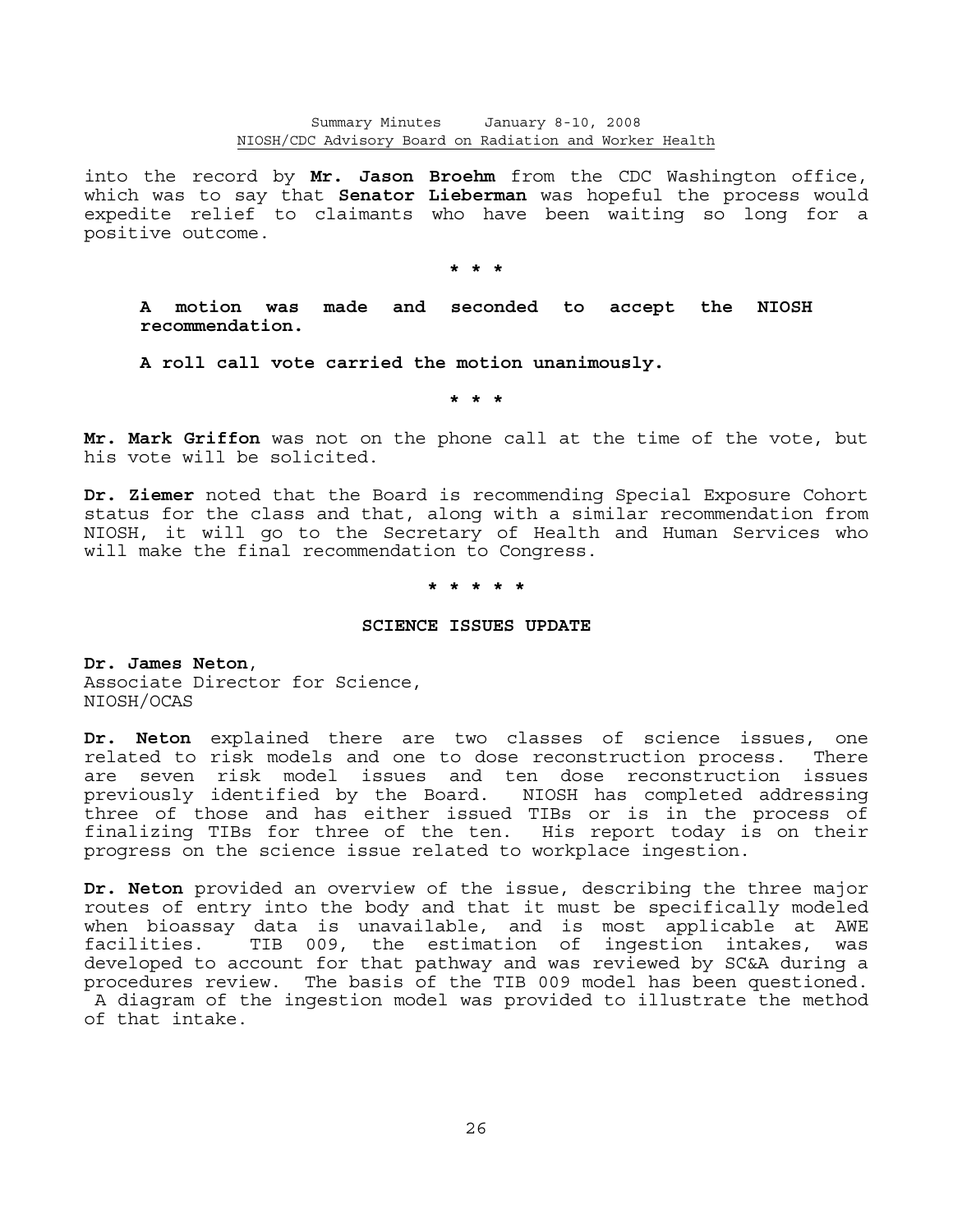into the record by **Mr. Jason Broehm** from the CDC Washington office, which was to say that **Senator Lieberman** was hopeful the process would expedite relief to claimants who have been waiting so long for a positive outcome.

\* \* \*

**A motion was made and seconded to accept the NIOSH recommendation.**

**A roll call vote carried the motion unanimously.**

\* \* \*

**Mr. Mark Griffon** was not on the phone call at the time of the vote, but his vote will be solicited.

**Dr. Ziemer** noted that the Board is recommending Special Exposure Cohort status for the class and that, along with a similar recommendation from NIOSH, it will go to the Secretary of Health and Human Services who will make the final recommendation to Congress.

\* \* \* \* \*

## SCIENCE ISSUES UPDATE

**Dr. James Neton**,
Associate Director for Science,
NIOSH/OCAS

**Dr. Neton** explained there are two classes of science issues, one related to risk models and one to dose reconstruction process. There are seven risk model issues and ten dose reconstruction issues previously identified by the Board. NIOSH has completed addressing three of those and has either issued TIBs or is in the process of finalizing TIBs for three of the ten. His report today is on their progress on the science issue related to workplace ingestion.

**Dr. Neton** provided an overview of the issue, describing the three major routes of entry into the body and that it must be specifically modeled when bioassay data is unavailable, and is most applicable at AWE facilities. TIB 009, the estimation of ingestion intakes, was developed to account for that pathway and was reviewed by SC&A during a procedures review. The basis of the TIB 009 model has been questioned. A diagram of the ingestion model was provided to illustrate the method of that intake.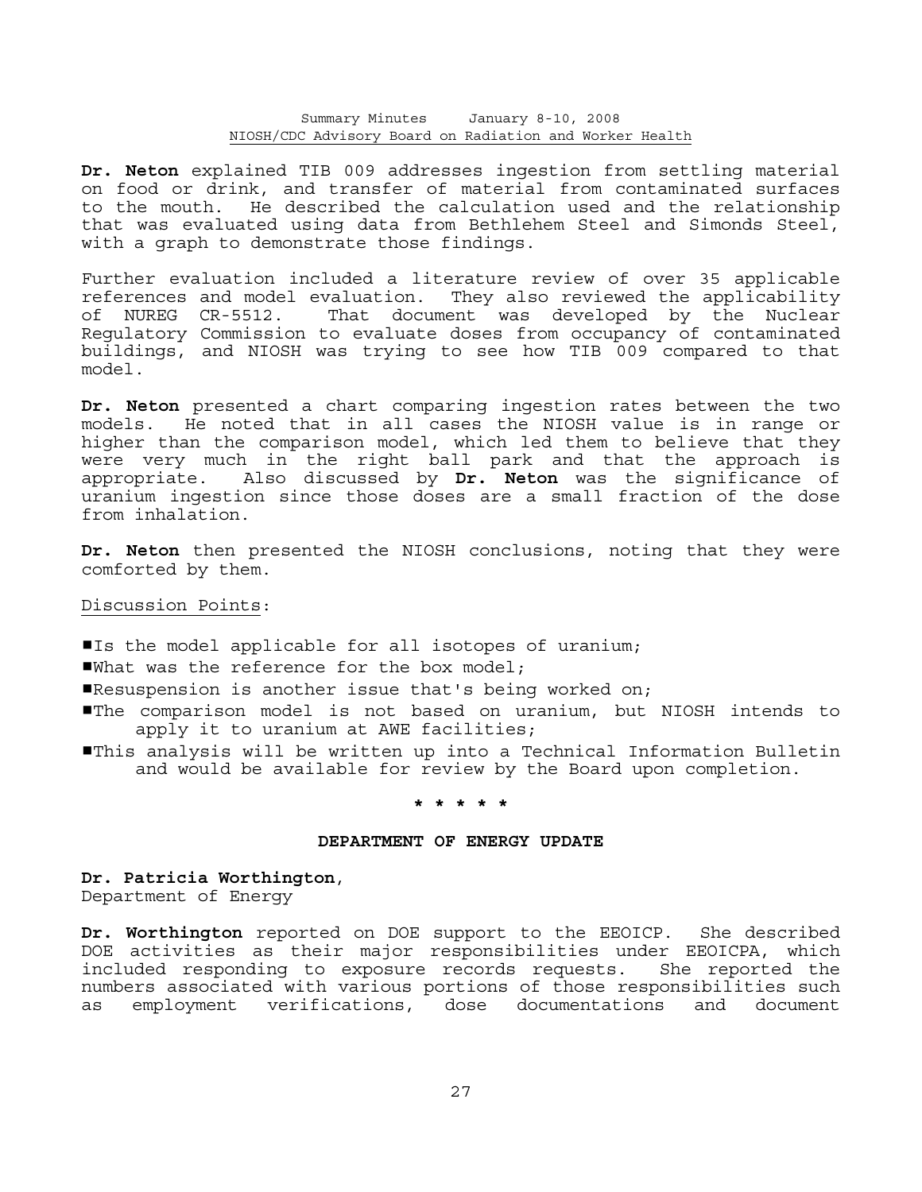**Dr. Neton** explained TIB 009 addresses ingestion from settling material on food or drink, and transfer of material from contaminated surfaces to the mouth. He described the calculation used and the relationship that was evaluated using data from Bethlehem Steel and Simonds Steel, with a graph to demonstrate those findings.

Further evaluation included a literature review of over 35 applicable references and model evaluation. They also reviewed the applicability of NUREG CR-5512. That document was developed by the Nuclear Regulatory Commission to evaluate doses from occupancy of contaminated buildings, and NIOSH was trying to see how TIB 009 compared to that model.

**Dr. Neton** presented a chart comparing ingestion rates between the two models. He noted that in all cases the NIOSH value is in range or higher than the comparison model, which led them to believe that they were very much in the right ball park and that the approach is appropriate. Also discussed by **Dr. Neton** was the significance of uranium ingestion since those doses are a small fraction of the dose from inhalation.

**Dr. Neton** then presented the NIOSH conclusions, noting that they were comforted by them.

Discussion Points:

- Is the model applicable for all isotopes of uranium;
- What was the reference for the box model;
- Resuspension is another issue that's being worked on;
- The comparison model is not based on uranium, but NIOSH intends to apply it to uranium at AWE facilities;
- This analysis will be written up into a Technical Information Bulletin and would be available for review by the Board upon completion.

**\* \* \* \* \***

**DEPARTMENT OF ENERGY UPDATE**

**Dr. Patricia Worthington**,
Department of Energy

**Dr. Worthington** reported on DOE support to the EEOICP. She described DOE activities as their major responsibilities under EEOICPA, which included responding to exposure records requests. She reported the numbers associated with various portions of those responsibilities such as employment verifications, dose documentations and document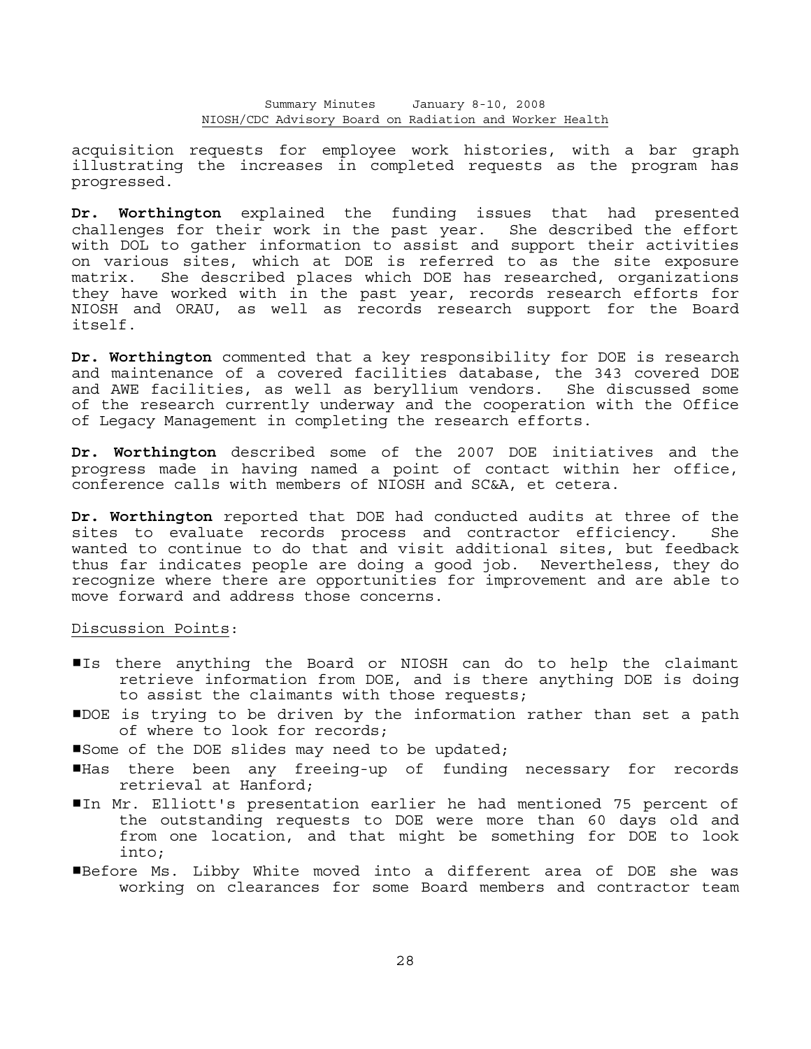acquisition requests for employee work histories, with a bar graph illustrating the increases in completed requests as the program has progressed.

**Dr. Worthington** explained the funding issues that had presented challenges for their work in the past year. She described the effort with DOL to gather information to assist and support their activities on various sites, which at DOE is referred to as the site exposure matrix. She described places which DOE has researched, organizations they have worked with in the past year, records research efforts for NIOSH and ORAU, as well as records research support for the Board itself.

**Dr. Worthington** commented that a key responsibility for DOE is research and maintenance of a covered facilities database, the 343 covered DOE and AWE facilities, as well as beryllium vendors. She discussed some of the research currently underway and the cooperation with the Office of Legacy Management in completing the research efforts.

**Dr. Worthington** described some of the 2007 DOE initiatives and the progress made in having named a point of contact within her office, conference calls with members of NIOSH and SC&A, et cetera.

**Dr. Worthington** reported that DOE had conducted audits at three of the sites to evaluate records process and contractor efficiency. She wanted to continue to do that and visit additional sites, but feedback thus far indicates people are doing a good job. Nevertheless, they do recognize where there are opportunities for improvement and are able to move forward and address those concerns.

Discussion Points:

- Is there anything the Board or NIOSH can do to help the claimant retrieve information from DOE, and is there anything DOE is doing to assist the claimants with those requests;
- DOE is trying to be driven by the information rather than set a path of where to look for records;
- Some of the DOE slides may need to be updated;
- Has there been any freeing-up of funding necessary for records retrieval at Hanford;
- In Mr. Elliott's presentation earlier he had mentioned 75 percent of the outstanding requests to DOE were more than 60 days old and from one location, and that might be something for DOE to look into;
- Before Ms. Libby White moved into a different area of DOE she was working on clearances for some Board members and contractor team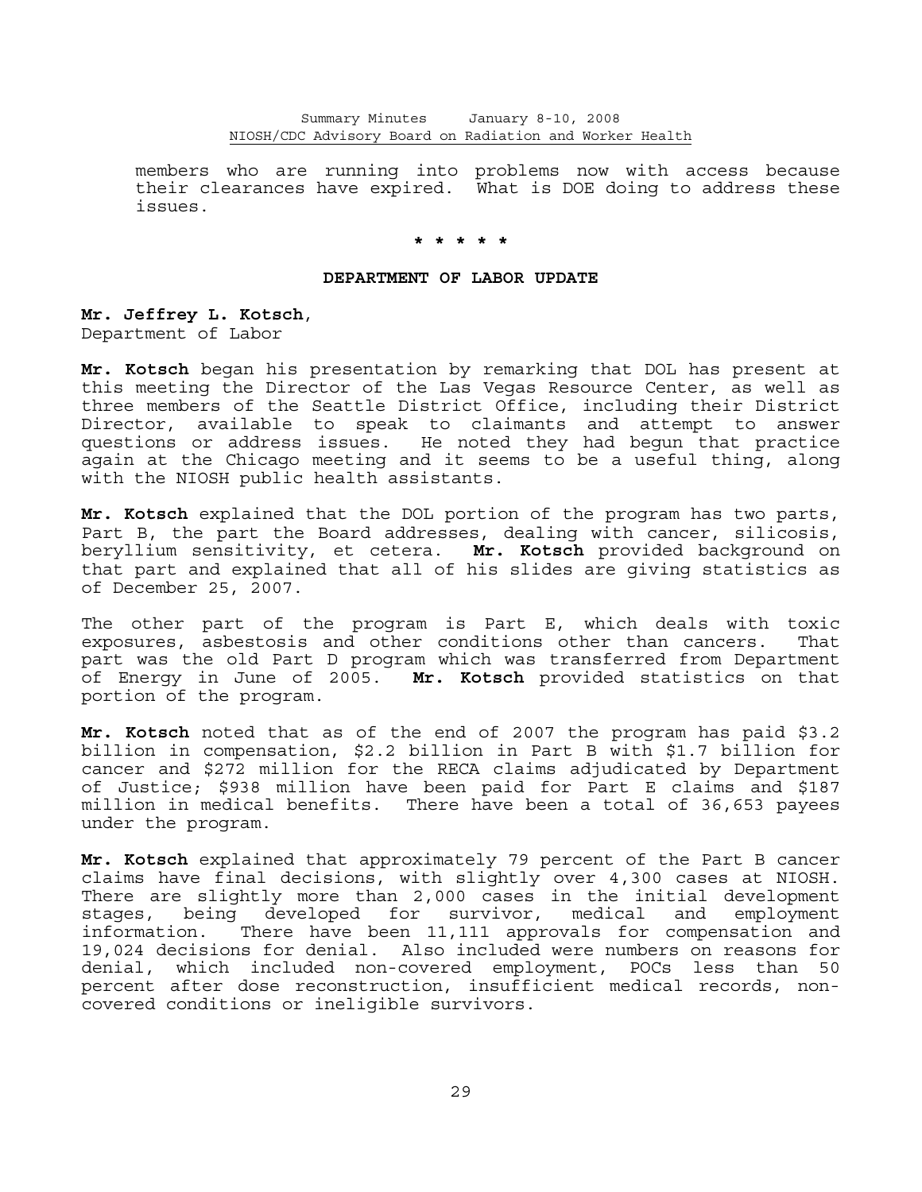members who are running into problems now with access because their clearances have expired. What is DOE doing to address these issues.

\* \* \* \* \*

## DEPARTMENT OF LABOR UPDATE

**Mr. Jeffrey L. Kotsch**,
Department of Labor

**Mr. Kotsch** began his presentation by remarking that DOL has present at this meeting the Director of the Las Vegas Resource Center, as well as three members of the Seattle District Office, including their District Director, available to speak to claimants and attempt to answer questions or address issues. He noted they had begun that practice again at the Chicago meeting and it seems to be a useful thing, along with the NIOSH public health assistants.

**Mr. Kotsch** explained that the DOL portion of the program has two parts, Part B, the part the Board addresses, dealing with cancer, silicosis, beryllium sensitivity, et cetera. **Mr. Kotsch** provided background on that part and explained that all of his slides are giving statistics as of December 25, 2007.

The other part of the program is Part E, which deals with toxic exposures, asbestosis and other conditions other than cancers. That part was the old Part D program which was transferred from Department of Energy in June of 2005. **Mr. Kotsch** provided statistics on that portion of the program.

**Mr. Kotsch** noted that as of the end of 2007 the program has paid $3.2 billion in compensation, $2.2 billion in Part B with $1.7 billion for cancer and $272 million for the RECA claims adjudicated by Department of Justice; $938 million have been paid for Part E claims and $187 million in medical benefits. There have been a total of 36,653 payees under the program.

**Mr. Kotsch** explained that approximately 79 percent of the Part B cancer claims have final decisions, with slightly over 4,300 cases at NIOSH. There are slightly more than 2,000 cases in the initial development stages, being developed for survivor, medical and employment information. There have been 11,111 approvals for compensation and 19,024 decisions for denial. Also included were numbers on reasons for denial, which included non-covered employment, POCs less than 50 percent after dose reconstruction, insufficient medical records, non-covered conditions or ineligible survivors.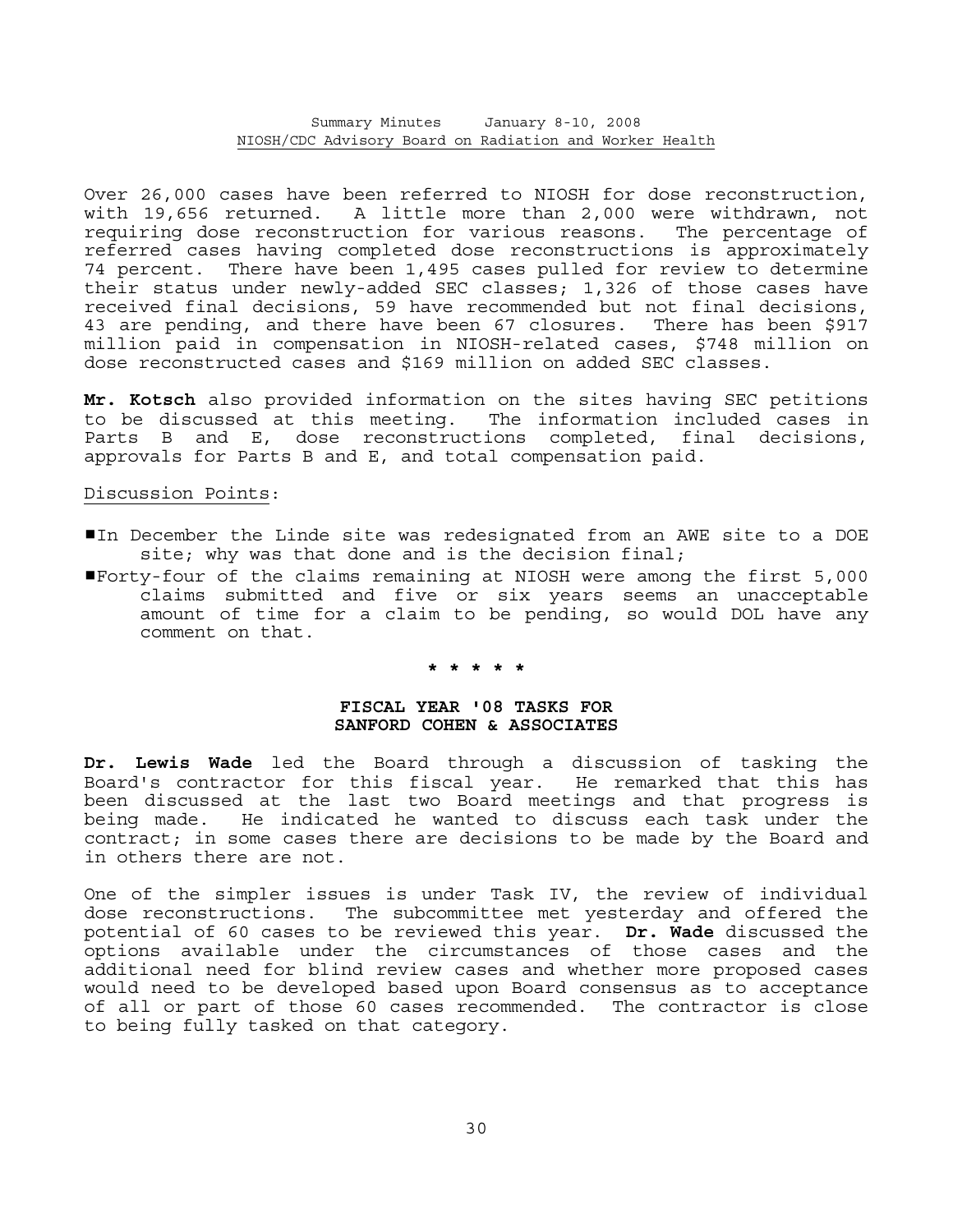Over 26,000 cases have been referred to NIOSH for dose reconstruction, with 19,656 returned. A little more than 2,000 were withdrawn, not requiring dose reconstruction for various reasons. The percentage of referred cases having completed dose reconstructions is approximately 74 percent. There have been 1,495 cases pulled for review to determine their status under newly-added SEC classes; 1,326 of those cases have received final decisions, 59 have recommended but not final decisions, 43 are pending, and there have been 67 closures. There has been $917 million paid in compensation in NIOSH-related cases, $748 million on dose reconstructed cases and $169 million on added SEC classes.

**Mr. Kotsch** also provided information on the sites having SEC petitions to be discussed at this meeting. The information included cases in Parts B and E, dose reconstructions completed, final decisions, approvals for Parts B and E, and total compensation paid.

Discussion Points:

- In December the Linde site was redesignated from an AWE site to a DOE site; why was that done and is the decision final;
- Forty-four of the claims remaining at NIOSH were among the first 5,000 claims submitted and five or six years seems an unacceptable amount of time for a claim to be pending, so would DOL have any comment on that.

\* \* \* \* \*

## FISCAL YEAR '08 TASKS FOR SANFORD COHEN & ASSOCIATES

**Dr. Lewis Wade** led the Board through a discussion of tasking the Board's contractor for this fiscal year. He remarked that this has been discussed at the last two Board meetings and that progress is being made. He indicated he wanted to discuss each task under the contract; in some cases there are decisions to be made by the Board and in others there are not.

One of the simpler issues is under Task IV, the review of individual dose reconstructions. The subcommittee met yesterday and offered the potential of 60 cases to be reviewed this year. **Dr. Wade** discussed the options available under the circumstances of those cases and the additional need for blind review cases and whether more proposed cases would need to be developed based upon Board consensus as to acceptance of all or part of those 60 cases recommended. The contractor is close to being fully tasked on that category.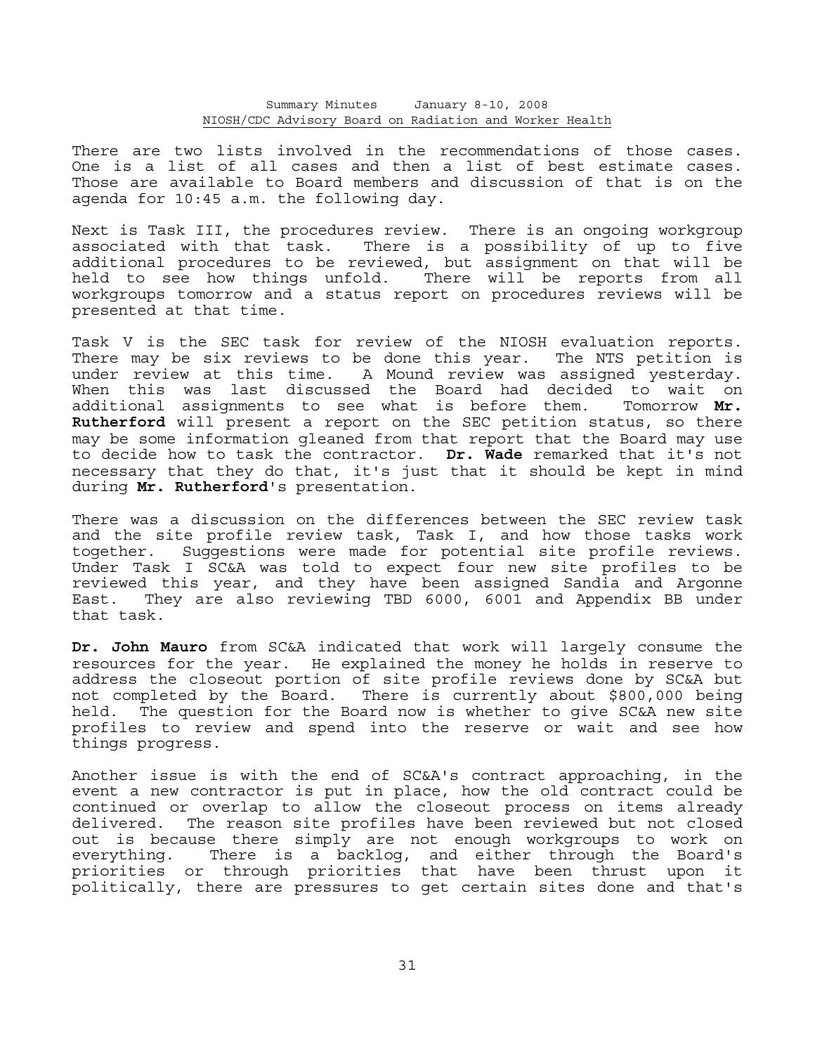There are two lists involved in the recommendations of those cases. One is a list of all cases and then a list of best estimate cases. Those are available to Board members and discussion of that is on the agenda for 10:45 a.m. the following day.

Next is Task III, the procedures review. There is an ongoing workgroup associated with that task. There is a possibility of up to five additional procedures to be reviewed, but assignment on that will be held to see how things unfold. There will be reports from all workgroups tomorrow and a status report on procedures reviews will be presented at that time.

Task V is the SEC task for review of the NIOSH evaluation reports. There may be six reviews to be done this year. The NTS petition is under review at this time. A Mound review was assigned yesterday. When this was last discussed the Board had decided to wait on additional assignments to see what is before them. Tomorrow **Mr. Rutherford** will present a report on the SEC petition status, so there may be some information gleaned from that report that the Board may use to decide how to task the contractor. **Dr. Wade** remarked that it's not necessary that they do that, it's just that it should be kept in mind during **Mr. Rutherford**'s presentation.

There was a discussion on the differences between the SEC review task and the site profile review task, Task I, and how those tasks work together. Suggestions were made for potential site profile reviews. Under Task I SC&A was told to expect four new site profiles to be reviewed this year, and they have been assigned Sandia and Argonne East. They are also reviewing TBD 6000, 6001 and Appendix BB under that task.

**Dr. John Mauro** from SC&A indicated that work will largely consume the resources for the year. He explained the money he holds in reserve to address the closeout portion of site profile reviews done by SC&A but not completed by the Board. There is currently about $800,000 being held. The question for the Board now is whether to give SC&A new site profiles to review and spend into the reserve or wait and see how things progress.

Another issue is with the end of SC&A's contract approaching, in the event a new contractor is put in place, how the old contract could be continued or overlap to allow the closeout process on items already delivered. The reason site profiles have been reviewed but not closed out is because there simply are not enough workgroups to work on everything. There is a backlog, and either through the Board's priorities or through priorities that have been thrust upon it politically, there are pressures to get certain sites done and that's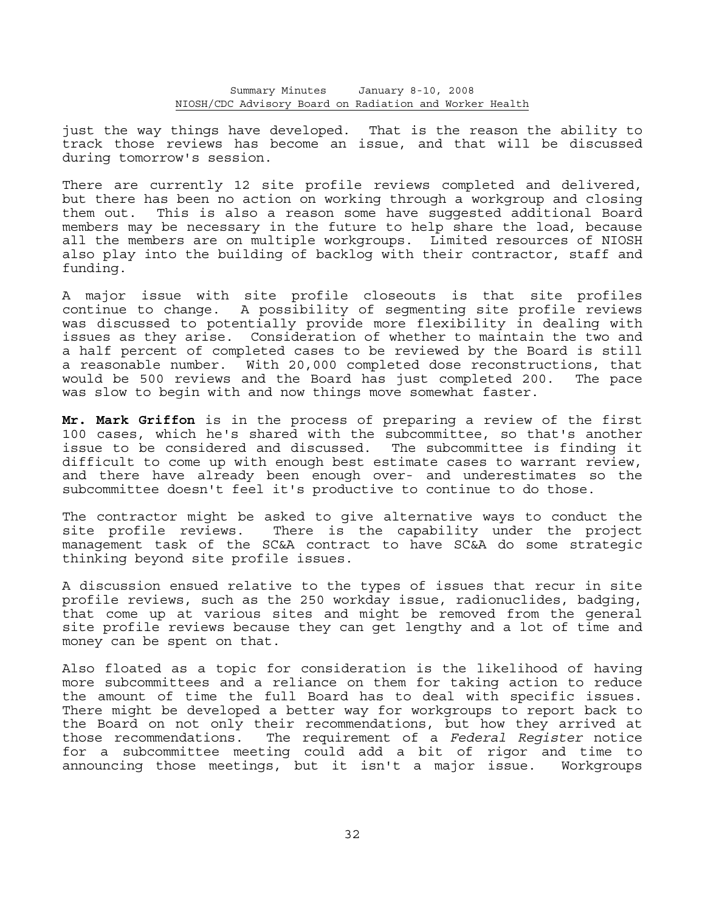just the way things have developed. That is the reason the ability to track those reviews has become an issue, and that will be discussed during tomorrow's session.

There are currently 12 site profile reviews completed and delivered, but there has been no action on working through a workgroup and closing them out. This is also a reason some have suggested additional Board members may be necessary in the future to help share the load, because all the members are on multiple workgroups. Limited resources of NIOSH also play into the building of backlog with their contractor, staff and funding.

A major issue with site profile closeouts is that site profiles continue to change. A possibility of segmenting site profile reviews was discussed to potentially provide more flexibility in dealing with issues as they arise. Consideration of whether to maintain the two and a half percent of completed cases to be reviewed by the Board is still a reasonable number. With 20,000 completed dose reconstructions, that would be 500 reviews and the Board has just completed 200. The pace was slow to begin with and now things move somewhat faster.

**Mr. Mark Griffon** is in the process of preparing a review of the first 100 cases, which he's shared with the subcommittee, so that's another issue to be considered and discussed. The subcommittee is finding it difficult to come up with enough best estimate cases to warrant review, and there have already been enough over- and underestimates so the subcommittee doesn't feel it's productive to continue to do those.

The contractor might be asked to give alternative ways to conduct the site profile reviews. There is the capability under the project management task of the SC&A contract to have SC&A do some strategic thinking beyond site profile issues.

A discussion ensued relative to the types of issues that recur in site profile reviews, such as the 250 workday issue, radionuclides, badging, that come up at various sites and might be removed from the general site profile reviews because they can get lengthy and a lot of time and money can be spent on that.

Also floated as a topic for consideration is the likelihood of having more subcommittees and a reliance on them for taking action to reduce the amount of time the full Board has to deal with specific issues. There might be developed a better way for workgroups to report back to the Board on not only their recommendations, but how they arrived at those recommendations. The requirement of a *Federal Register* notice for a subcommittee meeting could add a bit of rigor and time to announcing those meetings, but it isn't a major issue. Workgroups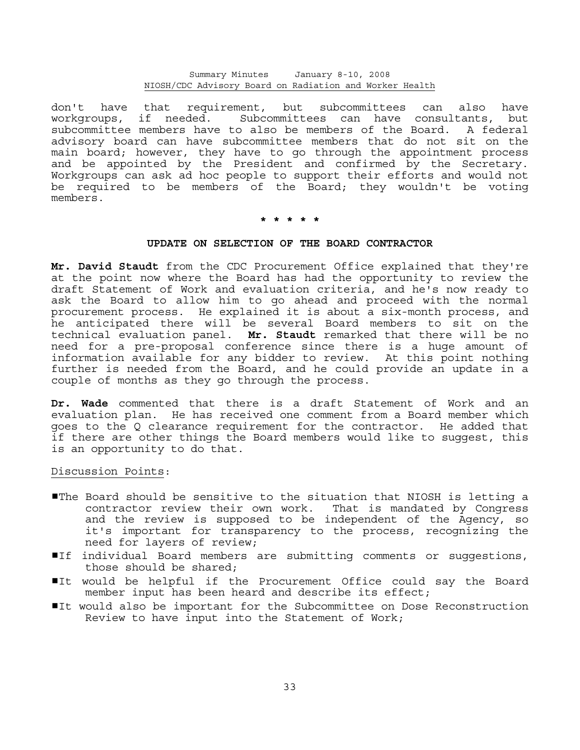don't have that requirement, but subcommittees can also have workgroups, if needed. Subcommittees can have consultants, but subcommittee members have to also be members of the Board. A federal advisory board can have subcommittee members that do not sit on the main board; however, they have to go through the appointment process and be appointed by the President and confirmed by the Secretary. Workgroups can ask ad hoc people to support their efforts and would not be required to be members of the Board; they wouldn't be voting members.

\* \* \* \* \*

## UPDATE ON SELECTION OF THE BOARD CONTRACTOR

**Mr. David Staudt** from the CDC Procurement Office explained that they're at the point now where the Board has had the opportunity to review the draft Statement of Work and evaluation criteria, and he's now ready to ask the Board to allow him to go ahead and proceed with the normal procurement process. He explained it is about a six-month process, and he anticipated there will be several Board members to sit on the technical evaluation panel. **Mr. Staudt** remarked that there will be no need for a pre-proposal conference since there is a huge amount of information available for any bidder to review. At this point nothing further is needed from the Board, and he could provide an update in a couple of months as they go through the process.

**Dr. Wade** commented that there is a draft Statement of Work and an evaluation plan. He has received one comment from a Board member which goes to the Q clearance requirement for the contractor. He added that if there are other things the Board members would like to suggest, this is an opportunity to do that.

Discussion Points:

- The Board should be sensitive to the situation that NIOSH is letting a contractor review their own work. That is mandated by Congress and the review is supposed to be independent of the Agency, so it's important for transparency to the process, recognizing the need for layers of review;
- If individual Board members are submitting comments or suggestions, those should be shared;
- It would be helpful if the Procurement Office could say the Board member input has been heard and describe its effect;
- It would also be important for the Subcommittee on Dose Reconstruction Review to have input into the Statement of Work;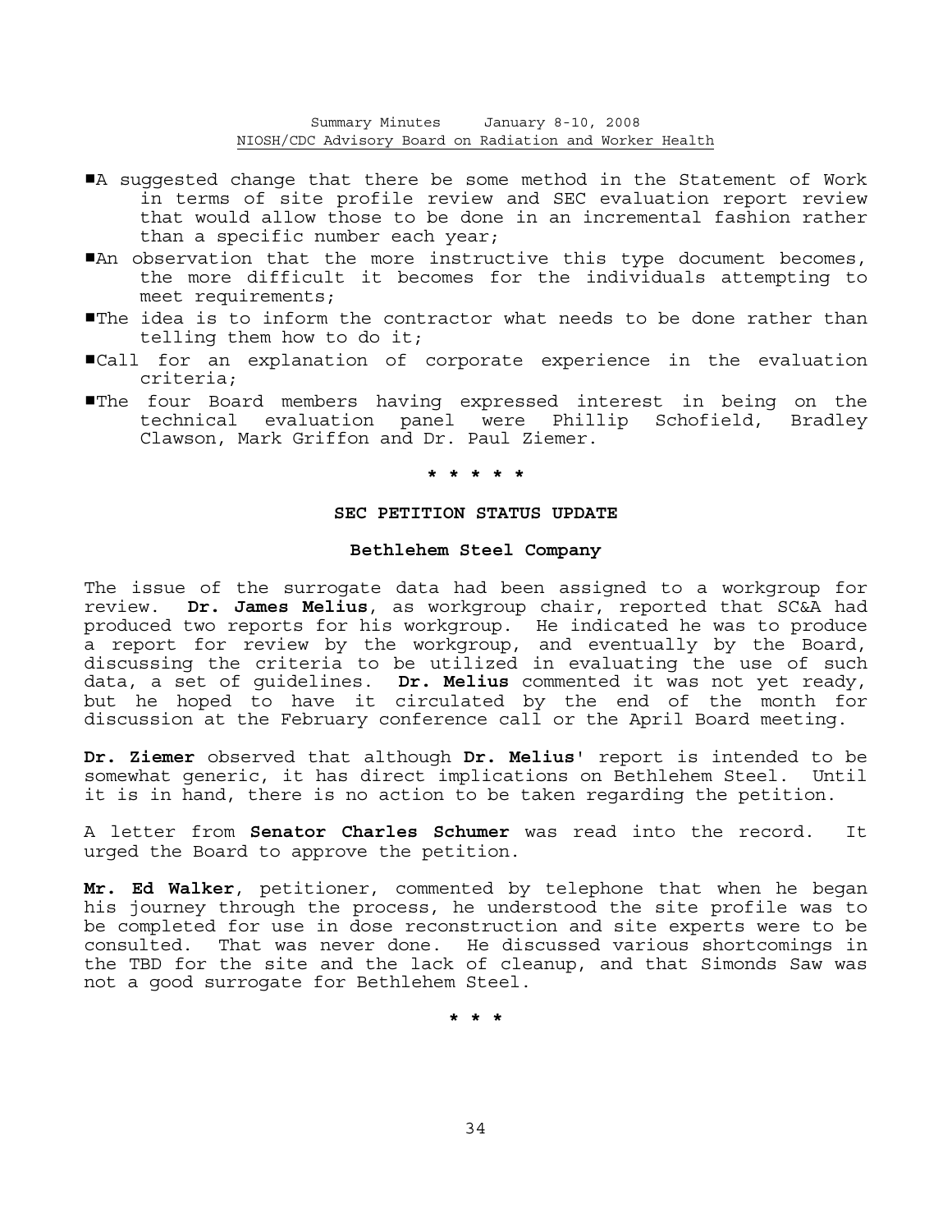- A suggested change that there be some method in the Statement of Work in terms of site profile review and SEC evaluation report review that would allow those to be done in an incremental fashion rather than a specific number each year;
- An observation that the more instructive this type document becomes, the more difficult it becomes for the individuals attempting to meet requirements;
- The idea is to inform the contractor what needs to be done rather than telling them how to do it;
- Call for an explanation of corporate experience in the evaluation criteria;
- The four Board members having expressed interest in being on the technical evaluation panel were Phillip Schofield, Bradley Clawson, Mark Griffon and Dr. Paul Ziemer.

**\* \* \* \* \***

## SEC PETITION STATUS UPDATE

### Bethlehem Steel Company

The issue of the surrogate data had been assigned to a workgroup for review. **Dr. James Melius**, as workgroup chair, reported that SC&A had produced two reports for his workgroup. He indicated he was to produce a report for review by the workgroup, and eventually by the Board, discussing the criteria to be utilized in evaluating the use of such data, a set of guidelines. **Dr. Melius** commented it was not yet ready, but he hoped to have it circulated by the end of the month for discussion at the February conference call or the April Board meeting.

**Dr. Ziemer** observed that although **Dr. Melius**' report is intended to be somewhat generic, it has direct implications on Bethlehem Steel. Until it is in hand, there is no action to be taken regarding the petition.

A letter from **Senator Charles Schumer** was read into the record. It urged the Board to approve the petition.

**Mr. Ed Walker**, petitioner, commented by telephone that when he began his journey through the process, he understood the site profile was to be completed for use in dose reconstruction and site experts were to be consulted. That was never done. He discussed various shortcomings in the TBD for the site and the lack of cleanup, and that Simonds Saw was not a good surrogate for Bethlehem Steel.

**\* \* \***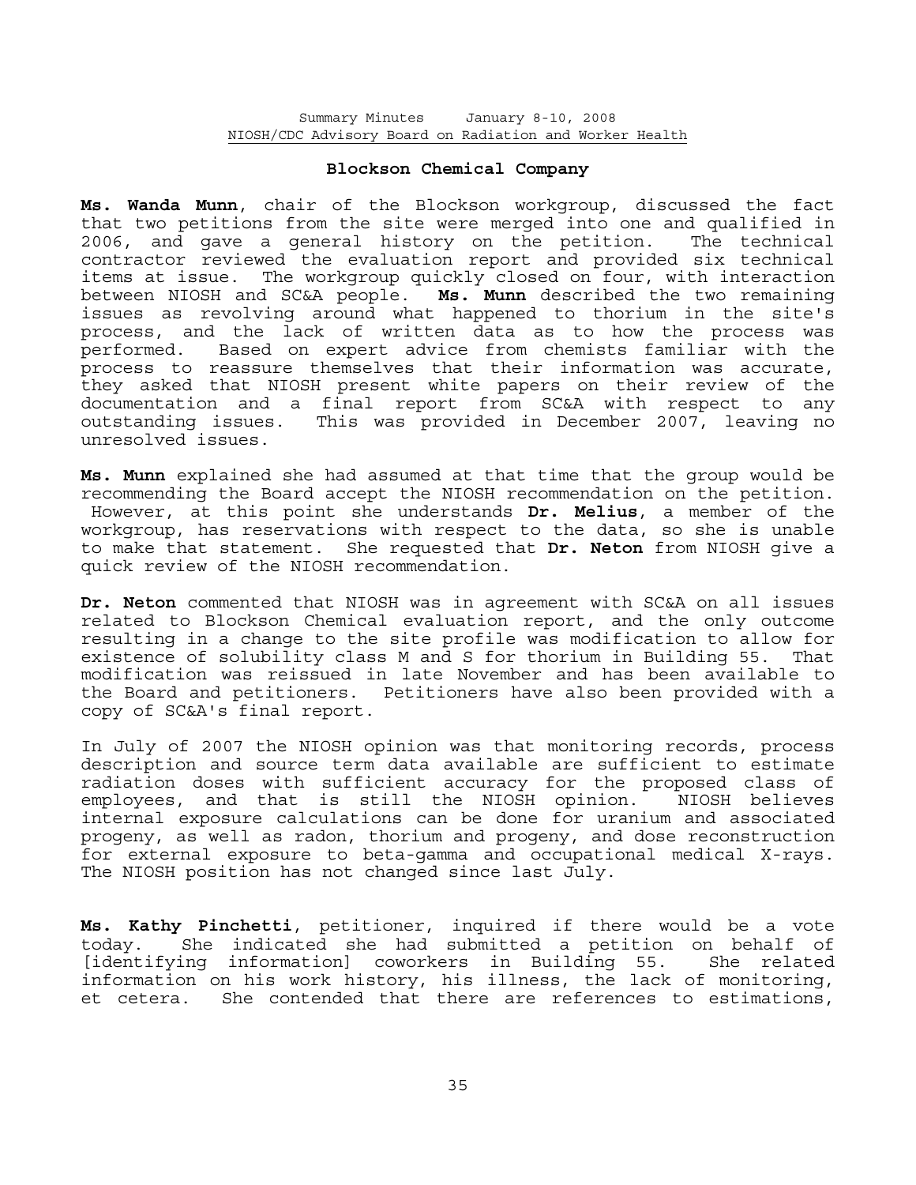## Blockson Chemical Company

**Ms. Wanda Munn**, chair of the Blockson workgroup, discussed the fact that two petitions from the site were merged into one and qualified in 2006, and gave a general history on the petition. The technical contractor reviewed the evaluation report and provided six technical items at issue. The workgroup quickly closed on four, with interaction between NIOSH and SC&A people. **Ms. Munn** described the two remaining issues as revolving around what happened to thorium in the site's process, and the lack of written data as to how the process was performed. Based on expert advice from chemists familiar with the process to reassure themselves that their information was accurate, they asked that NIOSH present white papers on their review of the documentation and a final report from SC&A with respect to any outstanding issues. This was provided in December 2007, leaving no unresolved issues.

**Ms. Munn** explained she had assumed at that time that the group would be recommending the Board accept the NIOSH recommendation on the petition. However, at this point she understands **Dr. Melius**, a member of the workgroup, has reservations with respect to the data, so she is unable to make that statement. She requested that **Dr. Neton** from NIOSH give a quick review of the NIOSH recommendation.

**Dr. Neton** commented that NIOSH was in agreement with SC&A on all issues related to Blockson Chemical evaluation report, and the only outcome resulting in a change to the site profile was modification to allow for existence of solubility class M and S for thorium in Building 55. That modification was reissued in late November and has been available to the Board and petitioners. Petitioners have also been provided with a copy of SC&A's final report.

In July of 2007 the NIOSH opinion was that monitoring records, process description and source term data available are sufficient to estimate radiation doses with sufficient accuracy for the proposed class of employees, and that is still the NIOSH opinion. NIOSH believes internal exposure calculations can be done for uranium and associated progeny, as well as radon, thorium and progeny, and dose reconstruction for external exposure to beta-gamma and occupational medical X-rays. The NIOSH position has not changed since last July.

**Ms. Kathy Pinchetti**, petitioner, inquired if there would be a vote today. She indicated she had submitted a petition on behalf of [identifying information] coworkers in Building 55. She related information on his work history, his illness, the lack of monitoring, et cetera. She contended that there are references to estimations,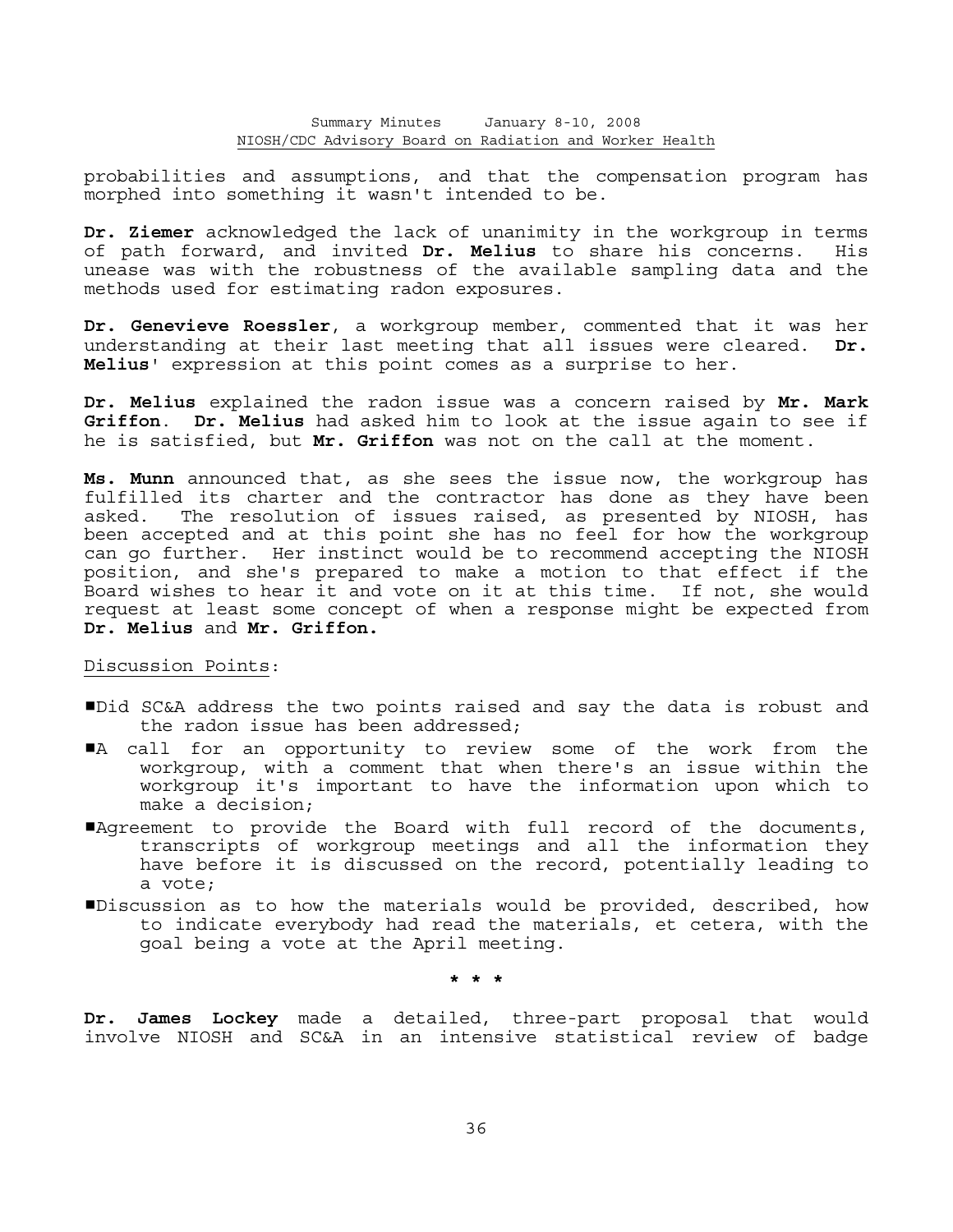probabilities and assumptions, and that the compensation program has morphed into something it wasn't intended to be.

**Dr. Ziemer** acknowledged the lack of unanimity in the workgroup in terms of path forward, and invited **Dr. Melius** to share his concerns. His unease was with the robustness of the available sampling data and the methods used for estimating radon exposures.

**Dr. Genevieve Roessler**, a workgroup member, commented that it was her understanding at their last meeting that all issues were cleared. **Dr. Melius**' expression at this point comes as a surprise to her.

**Dr. Melius** explained the radon issue was a concern raised by **Mr. Mark Griffon**. **Dr. Melius** had asked him to look at the issue again to see if he is satisfied, but **Mr. Griffon** was not on the call at the moment.

**Ms. Munn** announced that, as she sees the issue now, the workgroup has fulfilled its charter and the contractor has done as they have been asked. The resolution of issues raised, as presented by NIOSH, has been accepted and at this point she has no feel for how the workgroup can go further. Her instinct would be to recommend accepting the NIOSH position, and she's prepared to make a motion to that effect if the Board wishes to hear it and vote on it at this time. If not, she would request at least some concept of when a response might be expected from **Dr. Melius** and **Mr. Griffon.**

Discussion Points:

- Did SC&A address the two points raised and say the data is robust and the radon issue has been addressed;
- A call for an opportunity to review some of the work from the workgroup, with a comment that when there's an issue within the workgroup it's important to have the information upon which to make a decision;
- Agreement to provide the Board with full record of the documents, transcripts of workgroup meetings and all the information they have before it is discussed on the record, potentially leading to a vote;
- Discussion as to how the materials would be provided, described, how to indicate everybody had read the materials, et cetera, with the goal being a vote at the April meeting.

\* \* \*

**Dr. James Lockey** made a detailed, three-part proposal that would involve NIOSH and SC&A in an intensive statistical review of badge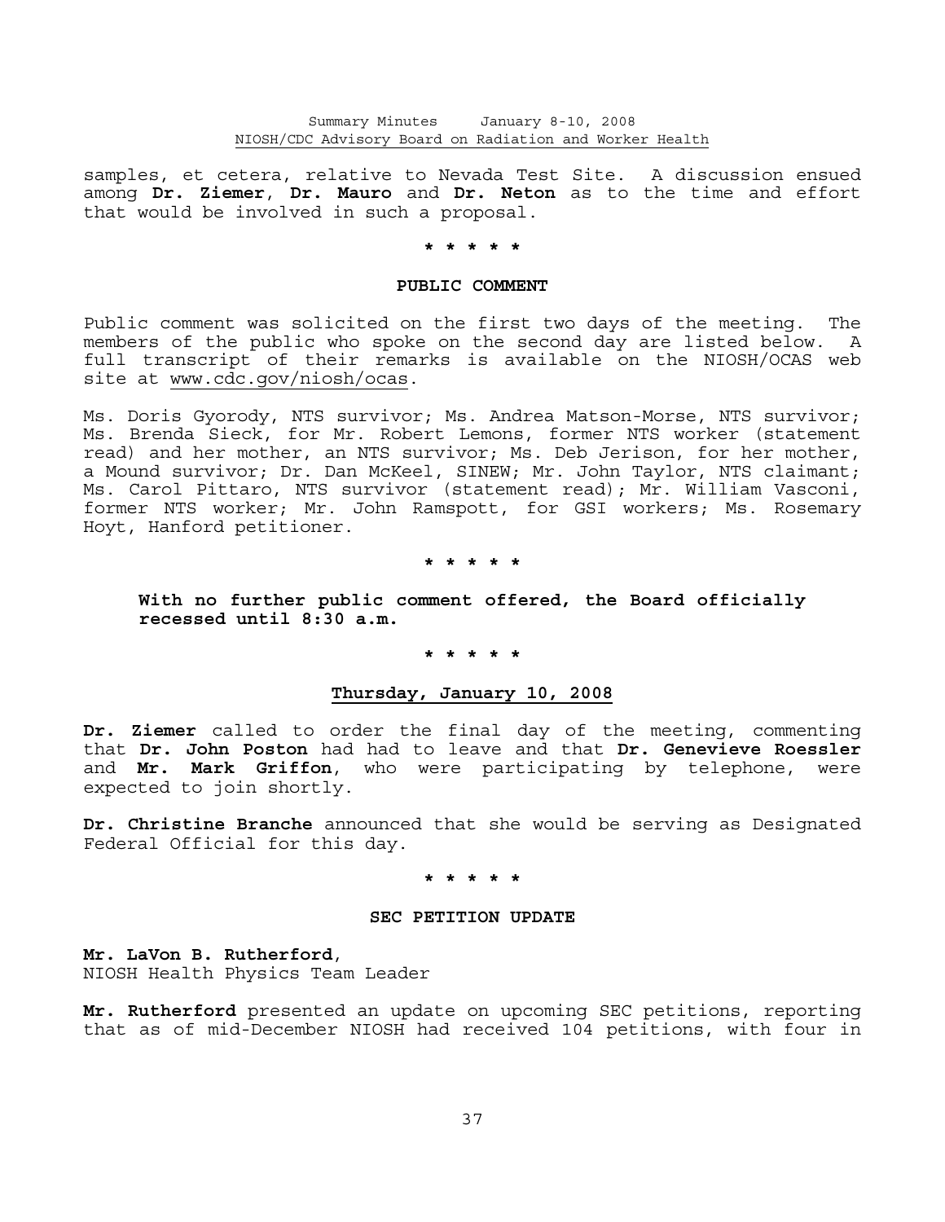samples, et cetera, relative to Nevada Test Site. A discussion ensued among **Dr. Ziemer**, **Dr. Mauro** and **Dr. Neton** as to the time and effort that would be involved in such a proposal.

\* \* \* \* \*

## PUBLIC COMMENT

Public comment was solicited on the first two days of the meeting. The members of the public who spoke on the second day are listed below. A full transcript of their remarks is available on the NIOSH/OCAS web site at www.cdc.gov/niosh/ocas.

Ms. Doris Gyorody, NTS survivor; Ms. Andrea Matson-Morse, NTS survivor; Ms. Brenda Sieck, for Mr. Robert Lemons, former NTS worker (statement read) and her mother, an NTS survivor; Ms. Deb Jerison, for her mother, a Mound survivor; Dr. Dan McKeel, SINEW; Mr. John Taylor, NTS claimant; Ms. Carol Pittaro, NTS survivor (statement read); Mr. William Vasconi, former NTS worker; Mr. John Ramspott, for GSI workers; Ms. Rosemary Hoyt, Hanford petitioner.

\* \* \* \* \*

**With no further public comment offered, the Board officially recessed until 8:30 a.m.**

\* \* \* \* \*

## Thursday, January 10, 2008

**Dr. Ziemer** called to order the final day of the meeting, commenting that **Dr. John Poston** had had to leave and that **Dr. Genevieve Roessler** and **Mr. Mark Griffon**, who were participating by telephone, were expected to join shortly.

**Dr. Christine Branche** announced that she would be serving as Designated Federal Official for this day.

\* \* \* \* \*

## SEC PETITION UPDATE

**Mr. LaVon B. Rutherford**,
NIOSH Health Physics Team Leader

**Mr. Rutherford** presented an update on upcoming SEC petitions, reporting that as of mid-December NIOSH had received 104 petitions, with four in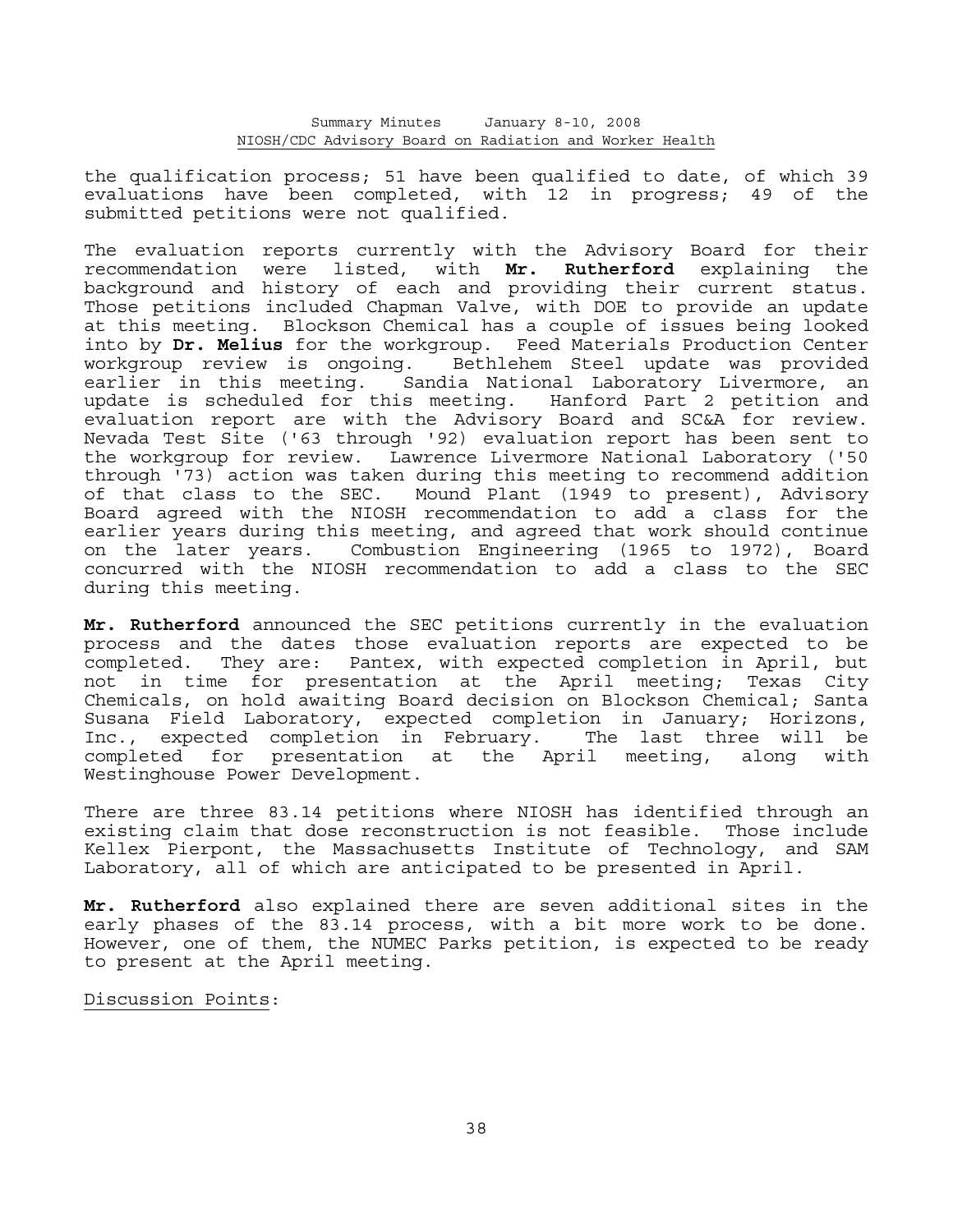the qualification process; 51 have been qualified to date, of which 39 evaluations have been completed, with 12 in progress; 49 of the submitted petitions were not qualified.

The evaluation reports currently with the Advisory Board for their recommendation were listed, with **Mr. Rutherford** explaining the background and history of each and providing their current status. Those petitions included Chapman Valve, with DOE to provide an update at this meeting. Blockson Chemical has a couple of issues being looked into by **Dr. Melius** for the workgroup. Feed Materials Production Center workgroup review is ongoing. Bethlehem Steel update was provided earlier in this meeting. Sandia National Laboratory Livermore, an update is scheduled for this meeting. Hanford Part 2 petition and evaluation report are with the Advisory Board and SC&A for review. Nevada Test Site ('63 through '92) evaluation report has been sent to the workgroup for review. Lawrence Livermore National Laboratory ('50 through '73) action was taken during this meeting to recommend addition of that class to the SEC. Mound Plant (1949 to present), Advisory Board agreed with the NIOSH recommendation to add a class for the earlier years during this meeting, and agreed that work should continue on the later years. Combustion Engineering (1965 to 1972), Board concurred with the NIOSH recommendation to add a class to the SEC during this meeting.

**Mr. Rutherford** announced the SEC petitions currently in the evaluation process and the dates those evaluation reports are expected to be completed. They are: Pantex, with expected completion in April, but not in time for presentation at the April meeting; Texas City Chemicals, on hold awaiting Board decision on Blockson Chemical; Santa Susana Field Laboratory, expected completion in January; Horizons, Inc., expected completion in February. The last three will be completed for presentation at the April meeting, along with Westinghouse Power Development.

There are three 83.14 petitions where NIOSH has identified through an existing claim that dose reconstruction is not feasible. Those include Kellex Pierpont, the Massachusetts Institute of Technology, and SAM Laboratory, all of which are anticipated to be presented in April.

**Mr. Rutherford** also explained there are seven additional sites in the early phases of the 83.14 process, with a bit more work to be done. However, one of them, the NUMEC Parks petition, is expected to be ready to present at the April meeting.

Discussion Points: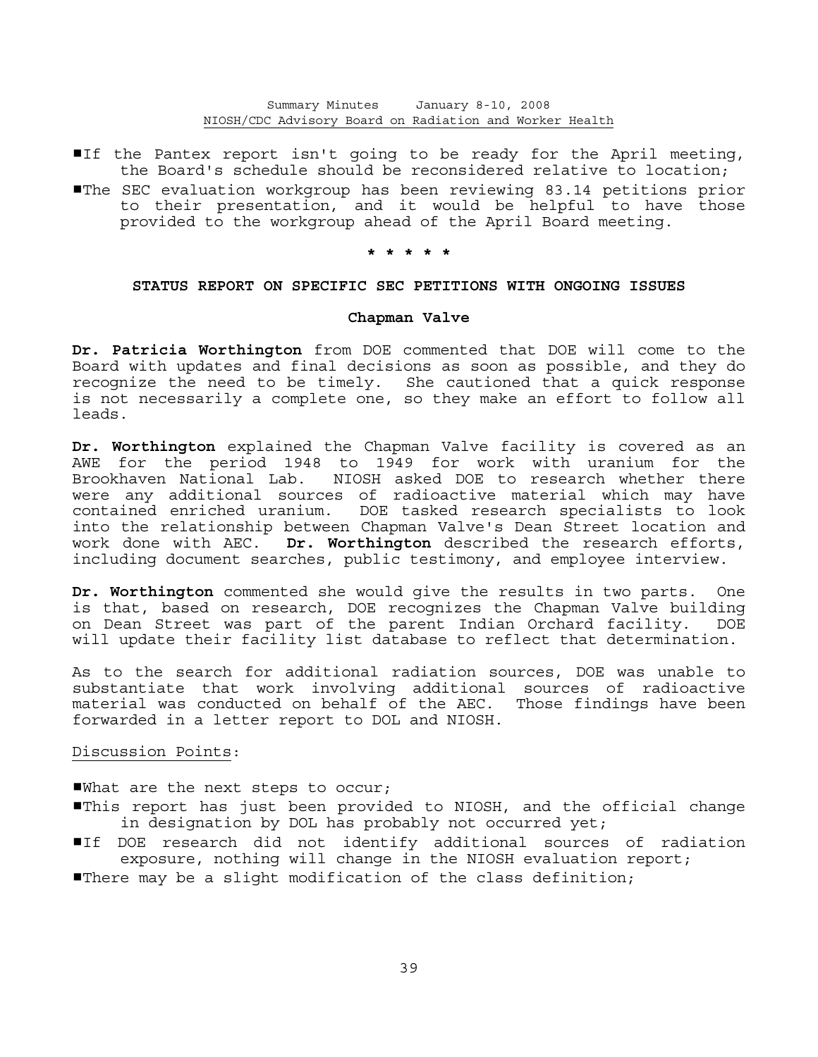- If the Pantex report isn't going to be ready for the April meeting, the Board's schedule should be reconsidered relative to location;
- The SEC evaluation workgroup has been reviewing 83.14 petitions prior to their presentation, and it would be helpful to have those provided to the workgroup ahead of the April Board meeting.

\* \* \* \* \*

## STATUS REPORT ON SPECIFIC SEC PETITIONS WITH ONGOING ISSUES

### Chapman Valve

**Dr. Patricia Worthington** from DOE commented that DOE will come to the Board with updates and final decisions as soon as possible, and they do recognize the need to be timely. She cautioned that a quick response is not necessarily a complete one, so they make an effort to follow all leads.

**Dr. Worthington** explained the Chapman Valve facility is covered as an AWE for the period 1948 to 1949 for work with uranium for the Brookhaven National Lab. NIOSH asked DOE to research whether there were any additional sources of radioactive material which may have contained enriched uranium. DOE tasked research specialists to look into the relationship between Chapman Valve's Dean Street location and work done with AEC. **Dr. Worthington** described the research efforts, including document searches, public testimony, and employee interview.

**Dr. Worthington** commented she would give the results in two parts. One is that, based on research, DOE recognizes the Chapman Valve building on Dean Street was part of the parent Indian Orchard facility. DOE will update their facility list database to reflect that determination.

As to the search for additional radiation sources, DOE was unable to substantiate that work involving additional sources of radioactive material was conducted on behalf of the AEC. Those findings have been forwarded in a letter report to DOL and NIOSH.

Discussion Points:

- What are the next steps to occur;
- This report has just been provided to NIOSH, and the official change in designation by DOL has probably not occurred yet;
- If DOE research did not identify additional sources of radiation exposure, nothing will change in the NIOSH evaluation report;
- There may be a slight modification of the class definition;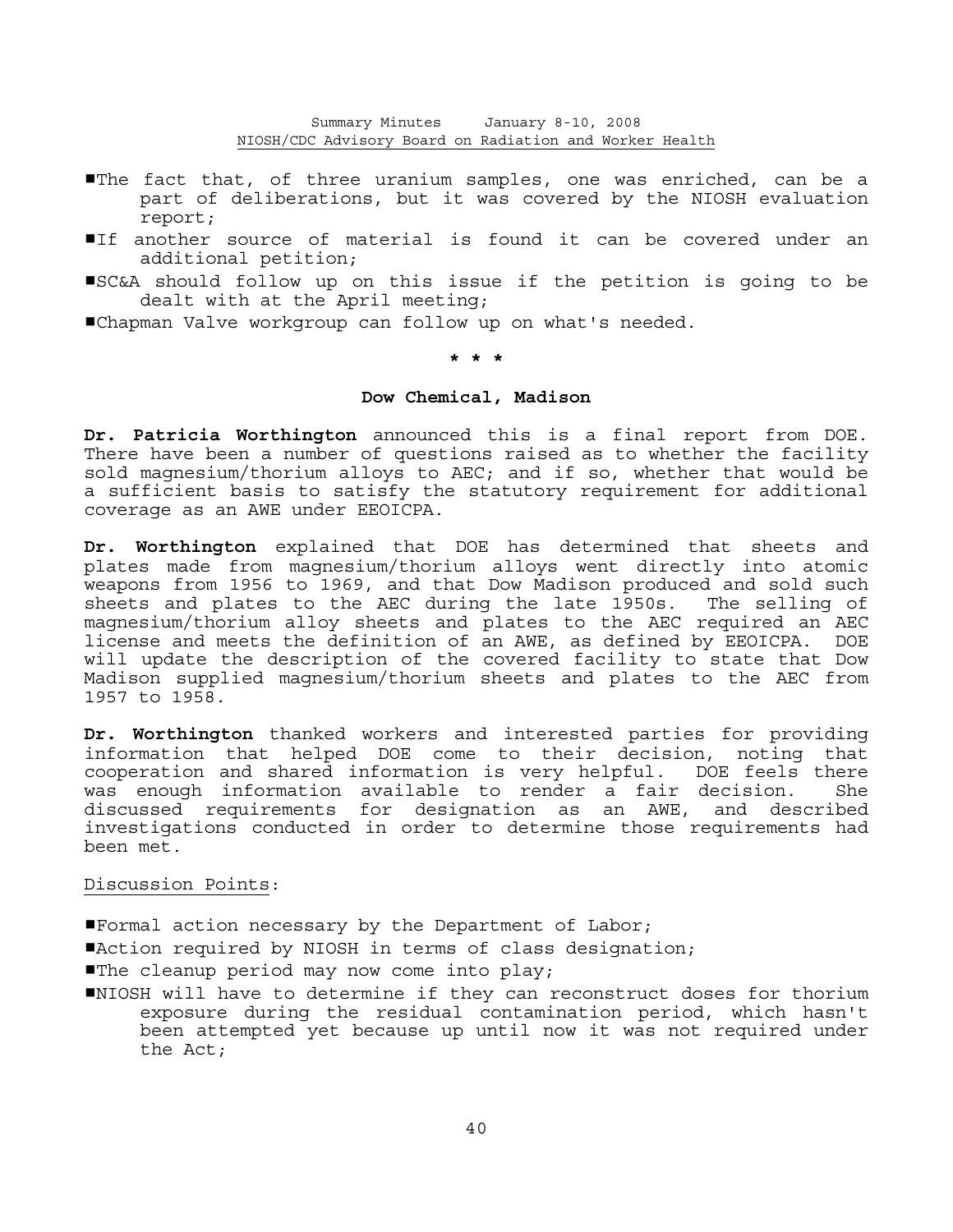- The fact that, of three uranium samples, one was enriched, can be a part of deliberations, but it was covered by the NIOSH evaluation report;
- If another source of material is found it can be covered under an additional petition;
- SC&A should follow up on this issue if the petition is going to be dealt with at the April meeting;
- Chapman Valve workgroup can follow up on what's needed.

\* \* \*

### Dow Chemical, Madison

**Dr. Patricia Worthington** announced this is a final report from DOE. There have been a number of questions raised as to whether the facility sold magnesium/thorium alloys to AEC; and if so, whether that would be a sufficient basis to satisfy the statutory requirement for additional coverage as an AWE under EEOICPA.

**Dr. Worthington** explained that DOE has determined that sheets and plates made from magnesium/thorium alloys went directly into atomic weapons from 1956 to 1969, and that Dow Madison produced and sold such sheets and plates to the AEC during the late 1950s. The selling of magnesium/thorium alloy sheets and plates to the AEC required an AEC license and meets the definition of an AWE, as defined by EEOICPA. DOE will update the description of the covered facility to state that Dow Madison supplied magnesium/thorium sheets and plates to the AEC from 1957 to 1958.

**Dr. Worthington** thanked workers and interested parties for providing information that helped DOE come to their decision, noting that cooperation and shared information is very helpful. DOE feels there was enough information available to render a fair decision. She discussed requirements for designation as an AWE, and described investigations conducted in order to determine those requirements had been met.

<u>Discussion Points</u>:

- Formal action necessary by the Department of Labor;
- Action required by NIOSH in terms of class designation;
- The cleanup period may now come into play;
- NIOSH will have to determine if they can reconstruct doses for thorium exposure during the residual contamination period, which hasn't been attempted yet because up until now it was not required under the Act;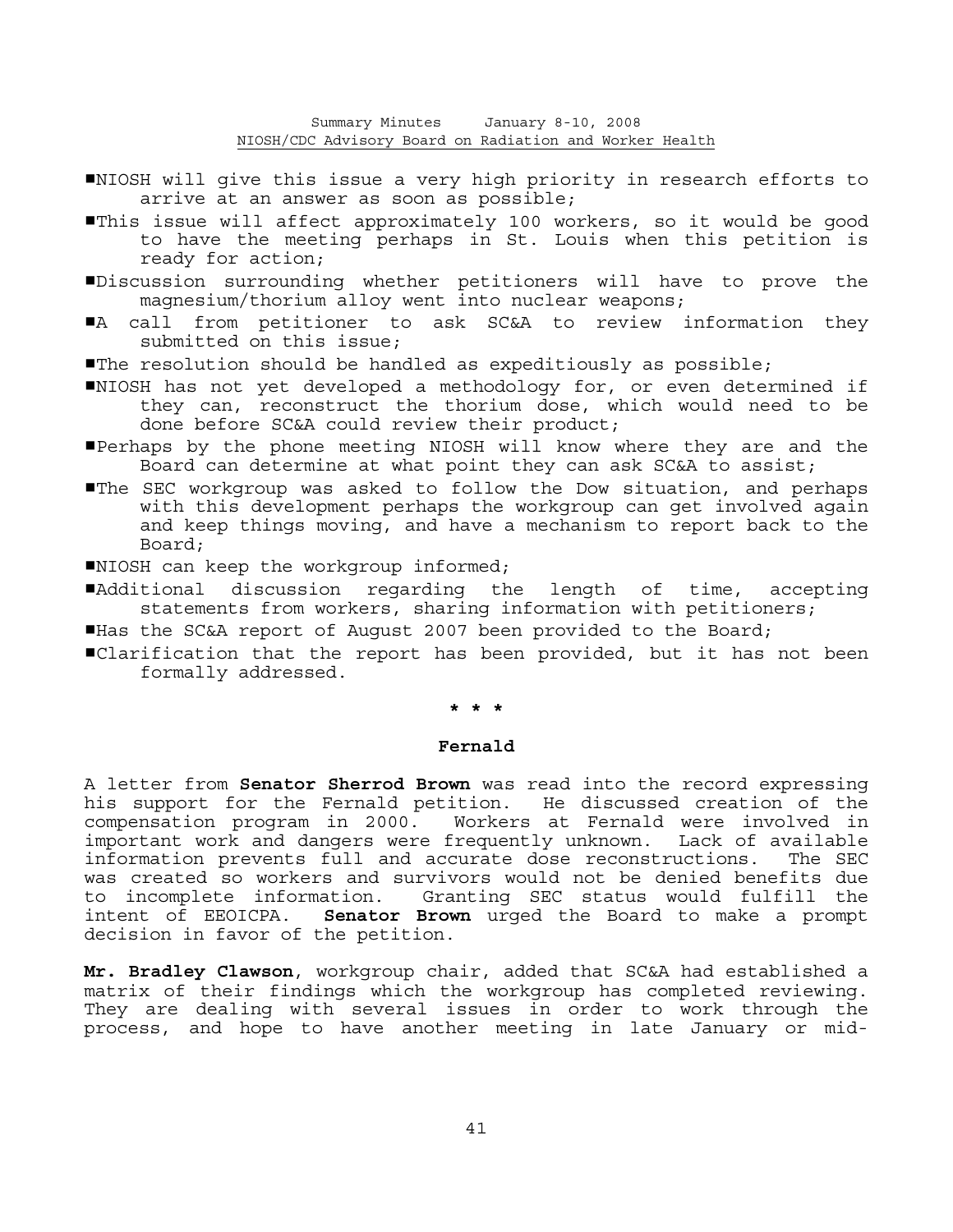- NIOSH will give this issue a very high priority in research efforts to arrive at an answer as soon as possible;
- This issue will affect approximately 100 workers, so it would be good to have the meeting perhaps in St. Louis when this petition is ready for action;
- Discussion surrounding whether petitioners will have to prove the magnesium/thorium alloy went into nuclear weapons;
- A call from petitioner to ask SC&A to review information they submitted on this issue;
- The resolution should be handled as expeditiously as possible;
- NIOSH has not yet developed a methodology for, or even determined if they can, reconstruct the thorium dose, which would need to be done before SC&A could review their product;
- Perhaps by the phone meeting NIOSH will know where they are and the Board can determine at what point they can ask SC&A to assist;
- The SEC workgroup was asked to follow the Dow situation, and perhaps with this development perhaps the workgroup can get involved again and keep things moving, and have a mechanism to report back to the Board;
- NIOSH can keep the workgroup informed;
- Additional discussion regarding the length of time, accepting statements from workers, sharing information with petitioners;
- Has the SC&A report of August 2007 been provided to the Board;
- Clarification that the report has been provided, but it has not been formally addressed.

\* \* \*

**Fernald**

A letter from **Senator Sherrod Brown** was read into the record expressing his support for the Fernald petition. He discussed creation of the compensation program in 2000. Workers at Fernald were involved in important work and dangers were frequently unknown. Lack of available information prevents full and accurate dose reconstructions. The SEC was created so workers and survivors would not be denied benefits due to incomplete information. Granting SEC status would fulfill the intent of EEOICPA. **Senator Brown** urged the Board to make a prompt decision in favor of the petition.

**Mr. Bradley Clawson**, workgroup chair, added that SC&A had established a matrix of their findings which the workgroup has completed reviewing. They are dealing with several issues in order to work through the process, and hope to have another meeting in late January or mid-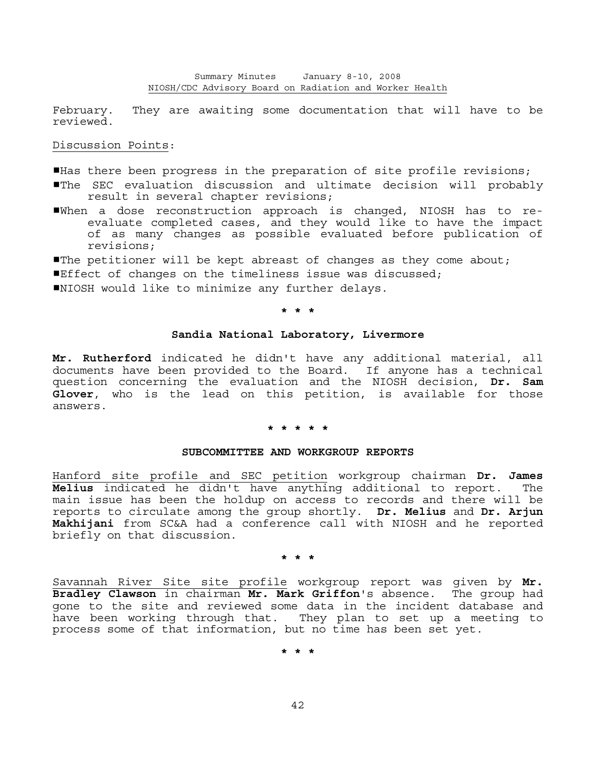February. They are awaiting some documentation that will have to be reviewed.

Discussion Points:

- Has there been progress in the preparation of site profile revisions;
- The SEC evaluation discussion and ultimate decision will probably result in several chapter revisions;
- When a dose reconstruction approach is changed, NIOSH has to re-evaluate completed cases, and they would like to have the impact of as many changes as possible evaluated before publication of revisions;
- The petitioner will be kept abreast of changes as they come about;
- Effect of changes on the timeliness issue was discussed;
- NIOSH would like to minimize any further delays.

\* \* \*

### Sandia National Laboratory, Livermore

**Mr. Rutherford** indicated he didn't have any additional material, all documents have been provided to the Board. If anyone has a technical question concerning the evaluation and the NIOSH decision, **Dr. Sam Glover**, who is the lead on this petition, is available for those answers.

\* \* \* \* \*

## SUBCOMMITTEE AND WORKGROUP REPORTS

Hanford site profile and SEC petition workgroup chairman **Dr. James Melius** indicated he didn't have anything additional to report. The main issue has been the holdup on access to records and there will be reports to circulate among the group shortly. **Dr. Melius** and **Dr. Arjun Makhijani** from SC&A had a conference call with NIOSH and he reported briefly on that discussion.

\* \* \*

Savannah River Site site profile workgroup report was given by **Mr. Bradley Clawson** in chairman **Mr. Mark Griffon**'s absence. The group had gone to the site and reviewed some data in the incident database and have been working through that. They plan to set up a meeting to process some of that information, but no time has been set yet.

\* \* \*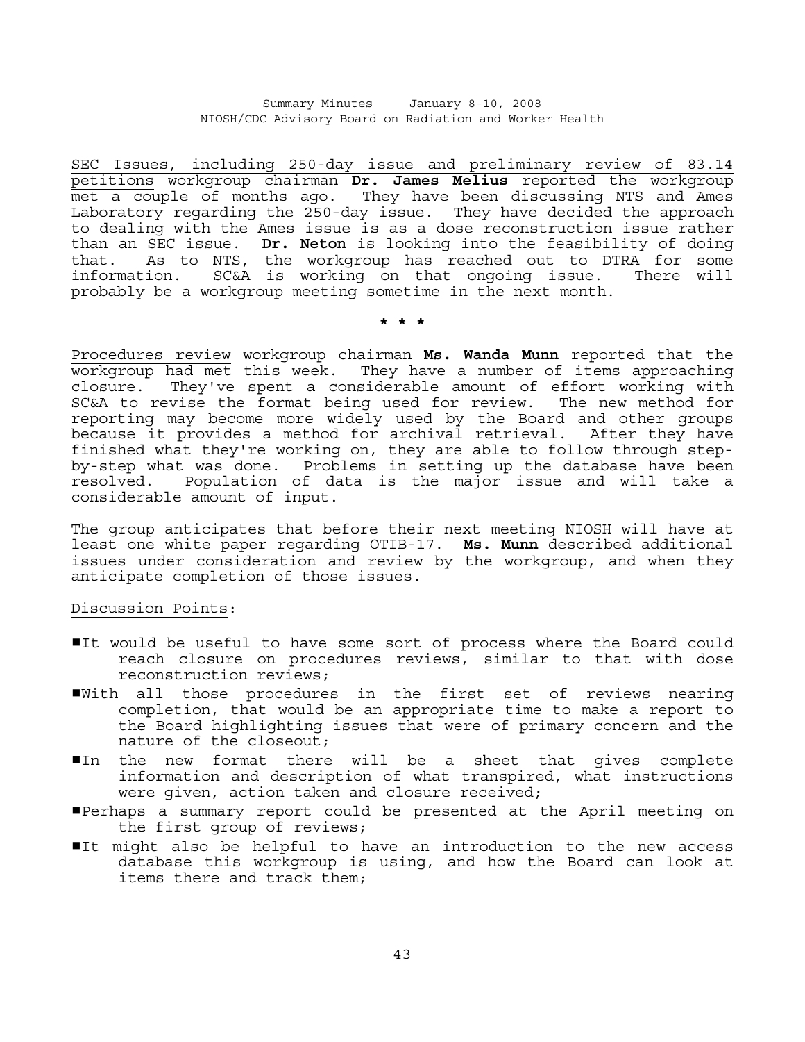<u>SEC Issues, including 250-day issue and preliminary review of 83.14 petitions</u> workgroup chairman **Dr. James Melius** reported the workgroup met a couple of months ago. They have been discussing NTS and Ames Laboratory regarding the 250-day issue. They have decided the approach to dealing with the Ames issue is as a dose reconstruction issue rather than an SEC issue. **Dr. Neton** is looking into the feasibility of doing that. As to NTS, the workgroup has reached out to DTRA for some information. SC&A is working on that ongoing issue. There will probably be a workgroup meeting sometime in the next month.

\* \* \*

<u>Procedures review</u> workgroup chairman **Ms. Wanda Munn** reported that the workgroup had met this week. They have a number of items approaching closure. They've spent a considerable amount of effort working with SC&A to revise the format being used for review. The new method for reporting may become more widely used by the Board and other groups because it provides a method for archival retrieval. After they have finished what they're working on, they are able to follow through step-by-step what was done. Problems in setting up the database have been resolved. Population of data is the major issue and will take a considerable amount of input.

The group anticipates that before their next meeting NIOSH will have at least one white paper regarding OTIB-17. **Ms. Munn** described additional issues under consideration and review by the workgroup, and when they anticipate completion of those issues.

<u>Discussion Points</u>:

- It would be useful to have some sort of process where the Board could reach closure on procedures reviews, similar to that with dose reconstruction reviews;
- With all those procedures in the first set of reviews nearing completion, that would be an appropriate time to make a report to the Board highlighting issues that were of primary concern and the nature of the closeout;
- In the new format there will be a sheet that gives complete information and description of what transpired, what instructions were given, action taken and closure received;
- Perhaps a summary report could be presented at the April meeting on the first group of reviews;
- It might also be helpful to have an introduction to the new access database this workgroup is using, and how the Board can look at items there and track them;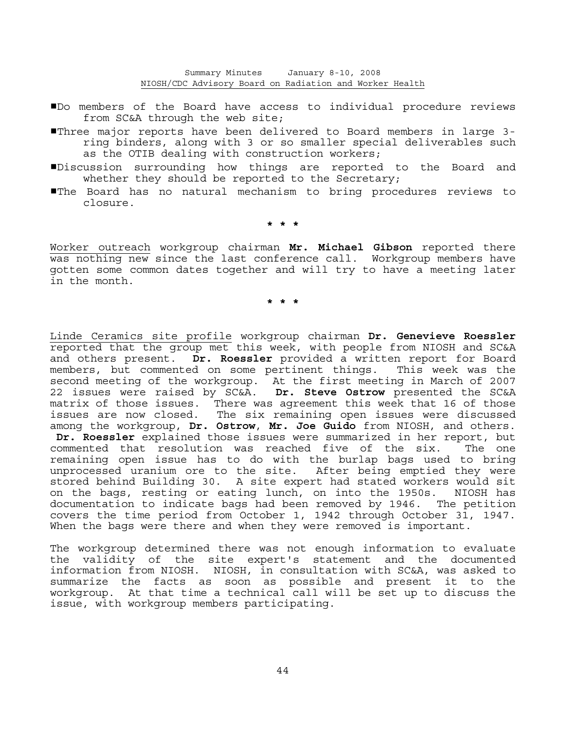- Do members of the Board have access to individual procedure reviews from SC&A through the web site;
- Three major reports have been delivered to Board members in large 3-ring binders, along with 3 or so smaller special deliverables such as the OTIB dealing with construction workers;
- Discussion surrounding how things are reported to the Board and whether they should be reported to the Secretary;
- The Board has no natural mechanism to bring procedures reviews to closure.

\* \* \*

Worker outreach workgroup chairman **Mr. Michael Gibson** reported there was nothing new since the last conference call. Workgroup members have gotten some common dates together and will try to have a meeting later in the month.

\* \* \*

Linde Ceramics site profile workgroup chairman **Dr. Genevieve Roessler** reported that the group met this week, with people from NIOSH and SC&A and others present. **Dr. Roessler** provided a written report for Board members, but commented on some pertinent things. This week was the second meeting of the workgroup. At the first meeting in March of 2007 22 issues were raised by SC&A. **Dr. Steve Ostrow** presented the SC&A matrix of those issues. There was agreement this week that 16 of those issues are now closed. The six remaining open issues were discussed among the workgroup, **Dr. Ostrow**, **Mr. Joe Guido** from NIOSH, and others. **Dr. Roessler** explained those issues were summarized in her report, but commented that resolution was reached five of the six. The one remaining open issue has to do with the burlap bags used to bring unprocessed uranium ore to the site. After being emptied they were stored behind Building 30. A site expert had stated workers would sit on the bags, resting or eating lunch, on into the 1950s. NIOSH has documentation to indicate bags had been removed by 1946. The petition covers the time period from October 1, 1942 through October 31, 1947. When the bags were there and when they were removed is important.

The workgroup determined there was not enough information to evaluate the validity of the site expert's statement and the documented information from NIOSH. NIOSH, in consultation with SC&A, was asked to summarize the facts as soon as possible and present it to the workgroup. At that time a technical call will be set up to discuss the issue, with workgroup members participating.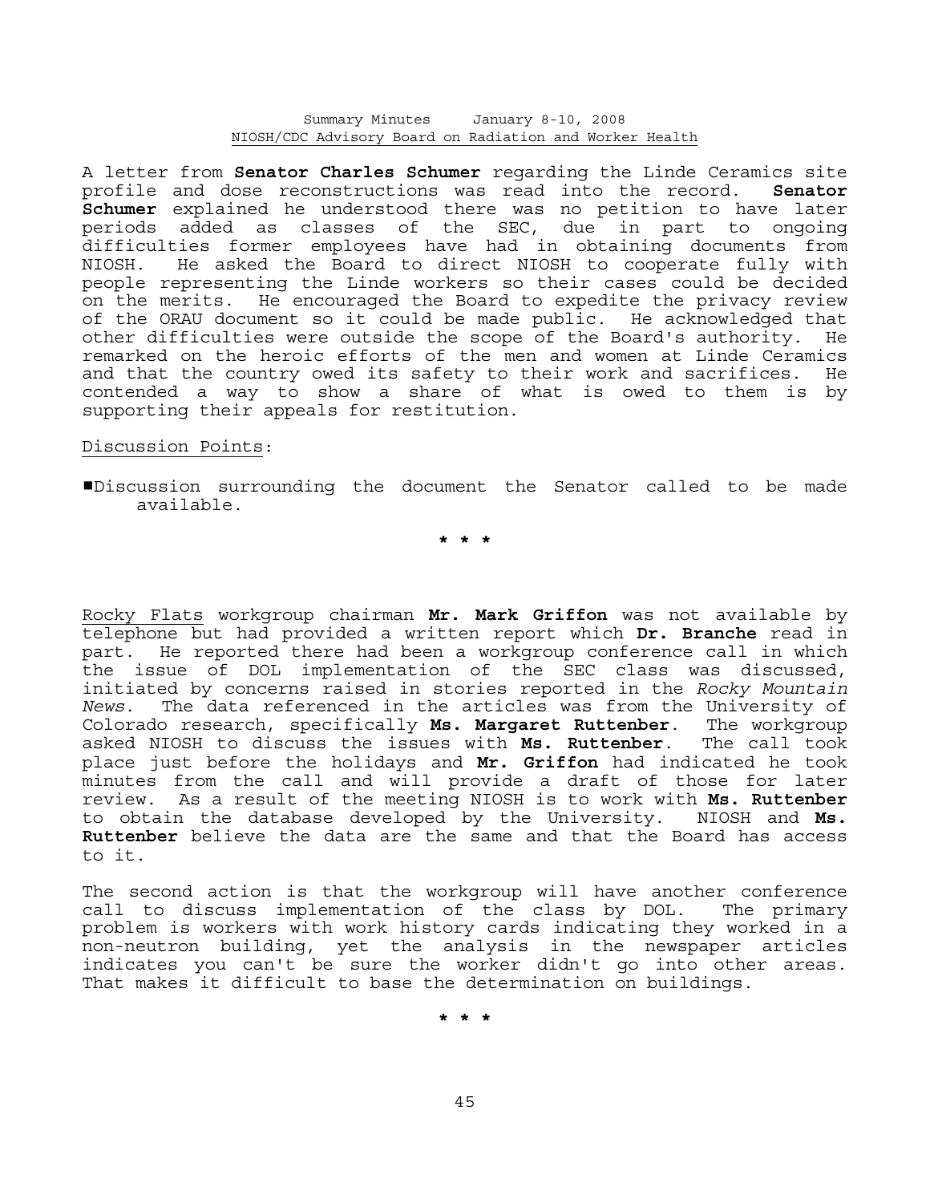A letter from **Senator Charles Schumer** regarding the Linde Ceramics site profile and dose reconstructions was read into the record. **Senator Schumer** explained he understood there was no petition to have later periods added as classes of the SEC, due in part to ongoing difficulties former employees have had in obtaining documents from NIOSH. He asked the Board to direct NIOSH to cooperate fully with people representing the Linde workers so their cases could be decided on the merits. He encouraged the Board to expedite the privacy review of the ORAU document so it could be made public. He acknowledged that other difficulties were outside the scope of the Board's authority. He remarked on the heroic efforts of the men and women at Linde Ceramics and that the country owed its safety to their work and sacrifices. He contended a way to show a share of what is owed to them is by supporting their appeals for restitution.

Discussion Points:

- Discussion surrounding the document the Senator called to be made available.

\* \* \*

Rocky Flats workgroup chairman **Mr. Mark Griffon** was not available by telephone but had provided a written report which **Dr. Branche** read in part. He reported there had been a workgroup conference call in which the issue of DOL implementation of the SEC class was discussed, initiated by concerns raised in stories reported in the *Rocky Mountain News*. The data referenced in the articles was from the University of Colorado research, specifically **Ms. Margaret Ruttenber**. The workgroup asked NIOSH to discuss the issues with **Ms. Ruttenber**. The call took place just before the holidays and **Mr. Griffon** had indicated he took minutes from the call and will provide a draft of those for later review. As a result of the meeting NIOSH is to work with **Ms. Ruttenber** to obtain the database developed by the University. NIOSH and **Ms. Ruttenber** believe the data are the same and that the Board has access to it.

The second action is that the workgroup will have another conference call to discuss implementation of the class by DOL. The primary problem is workers with work history cards indicating they worked in a non-neutron building, yet the analysis in the newspaper articles indicates you can't be sure the worker didn't go into other areas. That makes it difficult to base the determination on buildings.

\* \* \*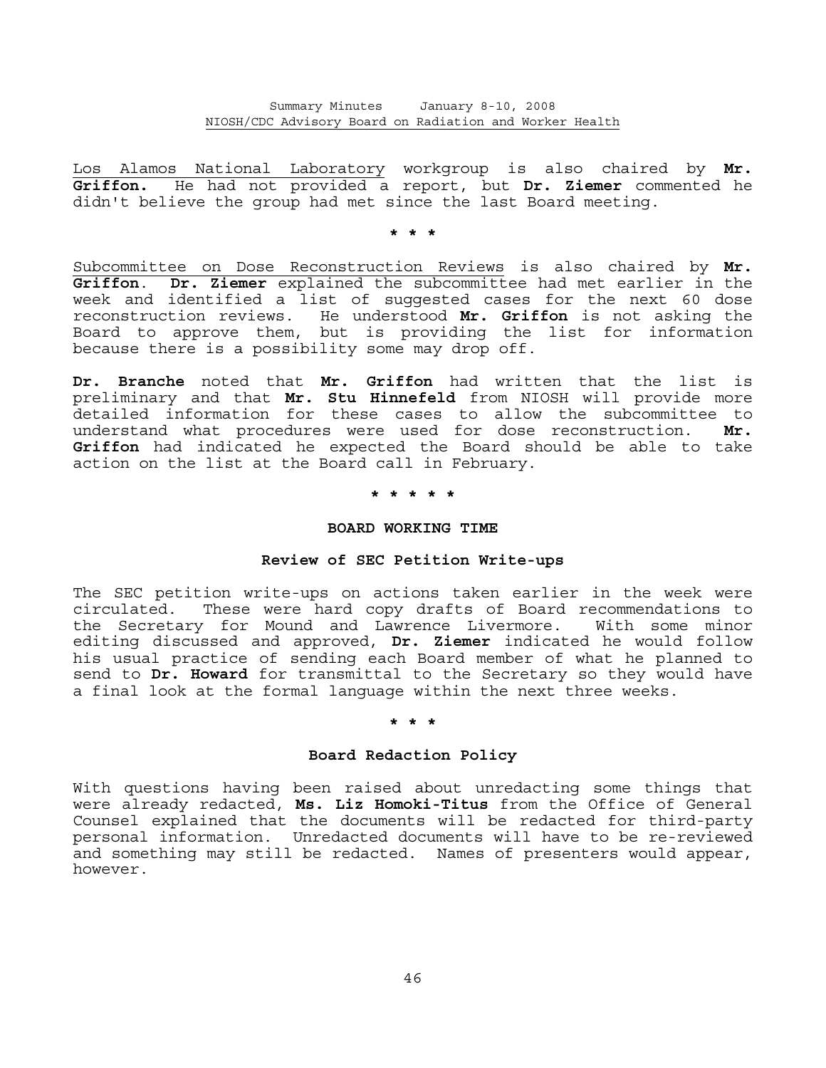Los Alamos National Laboratory workgroup is also chaired by **Mr. Griffon.** He had not provided a report, but **Dr. Ziemer** commented he didn't believe the group had met since the last Board meeting.

* * *

Subcommittee on Dose Reconstruction Reviews is also chaired by **Mr. Griffon**. **Dr. Ziemer** explained the subcommittee had met earlier in the week and identified a list of suggested cases for the next 60 dose reconstruction reviews. He understood **Mr. Griffon** is not asking the Board to approve them, but is providing the list for information because there is a possibility some may drop off.

**Dr. Branche** noted that **Mr. Griffon** had written that the list is preliminary and that **Mr. Stu Hinnefeld** from NIOSH will provide more detailed information for these cases to allow the subcommittee to understand what procedures were used for dose reconstruction. **Mr. Griffon** had indicated he expected the Board should be able to take action on the list at the Board call in February.

* * * * *

## BOARD WORKING TIME

### Review of SEC Petition Write-ups

The SEC petition write-ups on actions taken earlier in the week were circulated. These were hard copy drafts of Board recommendations to the Secretary for Mound and Lawrence Livermore. With some minor editing discussed and approved, **Dr. Ziemer** indicated he would follow his usual practice of sending each Board member of what he planned to send to **Dr. Howard** for transmittal to the Secretary so they would have a final look at the formal language within the next three weeks.

* * *

### Board Redaction Policy

With questions having been raised about unredacting some things that were already redacted, **Ms. Liz Homoki-Titus** from the Office of General Counsel explained that the documents will be redacted for third-party personal information. Unredacted documents will have to be re-reviewed and something may still be redacted. Names of presenters would appear, however.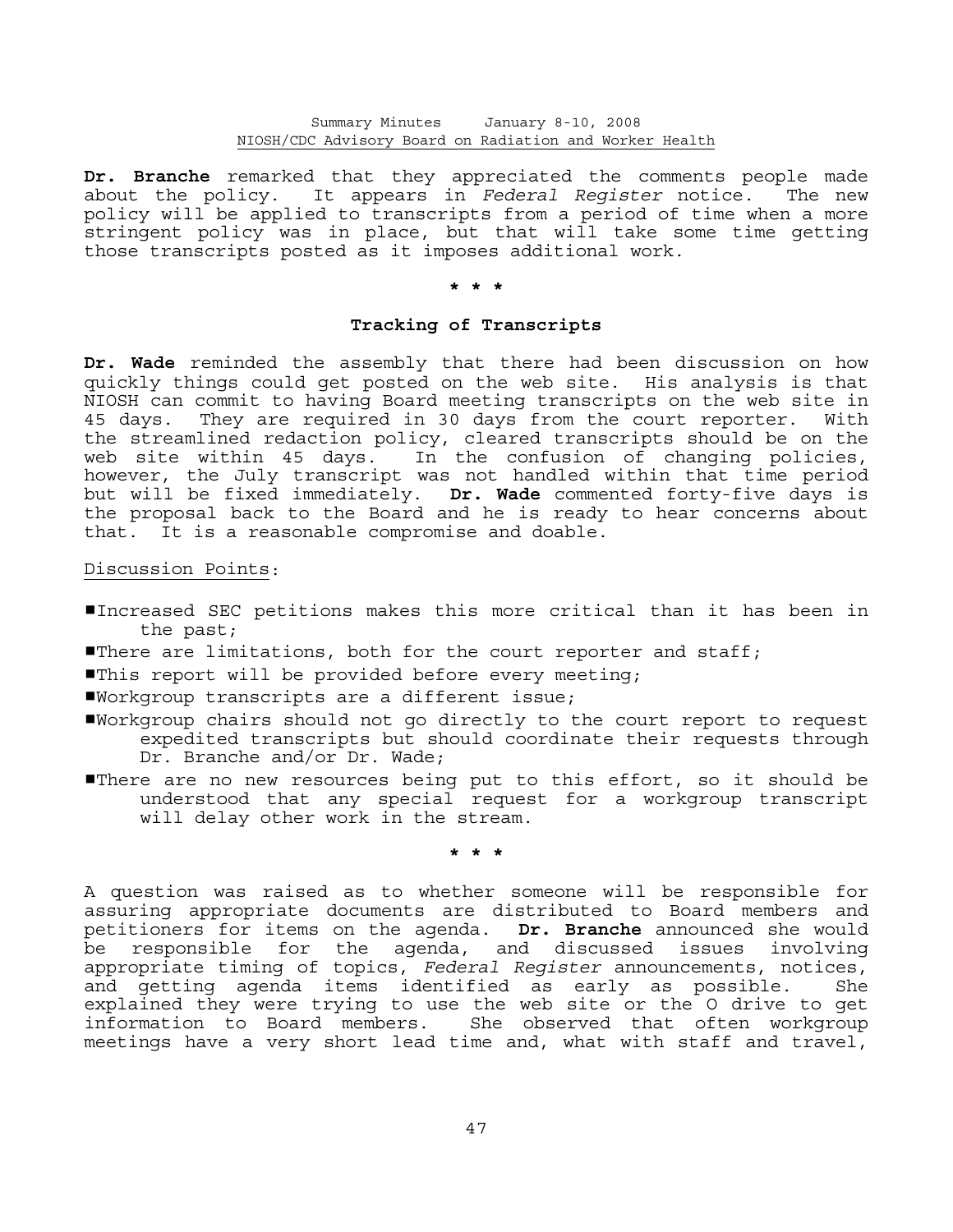**Dr. Branche** remarked that they appreciated the comments people made about the policy. It appears in *Federal Register* notice. The new policy will be applied to transcripts from a period of time when a more stringent policy was in place, but that will take some time getting those transcripts posted as it imposes additional work.

\* \* \*

### Tracking of Transcripts

**Dr. Wade** reminded the assembly that there had been discussion on how quickly things could get posted on the web site. His analysis is that NIOSH can commit to having Board meeting transcripts on the web site in 45 days. They are required in 30 days from the court reporter. With the streamlined redaction policy, cleared transcripts should be on the web site within 45 days. In the confusion of changing policies, however, the July transcript was not handled within that time period but will be fixed immediately. **Dr. Wade** commented forty-five days is the proposal back to the Board and he is ready to hear concerns about that. It is a reasonable compromise and doable.

Discussion Points:

- Increased SEC petitions makes this more critical than it has been in the past;
- There are limitations, both for the court reporter and staff;
- This report will be provided before every meeting;
- Workgroup transcripts are a different issue;
- Workgroup chairs should not go directly to the court report to request expedited transcripts but should coordinate their requests through Dr. Branche and/or Dr. Wade;
- There are no new resources being put to this effort, so it should be understood that any special request for a workgroup transcript will delay other work in the stream.

\* \* \*

A question was raised as to whether someone will be responsible for assuring appropriate documents are distributed to Board members and petitioners for items on the agenda. **Dr. Branche** announced she would be responsible for the agenda, and discussed issues involving appropriate timing of topics, *Federal Register* announcements, notices, and getting agenda items identified as early as possible. She explained they were trying to use the web site or the O drive to get information to Board members. She observed that often workgroup meetings have a very short lead time and, what with staff and travel,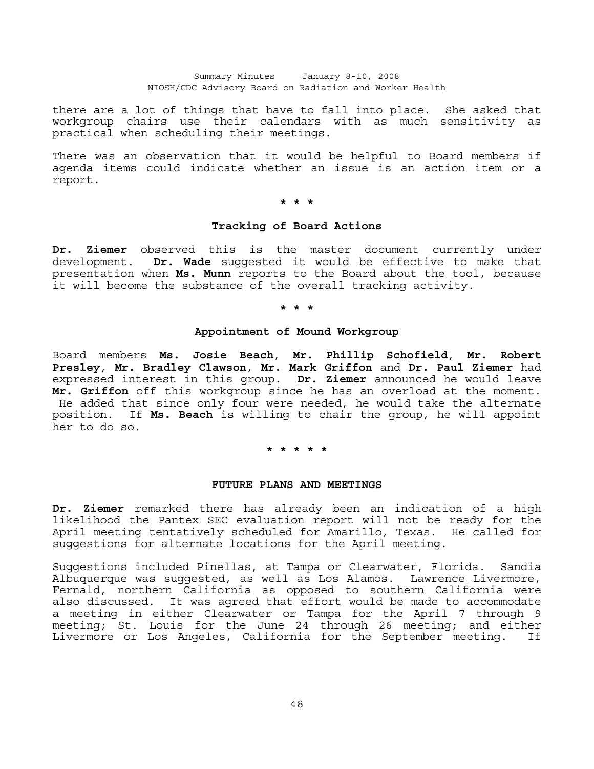there are a lot of things that have to fall into place. She asked that workgroup chairs use their calendars with as much sensitivity as practical when scheduling their meetings.

There was an observation that it would be helpful to Board members if agenda items could indicate whether an issue is an action item or a report.

* * *

### Tracking of Board Actions

**Dr. Ziemer** observed this is the master document currently under development. **Dr. Wade** suggested it would be effective to make that presentation when **Ms. Munn** reports to the Board about the tool, because it will become the substance of the overall tracking activity.

* * *

### Appointment of Mound Workgroup

Board members **Ms. Josie Beach**, **Mr. Phillip Schofield**, **Mr. Robert Presley**, **Mr. Bradley Clawson**, **Mr. Mark Griffon** and **Dr. Paul Ziemer** had expressed interest in this group. **Dr. Ziemer** announced he would leave **Mr. Griffon** off this workgroup since he has an overload at the moment. He added that since only four were needed, he would take the alternate position. If **Ms. Beach** is willing to chair the group, he will appoint her to do so.

* * * * *

## FUTURE PLANS AND MEETINGS

**Dr. Ziemer** remarked there has already been an indication of a high likelihood the Pantex SEC evaluation report will not be ready for the April meeting tentatively scheduled for Amarillo, Texas. He called for suggestions for alternate locations for the April meeting.

Suggestions included Pinellas, at Tampa or Clearwater, Florida. Sandia Albuquerque was suggested, as well as Los Alamos. Lawrence Livermore, Fernald, northern California as opposed to southern California were also discussed. It was agreed that effort would be made to accommodate a meeting in either Clearwater or Tampa for the April 7 through 9 meeting; St. Louis for the June 24 through 26 meeting; and either Livermore or Los Angeles, California for the September meeting. If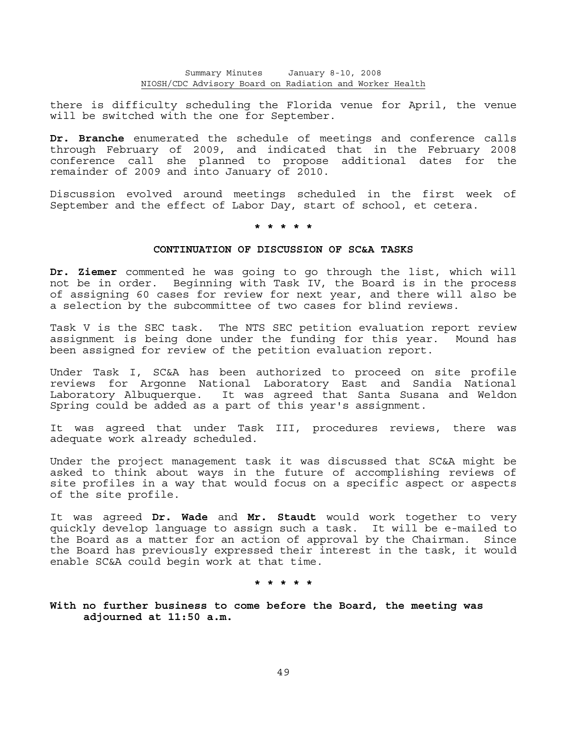there is difficulty scheduling the Florida venue for April, the venue will be switched with the one for September.

**Dr. Branche** enumerated the schedule of meetings and conference calls through February of 2009, and indicated that in the February 2008 conference call she planned to propose additional dates for the remainder of 2009 and into January of 2010.

Discussion evolved around meetings scheduled in the first week of September and the effect of Labor Day, start of school, et cetera.

**\* \* \* \* \***

**CONTINUATION OF DISCUSSION OF SC&A TASKS**

**Dr. Ziemer** commented he was going to go through the list, which will not be in order. Beginning with Task IV, the Board is in the process of assigning 60 cases for review for next year, and there will also be a selection by the subcommittee of two cases for blind reviews.

Task V is the SEC task. The NTS SEC petition evaluation report review assignment is being done under the funding for this year. Mound has been assigned for review of the petition evaluation report.

Under Task I, SC&A has been authorized to proceed on site profile reviews for Argonne National Laboratory East and Sandia National Laboratory Albuquerque. It was agreed that Santa Susana and Weldon Spring could be added as a part of this year's assignment.

It was agreed that under Task III, procedures reviews, there was adequate work already scheduled.

Under the project management task it was discussed that SC&A might be asked to think about ways in the future of accomplishing reviews of site profiles in a way that would focus on a specific aspect or aspects of the site profile.

It was agreed **Dr. Wade** and **Mr. Staudt** would work together to very quickly develop language to assign such a task. It will be e-mailed to the Board as a matter for an action of approval by the Chairman. Since the Board has previously expressed their interest in the task, it would enable SC&A could begin work at that time.

**\* \* \* \* \***

**With no further business to come before the Board, the meeting was adjourned at 11:50 a.m.**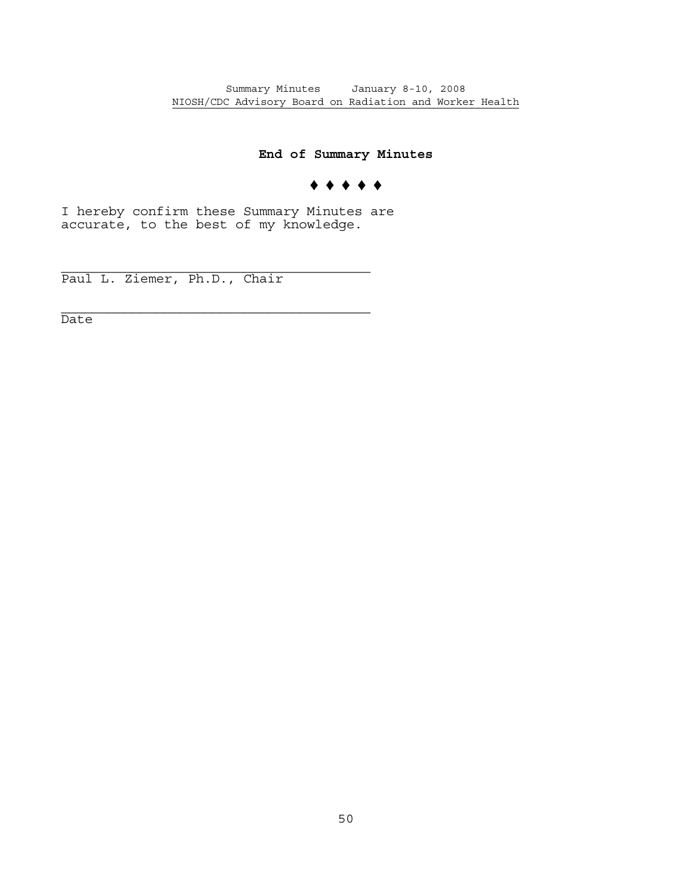**End of Summary Minutes**

♦ ♦ ♦ ♦ ♦

I hereby confirm these Summary Minutes are accurate, to the best of my knowledge.

\_\_\_\_\_\_\_\_\_\_\_\_\_\_\_\_\_\_\_\_\_\_\_\_\_\_\_\_\_\_\_\_\_\_\_\_\_\_\_

Paul L. Ziemer, Ph.D., Chair

\_\_\_\_\_\_\_\_\_\_\_\_\_\_\_\_\_\_\_\_\_\_\_\_\_\_\_\_\_\_\_\_\_\_\_\_\_\_\_

Date